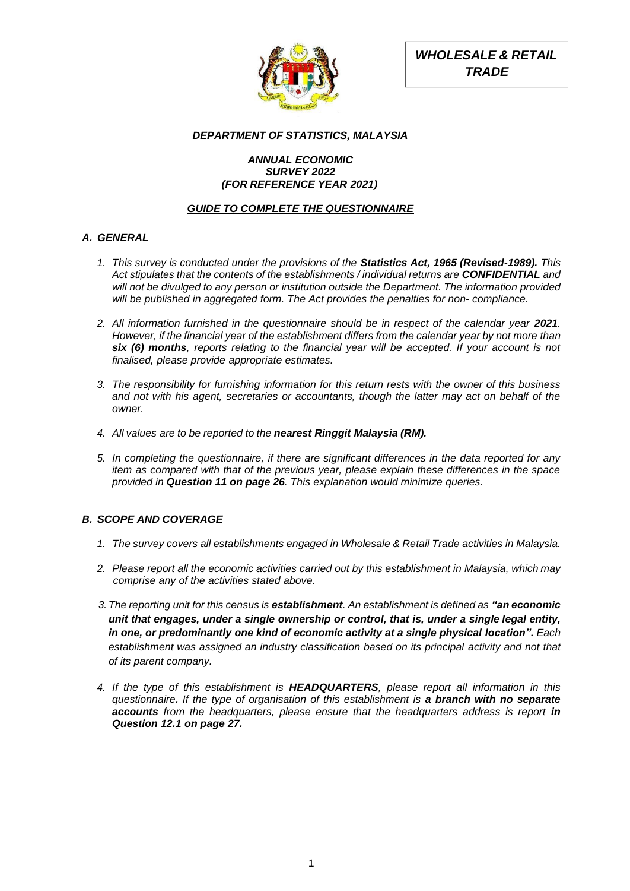***WHOLESALE & RETAIL TRADE***

***DEPARTMENT OF STATISTICS, MALAYSIA***

***ANNUAL ECONOMIC SURVEY 2022***
***(FOR REFERENCE YEAR 2021)***

***GUIDE TO COMPLETE THE QUESTIONNAIRE***

## *A. GENERAL*

1. *This survey is conducted under the provisions of the **Statistics Act, 1965 (Revised-1989).** This Act stipulates that the contents of the establishments / individual returns are **CONFIDENTIAL** and will not be divulged to any person or institution outside the Department. The information provided will be published in aggregated form. The Act provides the penalties for non- compliance.*

2. *All information furnished in the questionnaire should be in respect of the calendar year **2021**. However, if the financial year of the establishment differs from the calendar year by not more than **six (6) months**, reports relating to the financial year will be accepted. If your account is not finalised, please provide appropriate estimates.*

3. *The responsibility for furnishing information for this return rests with the owner of this business and not with his agent, secretaries or accountants, though the latter may act on behalf of the owner.*

4. *All values are to be reported to the **nearest Ringgit Malaysia (RM).***

5. *In completing the questionnaire, if there are significant differences in the data reported for any item as compared with that of the previous year, please explain these differences in the space provided in **Question 11 on page 26**. This explanation would minimize queries.*

## *B. SCOPE AND COVERAGE*

1. *The survey covers all establishments engaged in Wholesale & Retail Trade activities in Malaysia.*

2. *Please report all the economic activities carried out by this establishment in Malaysia, which may comprise any of the activities stated above.*

3. *The reporting unit for this census is **establishment**. An establishment is defined as **"an economic unit that engages, under a single ownership or control, that is, under a single legal entity, in one, or predominantly one kind of economic activity at a single physical location".** Each establishment was assigned an industry classification based on its principal activity and not that of its parent company.*

4. *If the type of this establishment is **HEADQUARTERS**, please report all information in this questionnaire**.** If the type of organisation of this establishment is **a branch with no separate accounts** from the headquarters, please ensure that the headquarters address is report **in Question 12.1 on page 27.***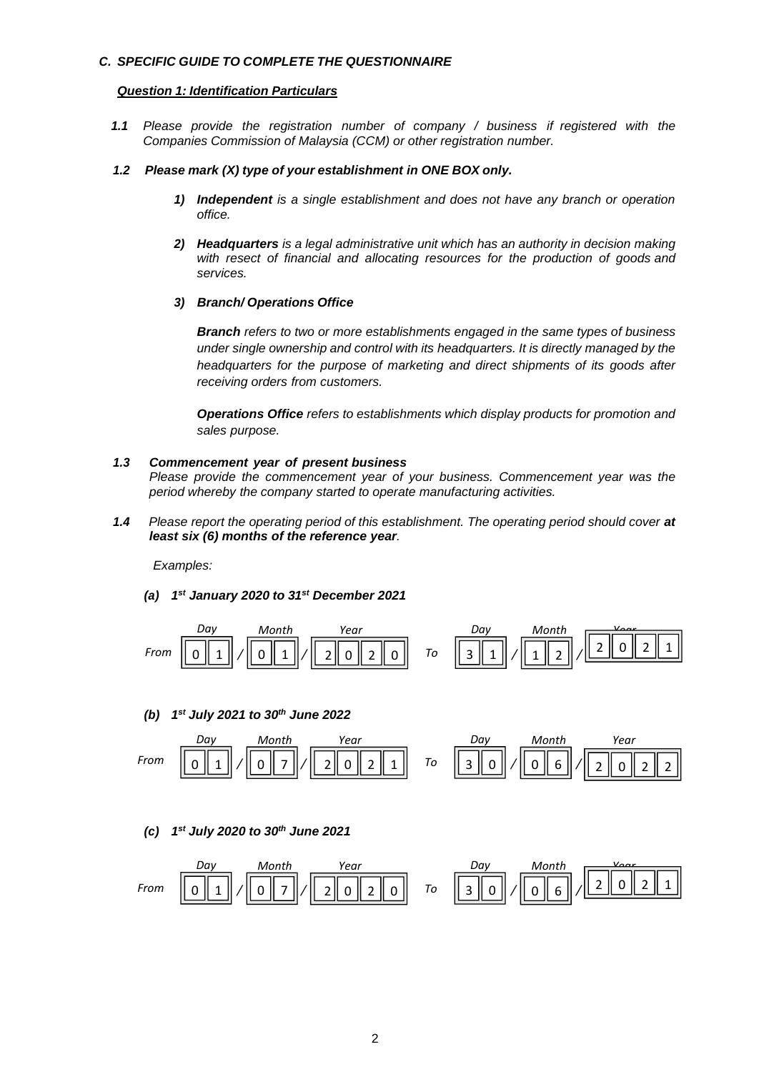### *C. SPECIFIC GUIDE TO COMPLETE THE QUESTIONNAIRE*

***Question 1: Identification Particulars***

***1.1*** *Please provide the registration number of company / business if registered with the Companies Commission of Malaysia (CCM) or other registration number.*

***1.2 Please mark (X) type of your establishment in ONE BOX only.***

1) ***Independent*** *is a single establishment and does not have any branch or operation office.*

2) ***Headquarters*** *is a legal administrative unit which has an authority in decision making with resect of financial and allocating resources for the production of goods and services.*

3) ***Branch/ Operations Office***

   ***Branch*** *refers to two or more establishments engaged in the same types of business under single ownership and control with its headquarters. It is directly managed by the headquarters for the purpose of marketing and direct shipments of its goods after receiving orders from customers.*

   ***Operations Office*** *refers to establishments which display products for promotion and sales purpose.*

***1.3 Commencement year of present business***
*Please provide the commencement year of your business. Commencement year was the period whereby the company started to operate manufacturing activities.*

***1.4*** *Please report the operating period of this establishment. The operating period should cover* ***at least six (6) months of the reference year****.*

*Examples:*

***(a) 1st January 2020 to 31st December 2021***

| | Day | Month | Year | | Day | Month | Year |
|---|---|---|---|---|---|---|---|
| *From* | 0 1 | 0 1 | 2 0 2 0 | *To* | 3 1 | 1 2 | 2 0 2 1 |

***(b) 1st July 2021 to 30th June 2022***

| | Day | Month | Year | | Day | Month | Year |
|---|---|---|---|---|---|---|---|
| *From* | 0 1 | 0 7 | 2 0 2 1 | *To* | 3 0 | 0 6 | 2 0 2 2 |

***(c) 1st July 2020 to 30th June 2021***

| | Day | Month | Year | | Day | Month | Year |
|---|---|---|---|---|---|---|---|
| *From* | 0 1 | 0 7 | 2 0 2 0 | *To* | 3 0 | 0 6 | 2 0 2 1 |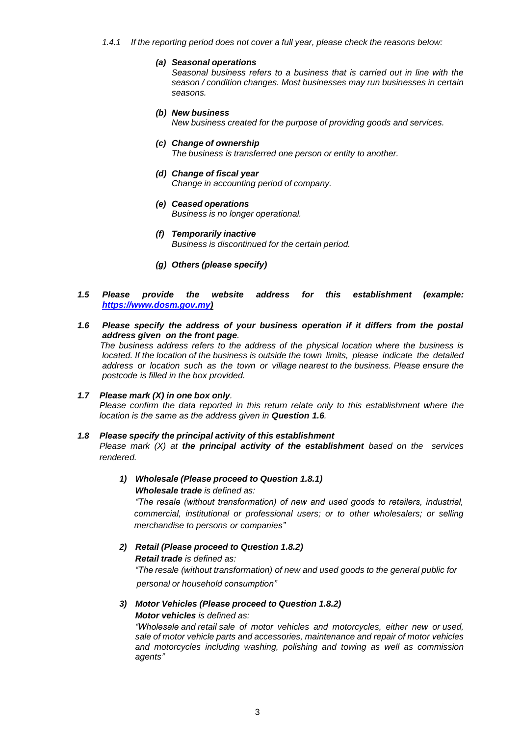*1.4.1 If the reporting period does not cover a full year, please check the reasons below:*

***(a) Seasonal operations***
*Seasonal business refers to a business that is carried out in line with the season / condition changes. Most businesses may run businesses in certain seasons.*

***(b) New business***
*New business created for the purpose of providing goods and services.*

***(c) Change of ownership***
*The business is transferred one person or entity to another.*

***(d) Change of fiscal year***
*Change in accounting period of company.*

***(e) Ceased operations***
*Business is no longer operational.*

***(f) Temporarily inactive***
*Business is discontinued for the certain period.*

***(g) Others (please specify)***

***1.5 Please provide the website address for this establishment (example: [https://www.dosm.gov.my](https://www.dosm.gov.my))***

***1.6 Please specify the address of your business operation if it differs from the postal address given on the front page.***
*The business address refers to the address of the physical location where the business is located. If the location of the business is outside the town limits, please indicate the detailed address or location such as the town or village nearest to the business. Please ensure the postcode is filled in the box provided.*

***1.7 Please mark (X) in one box only.***
*Please confirm the data reported in this return relate only to this establishment where the location is the same as the address given in **Question 1.6**.*

***1.8 Please specify the principal activity of this establishment***
*Please mark (X) at **the principal activity of the establishment** based on the services rendered.*

***1) Wholesale (Please proceed to Question 1.8.1)***
***Wholesale trade** is defined as:*
*"The resale (without transformation) of new and used goods to retailers, industrial, commercial, institutional or professional users; or to other wholesalers; or selling merchandise to persons or companies"*

***2) Retail (Please proceed to Question 1.8.2)***
***Retail trade** is defined as:*
*"The resale (without transformation) of new and used goods to the general public for personal or household consumption"*

***3) Motor Vehicles (Please proceed to Question 1.8.2)***
***Motor vehicles** is defined as:*
*"Wholesale and retail sale of motor vehicles and motorcycles, either new or used, sale of motor vehicle parts and accessories, maintenance and repair of motor vehicles and motorcycles including washing, polishing and towing as well as commission agents"*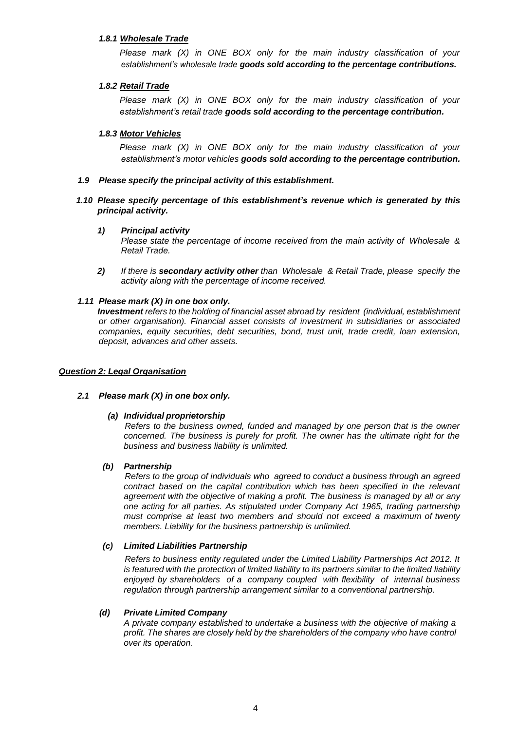#### *1.8.1 Wholesale Trade*

*Please mark (X) in ONE BOX only for the main industry classification of your establishment's wholesale trade **goods sold according to the percentage contributions.***

#### *1.8.2 Retail Trade*

*Please mark (X) in ONE BOX only for the main industry classification of your establishment's retail trade **goods sold according to the percentage contribution.***

#### *1.8.3 Motor Vehicles*

*Please mark (X) in ONE BOX only for the main industry classification of your establishment's motor vehicles **goods sold according to the percentage contribution.***

***1.9 Please specify the principal activity of this establishment.***

***1.10 Please specify percentage of this establishment's revenue which is generated by this principal activity.***

1) ***Principal activity***

   *Please state the percentage of income received from the main activity of Wholesale & Retail Trade.*

2) *If there is **secondary activity other** than Wholesale & Retail Trade, please specify the activity along with the percentage of income received.*

***1.11 Please mark (X) in one box only.***

***Investment** refers to the holding of financial asset abroad by resident (individual, establishment or other organisation). Financial asset consists of investment in subsidiaries or associated companies, equity securities, debt securities, bond, trust unit, trade credit, loan extension, deposit, advances and other assets.*

## *Question 2: Legal Organisation*

***2.1 Please mark (X) in one box only.***

***(a) Individual proprietorship***

*Refers to the business owned, funded and managed by one person that is the owner concerned. The business is purely for profit. The owner has the ultimate right for the business and business liability is unlimited.*

***(b) Partnership***

*Refers to the group of individuals who agreed to conduct a business through an agreed contract based on the capital contribution which has been specified in the relevant agreement with the objective of making a profit. The business is managed by all or any one acting for all parties. As stipulated under Company Act 1965, trading partnership must comprise at least two members and should not exceed a maximum of twenty members. Liability for the business partnership is unlimited.*

***(c) Limited Liabilities Partnership***

*Refers to business entity regulated under the Limited Liability Partnerships Act 2012. It is featured with the protection of limited liability to its partners similar to the limited liability enjoyed by shareholders of a company coupled with flexibility of internal business regulation through partnership arrangement similar to a conventional partnership.*

***(d) Private Limited Company***

*A private company established to undertake a business with the objective of making a profit. The shares are closely held by the shareholders of the company who have control over its operation.*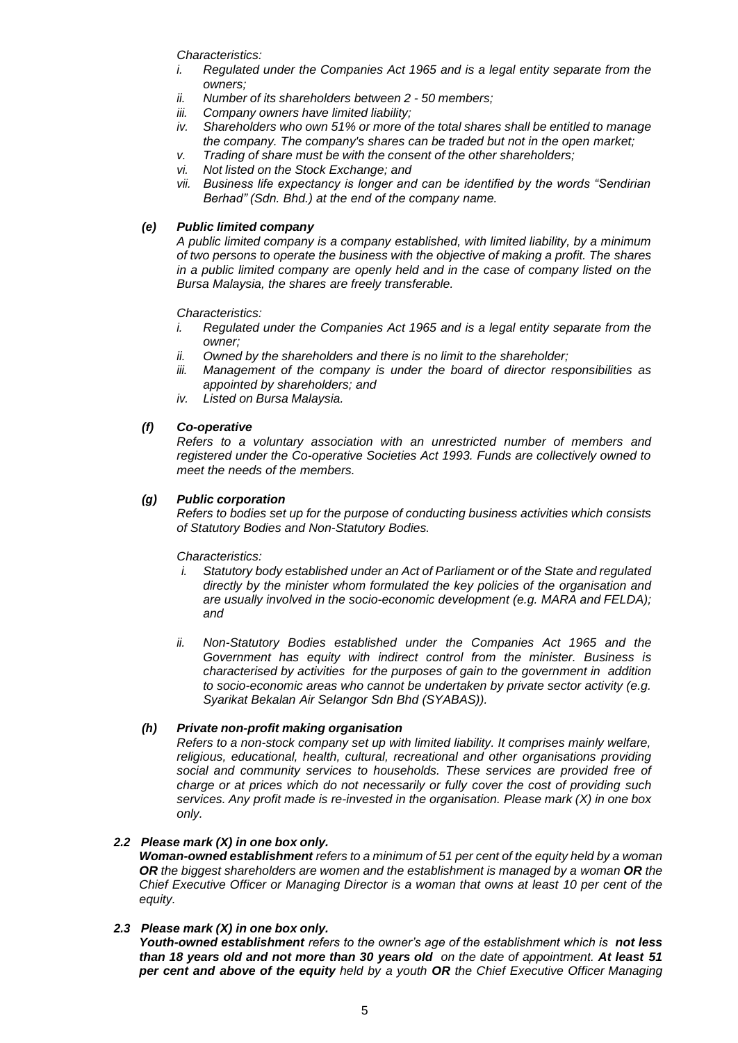*Characteristics:*

*i. Regulated under the Companies Act 1965 and is a legal entity separate from the owners;*

*ii. Number of its shareholders between 2 - 50 members;*

*iii. Company owners have limited liability;*

*iv. Shareholders who own 51% or more of the total shares shall be entitled to manage the company. The company's shares can be traded but not in the open market;*

*v. Trading of share must be with the consent of the other shareholders;*

*vi. Not listed on the Stock Exchange; and*

*vii. Business life expectancy is longer and can be identified by the words "Sendirian Berhad" (Sdn. Bhd.) at the end of the company name.*

***(e) Public limited company***

*A public limited company is a company established, with limited liability, by a minimum of two persons to operate the business with the objective of making a profit. The shares in a public limited company are openly held and in the case of company listed on the Bursa Malaysia, the shares are freely transferable.*

*Characteristics:*

*i. Regulated under the Companies Act 1965 and is a legal entity separate from the owner;*

*ii. Owned by the shareholders and there is no limit to the shareholder;*

*iii. Management of the company is under the board of director responsibilities as appointed by shareholders; and*

*iv. Listed on Bursa Malaysia.*

***(f) Co-operative***

*Refers to a voluntary association with an unrestricted number of members and registered under the Co-operative Societies Act 1993. Funds are collectively owned to meet the needs of the members.*

***(g) Public corporation***

*Refers to bodies set up for the purpose of conducting business activities which consists of Statutory Bodies and Non-Statutory Bodies.*

*Characteristics:*

*i. Statutory body established under an Act of Parliament or of the State and regulated directly by the minister whom formulated the key policies of the organisation and are usually involved in the socio-economic development (e.g. MARA and FELDA); and*

*ii. Non-Statutory Bodies established under the Companies Act 1965 and the Government has equity with indirect control from the minister. Business is characterised by activities for the purposes of gain to the government in addition to socio-economic areas who cannot be undertaken by private sector activity (e.g. Syarikat Bekalan Air Selangor Sdn Bhd (SYABAS)).*

***(h) Private non-profit making organisation***

*Refers to a non-stock company set up with limited liability. It comprises mainly welfare, religious, educational, health, cultural, recreational and other organisations providing social and community services to households. These services are provided free of charge or at prices which do not necessarily or fully cover the cost of providing such services. Any profit made is re-invested in the organisation. Please mark (X) in one box only.*

***2.2 Please mark (X) in one box only.***

***Woman-owned establishment** refers to a minimum of 51 per cent of the equity held by a woman **OR** the biggest shareholders are women and the establishment is managed by a woman **OR** the Chief Executive Officer or Managing Director is a woman that owns at least 10 per cent of the equity.*

***2.3 Please mark (X) in one box only.***

***Youth-owned establishment** refers to the owner's age of the establishment which is **not less than 18 years old and not more than 30 years old** on the date of appointment. **At least 51 per cent and above of the equity** held by a youth **OR** the Chief Executive Officer Managing*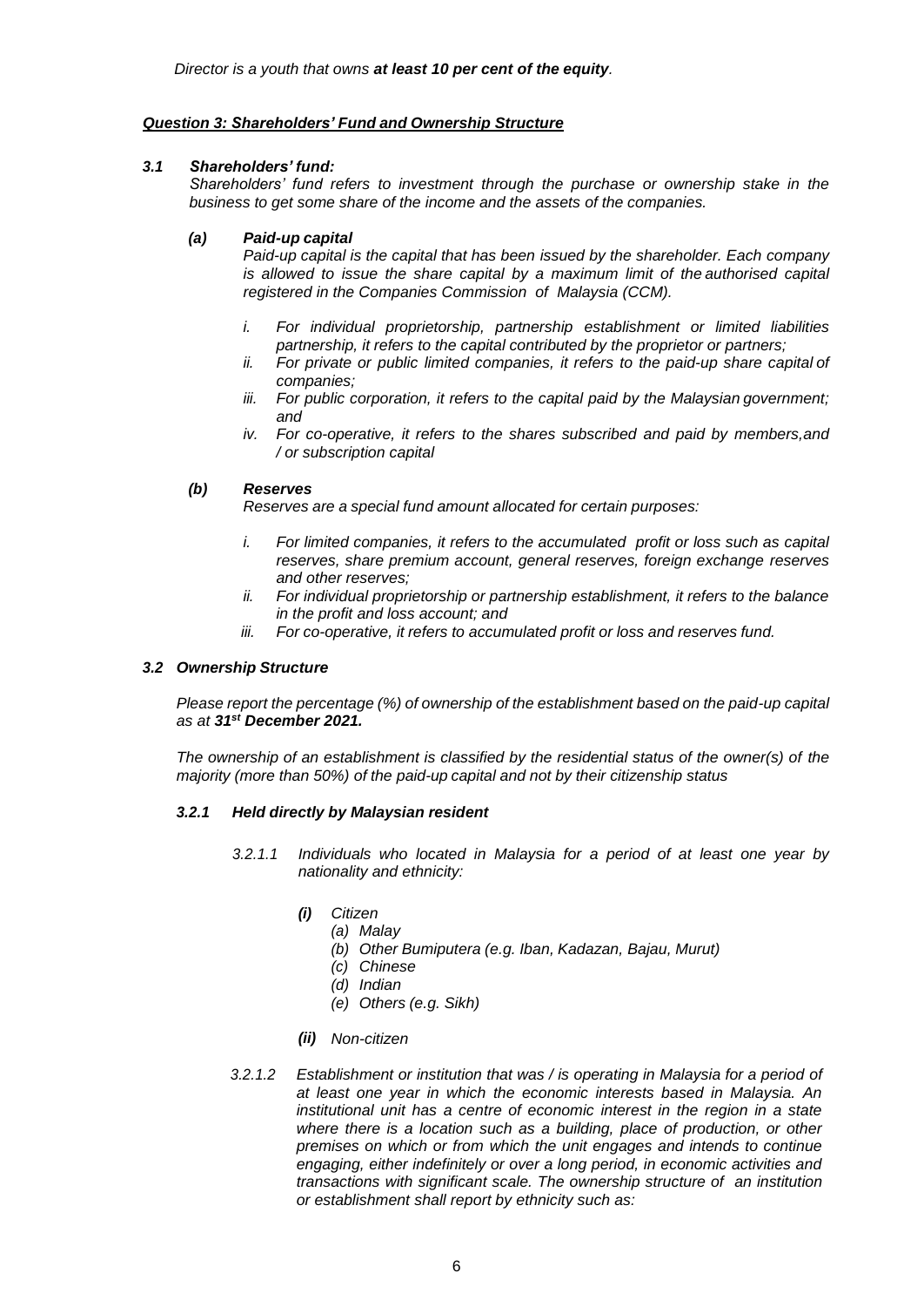*Director is a youth that owns **at least 10 per cent of the equity**.*

### ***Question 3: Shareholders' Fund and Ownership Structure***

#### ***3.1 Shareholders' fund:***

*Shareholders' fund refers to investment through the purchase or ownership stake in the business to get some share of the income and the assets of the companies.*

##### ***(a) Paid-up capital***

*Paid-up capital is the capital that has been issued by the shareholder. Each company is allowed to issue the share capital by a maximum limit of the authorised capital registered in the Companies Commission of Malaysia (CCM).*

*i. For individual proprietorship, partnership establishment or limited liabilities partnership, it refers to the capital contributed by the proprietor or partners;*
*ii. For private or public limited companies, it refers to the paid-up share capital of companies;*
*iii. For public corporation, it refers to the capital paid by the Malaysian government; and*
*iv. For co-operative, it refers to the shares subscribed and paid by members,and / or subscription capital*

##### ***(b) Reserves***

*Reserves are a special fund amount allocated for certain purposes:*

*i. For limited companies, it refers to the accumulated profit or loss such as capital reserves, share premium account, general reserves, foreign exchange reserves and other reserves;*
*ii. For individual proprietorship or partnership establishment, it refers to the balance in the profit and loss account; and*
*iii. For co-operative, it refers to accumulated profit or loss and reserves fund.*

#### ***3.2 Ownership Structure***

*Please report the percentage (%) of ownership of the establishment based on the paid-up capital as at **31st December 2021.***

*The ownership of an establishment is classified by the residential status of the owner(s) of the majority (more than 50%) of the paid-up capital and not by their citizenship status*

##### ***3.2.1 Held directly by Malaysian resident***

*3.2.1.1 Individuals who located in Malaysia for a period of at least one year by nationality and ethnicity:*

***(i)*** *Citizen*
*(a) Malay*
*(b) Other Bumiputera (e.g. Iban, Kadazan, Bajau, Murut)*
*(c) Chinese*
*(d) Indian*
*(e) Others (e.g. Sikh)*

***(ii)*** *Non-citizen*

*3.2.1.2 Establishment or institution that was / is operating in Malaysia for a period of at least one year in which the economic interests based in Malaysia. An institutional unit has a centre of economic interest in the region in a state where there is a location such as a building, place of production, or other premises on which or from which the unit engages and intends to continue engaging, either indefinitely or over a long period, in economic activities and transactions with significant scale. The ownership structure of an institution or establishment shall report by ethnicity such as:*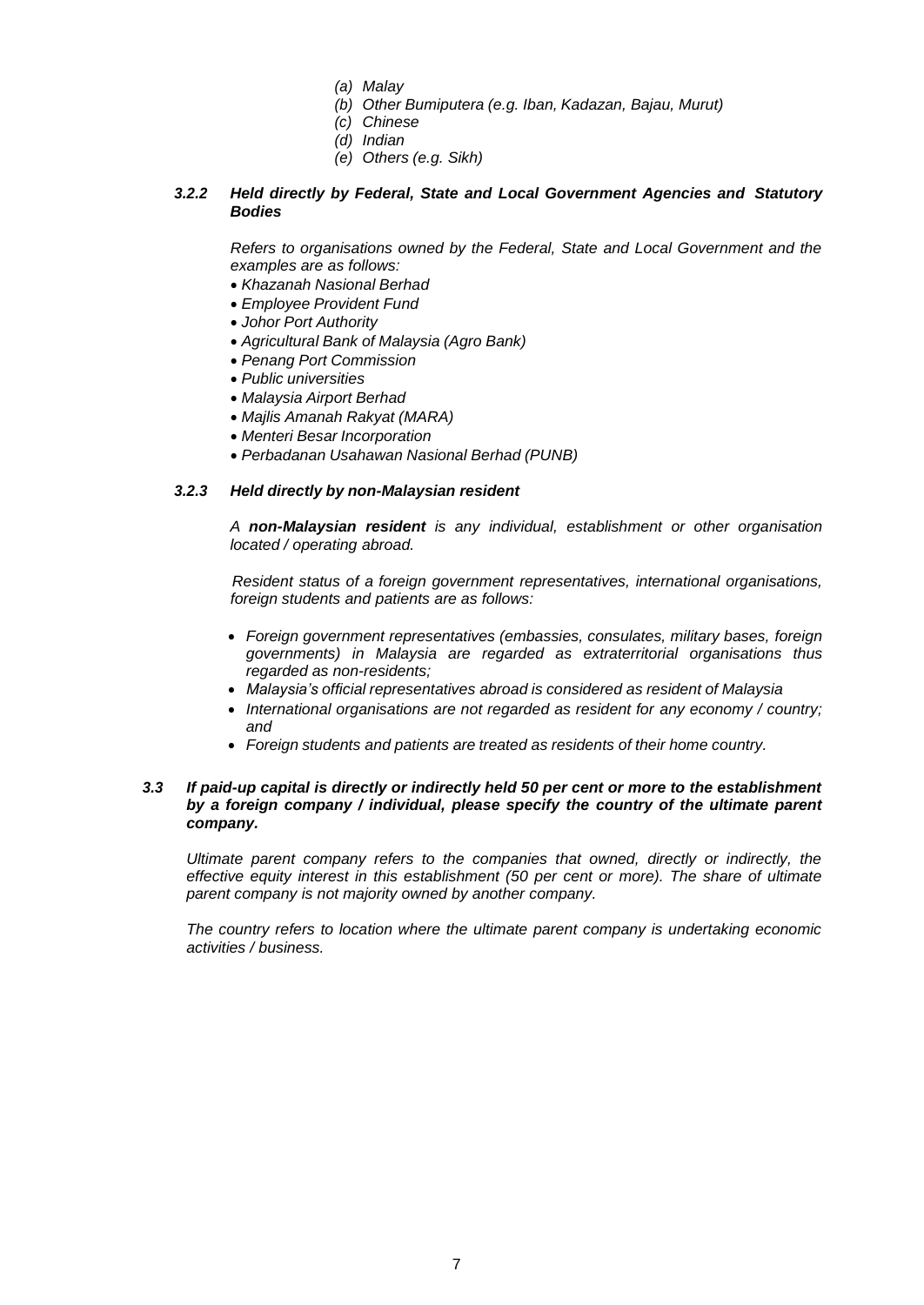*(a) Malay*
*(b) Other Bumiputera (e.g. Iban, Kadazan, Bajau, Murut)*
*(c) Chinese*
*(d) Indian*
*(e) Others (e.g. Sikh)*

### *3.2.2 Held directly by Federal, State and Local Government Agencies and Statutory Bodies*

*Refers to organisations owned by the Federal, State and Local Government and the examples are as follows:*

- *Khazanah Nasional Berhad*
- *Employee Provident Fund*
- *Johor Port Authority*
- *Agricultural Bank of Malaysia (Agro Bank)*
- *Penang Port Commission*
- *Public universities*
- *Malaysia Airport Berhad*
- *Majlis Amanah Rakyat (MARA)*
- *Menteri Besar Incorporation*
- *Perbadanan Usahawan Nasional Berhad (PUNB)*

### *3.2.3 Held directly by non-Malaysian resident*

*A **non-Malaysian resident** is any individual, establishment or other organisation located / operating abroad.*

*Resident status of a foreign government representatives, international organisations, foreign students and patients are as follows:*

- *Foreign government representatives (embassies, consulates, military bases, foreign governments) in Malaysia are regarded as extraterritorial organisations thus regarded as non-residents;*
- *Malaysia's official representatives abroad is considered as resident of Malaysia*
- *International organisations are not regarded as resident for any economy / country; and*
- *Foreign students and patients are treated as residents of their home country.*

### *3.3 If paid-up capital is directly or indirectly held 50 per cent or more to the establishment by a foreign company / individual, please specify the country of the ultimate parent company.*

*Ultimate parent company refers to the companies that owned, directly or indirectly, the effective equity interest in this establishment (50 per cent or more). The share of ultimate parent company is not majority owned by another company.*

*The country refers to location where the ultimate parent company is undertaking economic activities / business.*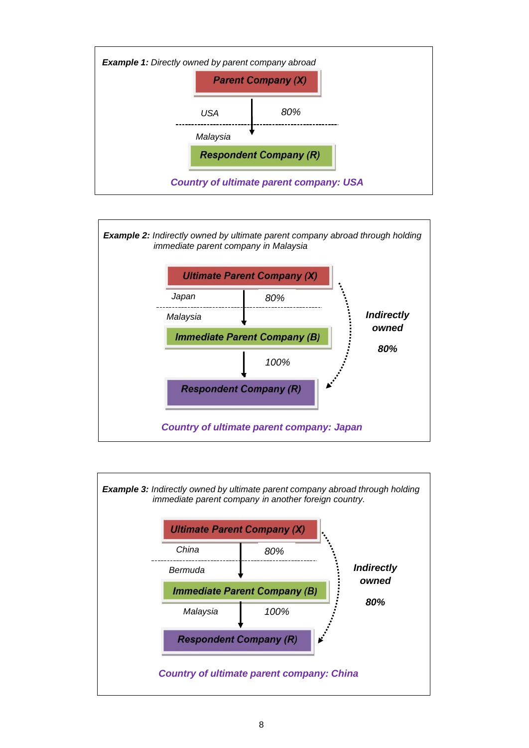**Example 1:** *Directly owned by parent company abroad*

***Parent Company (X)***

*USA* — *80%*

*Malaysia*

***Respondent Company (R)***

***Country of ultimate parent company: USA***

**Example 2:** *Indirectly owned by ultimate parent company abroad through holding immediate parent company in Malaysia*

***Ultimate Parent Company (X)***

*Japan* — *80%*

*Malaysia*

***Immediate Parent Company (B)***

*100%*

***Respondent Company (R)***

***Indirectly owned***

***80%***

***Country of ultimate parent company: Japan***

**Example 3:** *Indirectly owned by ultimate parent company abroad through holding immediate parent company in another foreign country.*

***Ultimate Parent Company (X)***

*China* — *80%*

*Bermuda*

***Immediate Parent Company (B)***

*Malaysia* — *100%*

***Respondent Company (R)***

***Indirectly owned***

***80%***

***Country of ultimate parent company: China***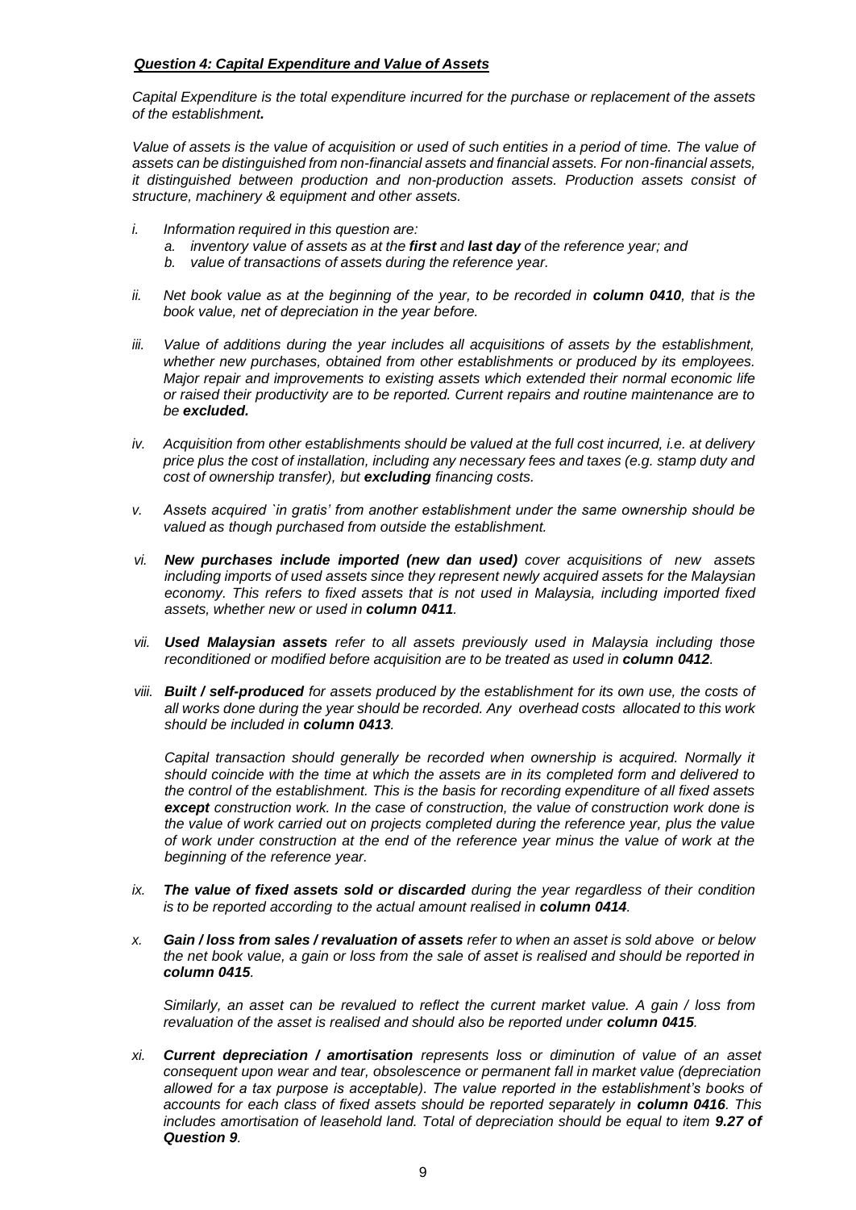***Question 4: Capital Expenditure and Value of Assets***

*Capital Expenditure is the total expenditure incurred for the purchase or replacement of the assets of the establishment.*

*Value of assets is the value of acquisition or used of such entities in a period of time. The value of assets can be distinguished from non-financial assets and financial assets. For non-financial assets, it distinguished between production and non-production assets. Production assets consist of structure, machinery & equipment and other assets.*

*i. Information required in this question are:*
   *a. inventory value of assets as at the **first** and **last day** of the reference year; and*
   *b. value of transactions of assets during the reference year.*

*ii. Net book value as at the beginning of the year, to be recorded in **column 0410**, that is the book value, net of depreciation in the year before.*

*iii. Value of additions during the year includes all acquisitions of assets by the establishment, whether new purchases, obtained from other establishments or produced by its employees. Major repair and improvements to existing assets which extended their normal economic life or raised their productivity are to be reported. Current repairs and routine maintenance are to be **excluded.***

*iv. Acquisition from other establishments should be valued at the full cost incurred, i.e. at delivery price plus the cost of installation, including any necessary fees and taxes (e.g. stamp duty and cost of ownership transfer), but **excluding** financing costs.*

*v. Assets acquired `in gratis' from another establishment under the same ownership should be valued as though purchased from outside the establishment.*

*vi. **New purchases include imported (new dan used)** cover acquisitions of new assets including imports of used assets since they represent newly acquired assets for the Malaysian economy. This refers to fixed assets that is not used in Malaysia, including imported fixed assets, whether new or used in **column 0411**.*

*vii. **Used Malaysian assets** refer to all assets previously used in Malaysia including those reconditioned or modified before acquisition are to be treated as used in **column 0412**.*

*viii. **Built / self-produced** for assets produced by the establishment for its own use, the costs of all works done during the year should be recorded. Any overhead costs allocated to this work should be included in **column 0413**.*

*Capital transaction should generally be recorded when ownership is acquired. Normally it should coincide with the time at which the assets are in its completed form and delivered to the control of the establishment. This is the basis for recording expenditure of all fixed assets **except** construction work. In the case of construction, the value of construction work done is the value of work carried out on projects completed during the reference year, plus the value of work under construction at the end of the reference year minus the value of work at the beginning of the reference year.*

*ix. **The value of fixed assets sold or discarded** during the year regardless of their condition is to be reported according to the actual amount realised in **column 0414**.*

*x. **Gain / loss from sales / revaluation of assets** refer to when an asset is sold above or below the net book value, a gain or loss from the sale of asset is realised and should be reported in **column 0415**.*

*Similarly, an asset can be revalued to reflect the current market value. A gain / loss from revaluation of the asset is realised and should also be reported under **column 0415**.*

*xi. **Current depreciation / amortisation** represents loss or diminution of value of an asset consequent upon wear and tear, obsolescence or permanent fall in market value (depreciation allowed for a tax purpose is acceptable). The value reported in the establishment's books of accounts for each class of fixed assets should be reported separately in **column 0416**. This includes amortisation of leasehold land. Total of depreciation should be equal to item **9.27 of Question 9**.*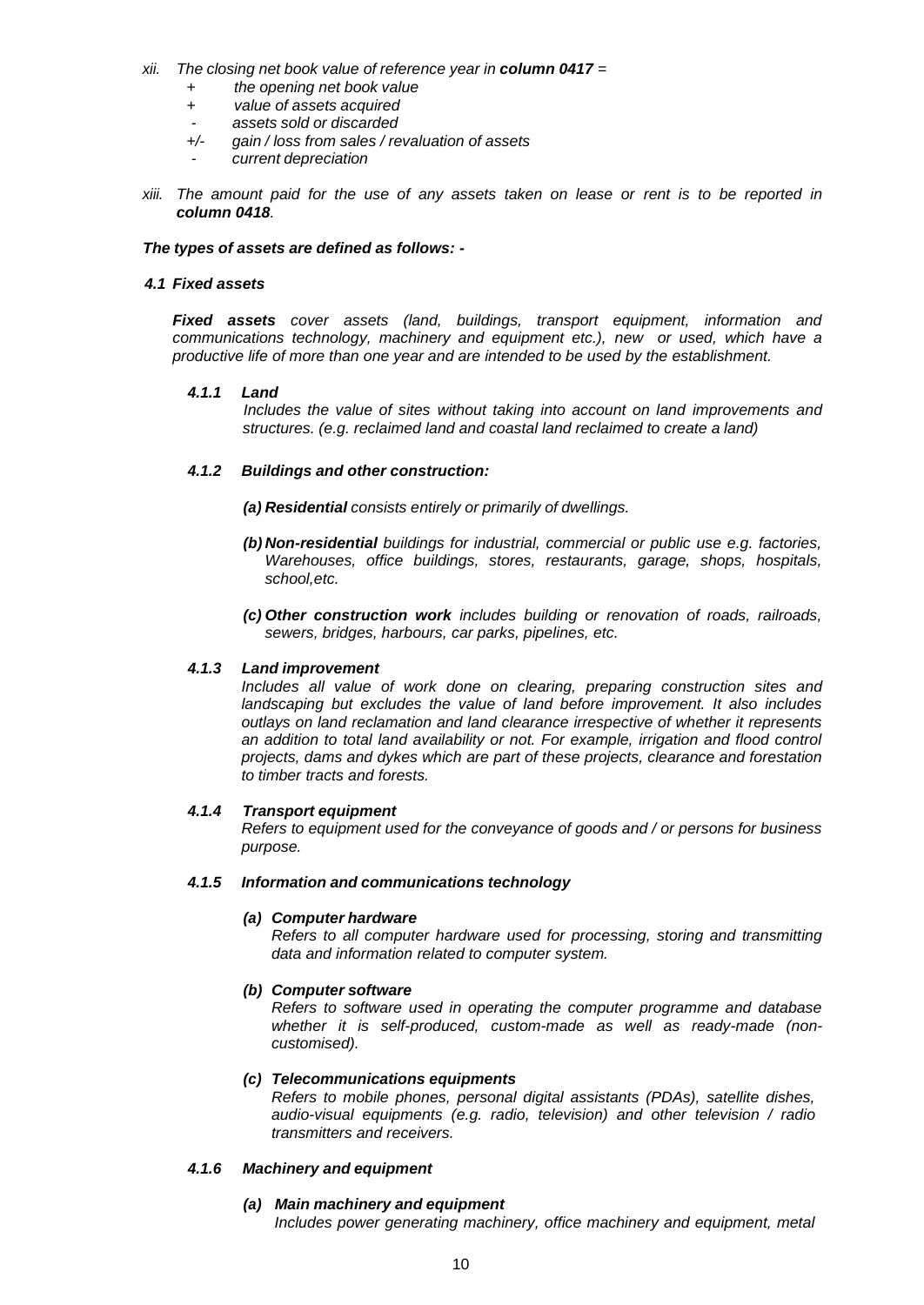*xii. The closing net book value of reference year in **column 0417** =*

- *+ the opening net book value*
- *+ value of assets acquired*
- *- assets sold or discarded*
- *+/- gain / loss from sales / revaluation of assets*
- *- current depreciation*

*xiii. The amount paid for the use of any assets taken on lease or rent is to be reported in **column 0418**.*

***The types of assets are defined as follows: -***

#### *4.1 Fixed assets*

***Fixed assets** cover assets (land, buildings, transport equipment, information and communications technology, machinery and equipment etc.), new or used, which have a productive life of more than one year and are intended to be used by the establishment.*

##### *4.1.1 Land*

*Includes the value of sites without taking into account on land improvements and structures. (e.g. reclaimed land and coastal land reclaimed to create a land)*

##### *4.1.2 Buildings and other construction:*

*(a) **Residential** consists entirely or primarily of dwellings.*

*(b) **Non-residential** buildings for industrial, commercial or public use e.g. factories, Warehouses, office buildings, stores, restaurants, garage, shops, hospitals, school,etc.*

*(c) **Other construction work** includes building or renovation of roads, railroads, sewers, bridges, harbours, car parks, pipelines, etc.*

##### *4.1.3 Land improvement*

*Includes all value of work done on clearing, preparing construction sites and landscaping but excludes the value of land before improvement. It also includes outlays on land reclamation and land clearance irrespective of whether it represents an addition to total land availability or not. For example, irrigation and flood control projects, dams and dykes which are part of these projects, clearance and forestation to timber tracts and forests.*

##### *4.1.4 Transport equipment*

*Refers to equipment used for the conveyance of goods and / or persons for business purpose.*

##### *4.1.5 Information and communications technology*

***(a) Computer hardware***

*Refers to all computer hardware used for processing, storing and transmitting data and information related to computer system.*

***(b) Computer software***

*Refers to software used in operating the computer programme and database whether it is self-produced, custom-made as well as ready-made (non-customised).*

***(c) Telecommunications equipments***

*Refers to mobile phones, personal digital assistants (PDAs), satellite dishes, audio-visual equipments (e.g. radio, television) and other television / radio transmitters and receivers.*

##### *4.1.6 Machinery and equipment*

***(a) Main machinery and equipment***

*Includes power generating machinery, office machinery and equipment, metal*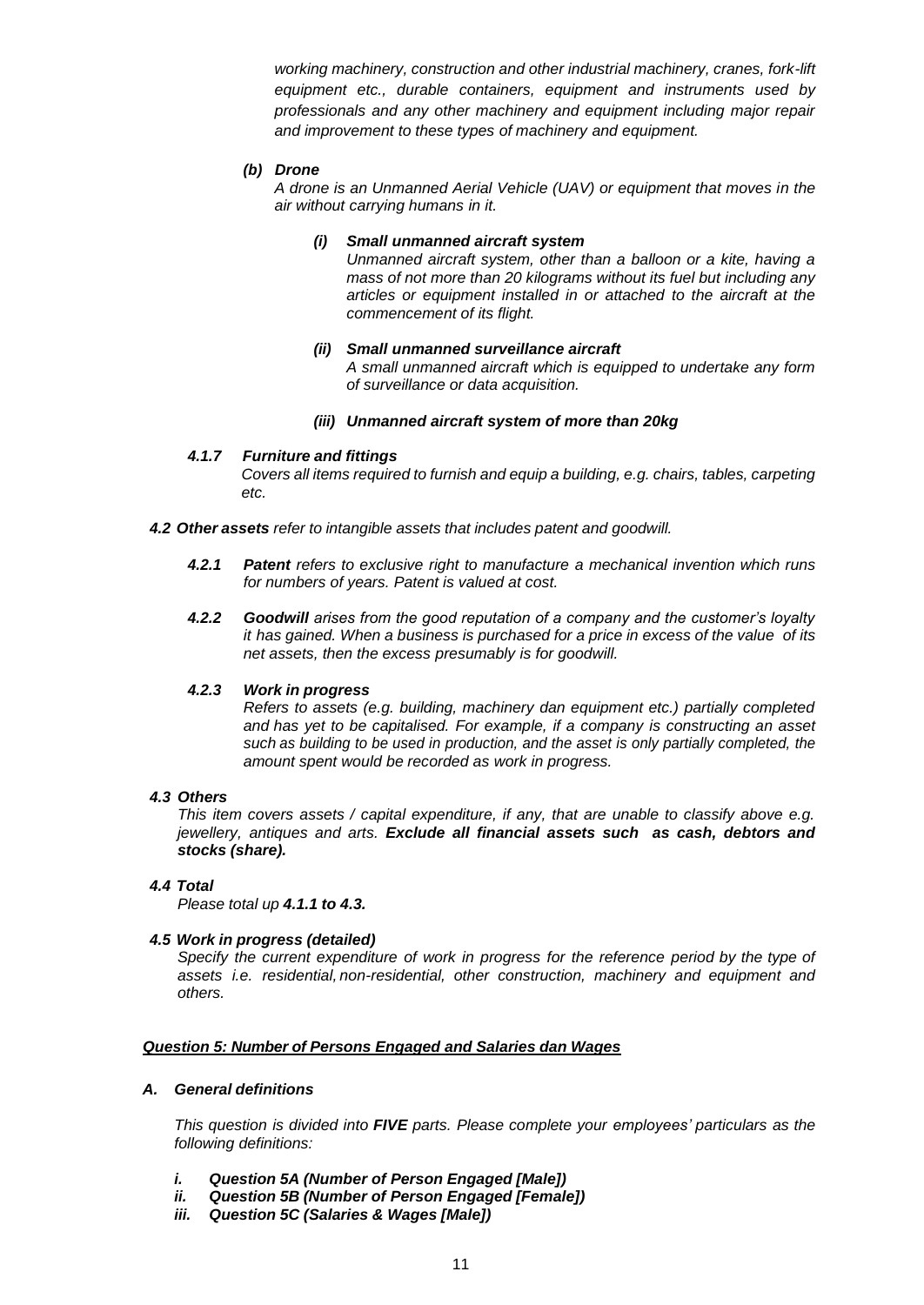*working machinery, construction and other industrial machinery, cranes, fork-lift equipment etc., durable containers, equipment and instruments used by professionals and any other machinery and equipment including major repair and improvement to these types of machinery and equipment.*

***(b) Drone***

*A drone is an Unmanned Aerial Vehicle (UAV) or equipment that moves in the air without carrying humans in it.*

***(i) Small unmanned aircraft system***

*Unmanned aircraft system, other than a balloon or a kite, having a mass of not more than 20 kilograms without its fuel but including any articles or equipment installed in or attached to the aircraft at the commencement of its flight.*

***(ii) Small unmanned surveillance aircraft***

*A small unmanned aircraft which is equipped to undertake any form of surveillance or data acquisition.*

***(iii) Unmanned aircraft system of more than 20kg***

***4.1.7 Furniture and fittings***

*Covers all items required to furnish and equip a building, e.g. chairs, tables, carpeting etc.*

***4.2 Other assets** refer to intangible assets that includes patent and goodwill.*

***4.2.1 Patent** refers to exclusive right to manufacture a mechanical invention which runs for numbers of years. Patent is valued at cost.*

***4.2.2 Goodwill** arises from the good reputation of a company and the customer's loyalty it has gained. When a business is purchased for a price in excess of the value of its net assets, then the excess presumably is for goodwill.*

***4.2.3 Work in progress***

*Refers to assets (e.g. building, machinery dan equipment etc.) partially completed and has yet to be capitalised. For example, if a company is constructing an asset such as building to be used in production, and the asset is only partially completed, the amount spent would be recorded as work in progress.*

***4.3 Others***

*This item covers assets / capital expenditure, if any, that are unable to classify above e.g. jewellery, antiques and arts. **Exclude all financial assets such as cash, debtors and stocks (share).***

***4.4 Total***

*Please total up **4.1.1 to 4.3.***

***4.5 Work in progress (detailed)***

*Specify the current expenditure of work in progress for the reference period by the type of assets i.e. residential, non-residential, other construction, machinery and equipment and others.*

***<u>Question 5: Number of Persons Engaged and Salaries dan Wages</u>***

***A. General definitions***

*This question is divided into **FIVE** parts. Please complete your employees' particulars as the following definitions:*

- ***i. Question 5A (Number of Person Engaged [Male])***
- ***ii. Question 5B (Number of Person Engaged [Female])***
- ***iii. Question 5C (Salaries & Wages [Male])***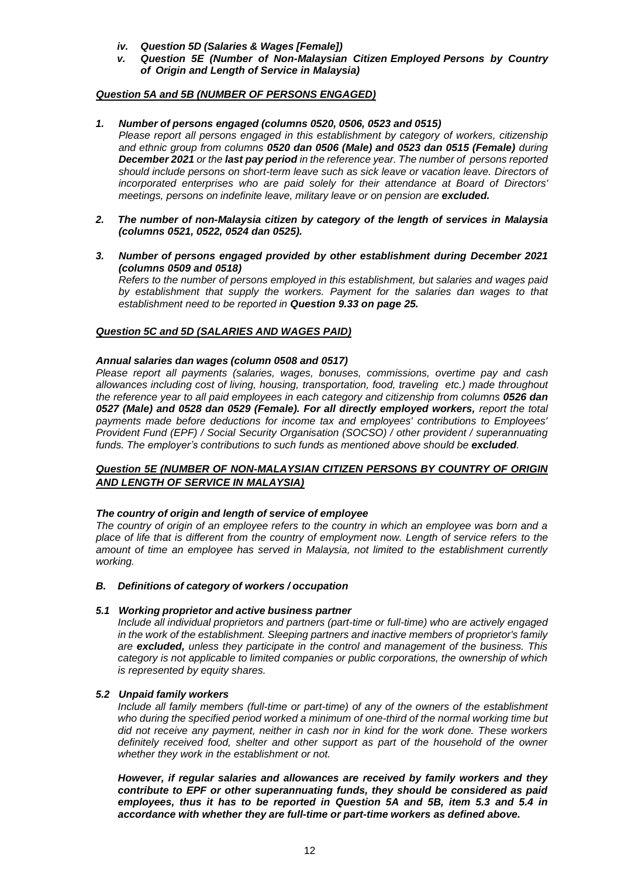*iv. **Question 5D (Salaries & Wages [Female])***

*v. **Question 5E (Number of Non-Malaysian Citizen Employed Persons by Country of Origin and Length of Service in Malaysia)***

***<u>Question 5A and 5B (NUMBER OF PERSONS ENGAGED)</u>***

***1. Number of persons engaged (columns 0520, 0506, 0523 and 0515)***

*Please report all persons engaged in this establishment by category of workers, citizenship and ethnic group from columns **0520 dan 0506 (Male) and 0523 dan 0515 (Female)** during **December 2021** or the **last pay period** in the reference year. The number of persons reported should include persons on short-term leave such as sick leave or vacation leave. Directors of incorporated enterprises who are paid solely for their attendance at Board of Directors' meetings, persons on indefinite leave, military leave or on pension are **excluded.***

***2. The number of non-Malaysia citizen by category of the length of services in Malaysia (columns 0521, 0522, 0524 dan 0525).***

***3. Number of persons engaged provided by other establishment during December 2021 (columns 0509 and 0518)***

*Refers to the number of persons employed in this establishment, but salaries and wages paid by establishment that supply the workers. Payment for the salaries dan wages to that establishment need to be reported in **Question 9.33 on page 25.***

***<u>Question 5C and 5D (SALARIES AND WAGES PAID)</u>***

***Annual salaries dan wages (column 0508 and 0517)***

*Please report all payments (salaries, wages, bonuses, commissions, overtime pay and cash allowances including cost of living, housing, transportation, food, traveling etc.) made throughout the reference year to all paid employees in each category and citizenship from columns **0526 dan 0527 (Male) and 0528 dan 0529 (Female). For all directly employed workers,** report the total payments made before deductions for income tax and employees' contributions to Employees' Provident Fund (EPF) / Social Security Organisation (SOCSO) / other provident / superannuating funds. The employer's contributions to such funds as mentioned above should be **excluded**.*

***<u>Question 5E (NUMBER OF NON-MALAYSIAN CITIZEN PERSONS BY COUNTRY OF ORIGIN AND LENGTH OF SERVICE IN MALAYSIA)</u>***

***The country of origin and length of service of employee***

*The country of origin of an employee refers to the country in which an employee was born and a place of life that is different from the country of employment now. Length of service refers to the amount of time an employee has served in Malaysia, not limited to the establishment currently working.*

***B. Definitions of category of workers / occupation***

***5.1 Working proprietor and active business partner***

*Include all individual proprietors and partners (part-time or full-time) who are actively engaged in the work of the establishment. Sleeping partners and inactive members of proprietor's family are **excluded,** unless they participate in the control and management of the business. This category is not applicable to limited companies or public corporations, the ownership of which is represented by equity shares.*

***5.2 Unpaid family workers***

*Include all family members (full-time or part-time) of any of the owners of the establishment who during the specified period worked a minimum of one-third of the normal working time but did not receive any payment, neither in cash nor in kind for the work done. These workers definitely received food, shelter and other support as part of the household of the owner whether they work in the establishment or not.*

***However, if regular salaries and allowances are received by family workers and they contribute to EPF or other superannuating funds, they should be considered as paid employees, thus it has to be reported in Question 5A and 5B, item 5.3 and 5.4 in accordance with whether they are full-time or part-time workers as defined above.***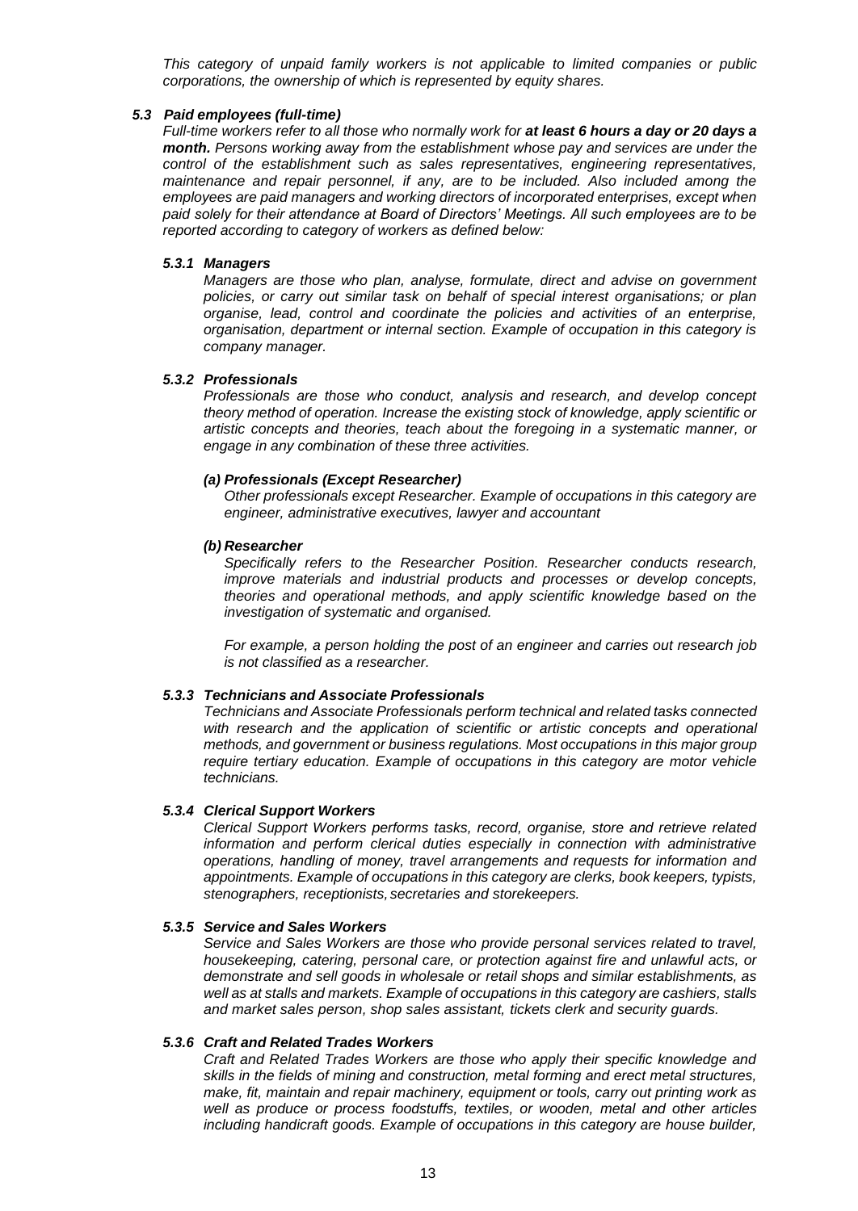*This category of unpaid family workers is not applicable to limited companies or public corporations, the ownership of which is represented by equity shares.*

### *5.3 Paid employees (full-time)*

*Full-time workers refer to all those who normally work for **at least 6 hours a day or 20 days a month.** Persons working away from the establishment whose pay and services are under the control of the establishment such as sales representatives, engineering representatives, maintenance and repair personnel, if any, are to be included. Also included among the employees are paid managers and working directors of incorporated enterprises, except when paid solely for their attendance at Board of Directors' Meetings. All such employees are to be reported according to category of workers as defined below:*

#### *5.3.1 Managers*

*Managers are those who plan, analyse, formulate, direct and advise on government policies, or carry out similar task on behalf of special interest organisations; or plan organise, lead, control and coordinate the policies and activities of an enterprise, organisation, department or internal section. Example of occupation in this category is company manager.*

#### *5.3.2 Professionals*

*Professionals are those who conduct, analysis and research, and develop concept theory method of operation. Increase the existing stock of knowledge, apply scientific or artistic concepts and theories, teach about the foregoing in a systematic manner, or engage in any combination of these three activities.*

***(a) Professionals (Except Researcher)***

*Other professionals except Researcher. Example of occupations in this category are engineer, administrative executives, lawyer and accountant*

***(b) Researcher***

*Specifically refers to the Researcher Position. Researcher conducts research, improve materials and industrial products and processes or develop concepts, theories and operational methods, and apply scientific knowledge based on the investigation of systematic and organised.*

*For example, a person holding the post of an engineer and carries out research job is not classified as a researcher.*

#### *5.3.3 Technicians and Associate Professionals*

*Technicians and Associate Professionals perform technical and related tasks connected with research and the application of scientific or artistic concepts and operational methods, and government or business regulations. Most occupations in this major group require tertiary education. Example of occupations in this category are motor vehicle technicians.*

#### *5.3.4 Clerical Support Workers*

*Clerical Support Workers performs tasks, record, organise, store and retrieve related information and perform clerical duties especially in connection with administrative operations, handling of money, travel arrangements and requests for information and appointments. Example of occupations in this category are clerks, book keepers, typists, stenographers, receptionists, secretaries and storekeepers.*

#### *5.3.5 Service and Sales Workers*

*Service and Sales Workers are those who provide personal services related to travel, housekeeping, catering, personal care, or protection against fire and unlawful acts, or demonstrate and sell goods in wholesale or retail shops and similar establishments, as well as at stalls and markets. Example of occupations in this category are cashiers, stalls and market sales person, shop sales assistant, tickets clerk and security guards.*

#### *5.3.6 Craft and Related Trades Workers*

*Craft and Related Trades Workers are those who apply their specific knowledge and skills in the fields of mining and construction, metal forming and erect metal structures, make, fit, maintain and repair machinery, equipment or tools, carry out printing work as well as produce or process foodstuffs, textiles, or wooden, metal and other articles including handicraft goods. Example of occupations in this category are house builder,*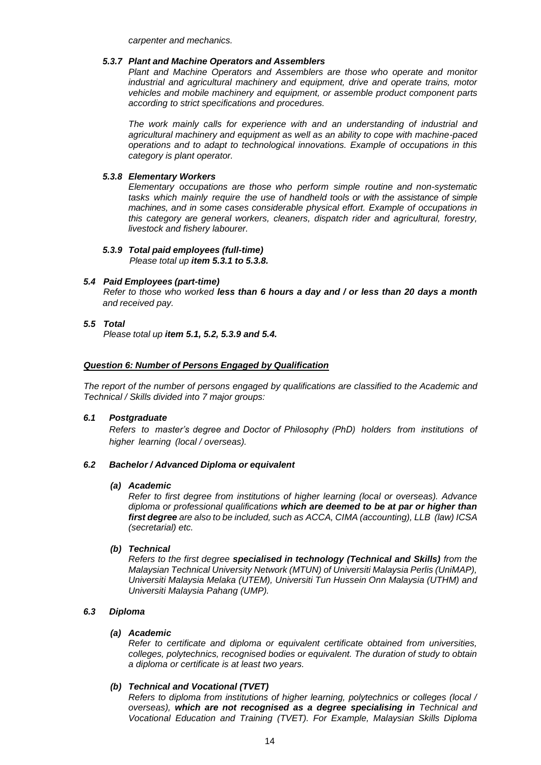*carpenter and mechanics.*

#### ***5.3.7 Plant and Machine Operators and Assemblers***

*Plant and Machine Operators and Assemblers are those who operate and monitor industrial and agricultural machinery and equipment, drive and operate trains, motor vehicles and mobile machinery and equipment, or assemble product component parts according to strict specifications and procedures.*

*The work mainly calls for experience with and an understanding of industrial and agricultural machinery and equipment as well as an ability to cope with machine-paced operations and to adapt to technological innovations. Example of occupations in this category is plant operator.*

#### ***5.3.8 Elementary Workers***

*Elementary occupations are those who perform simple routine and non-systematic tasks which mainly require the use of handheld tools or with the assistance of simple machines, and in some cases considerable physical effort. Example of occupations in this category are general workers, cleaners, dispatch rider and agricultural, forestry, livestock and fishery labourer.*

#### ***5.3.9 Total paid employees (full-time)***

*Please total up **item 5.3.1 to 5.3.8.***

### ***5.4 Paid Employees (part-time)***

*Refer to those who worked **less than 6 hours a day and / or less than 20 days a month** and received pay.*

### ***5.5 Total***

*Please total up **item 5.1, 5.2, 5.3.9 and 5.4.***

## ***Question 6: Number of Persons Engaged by Qualification***

*The report of the number of persons engaged by qualifications are classified to the Academic and Technical / Skills divided into 7 major groups:*

### ***6.1 Postgraduate***

*Refers to master's degree and Doctor of Philosophy (PhD) holders from institutions of higher learning (local / overseas).*

### ***6.2 Bachelor / Advanced Diploma or equivalent***

#### ***(a) Academic***

*Refer to first degree from institutions of higher learning (local or overseas). Advance diploma or professional qualifications **which are deemed to be at par or higher than first degree** are also to be included, such as ACCA, CIMA (accounting), LLB (law) ICSA (secretarial) etc.*

#### ***(b) Technical***

*Refers to the first degree **specialised in technology (Technical and Skills)** from the Malaysian Technical University Network (MTUN) of Universiti Malaysia Perlis (UniMAP), Universiti Malaysia Melaka (UTEM), Universiti Tun Hussein Onn Malaysia (UTHM) and Universiti Malaysia Pahang (UMP).*

### ***6.3 Diploma***

#### ***(a) Academic***

*Refer to certificate and diploma or equivalent certificate obtained from universities, colleges, polytechnics, recognised bodies or equivalent. The duration of study to obtain a diploma or certificate is at least two years.*

#### ***(b) Technical and Vocational (TVET)***

*Refers to diploma from institutions of higher learning, polytechnics or colleges (local / overseas), **which are not recognised as a degree specialising in** Technical and Vocational Education and Training (TVET). For Example, Malaysian Skills Diploma*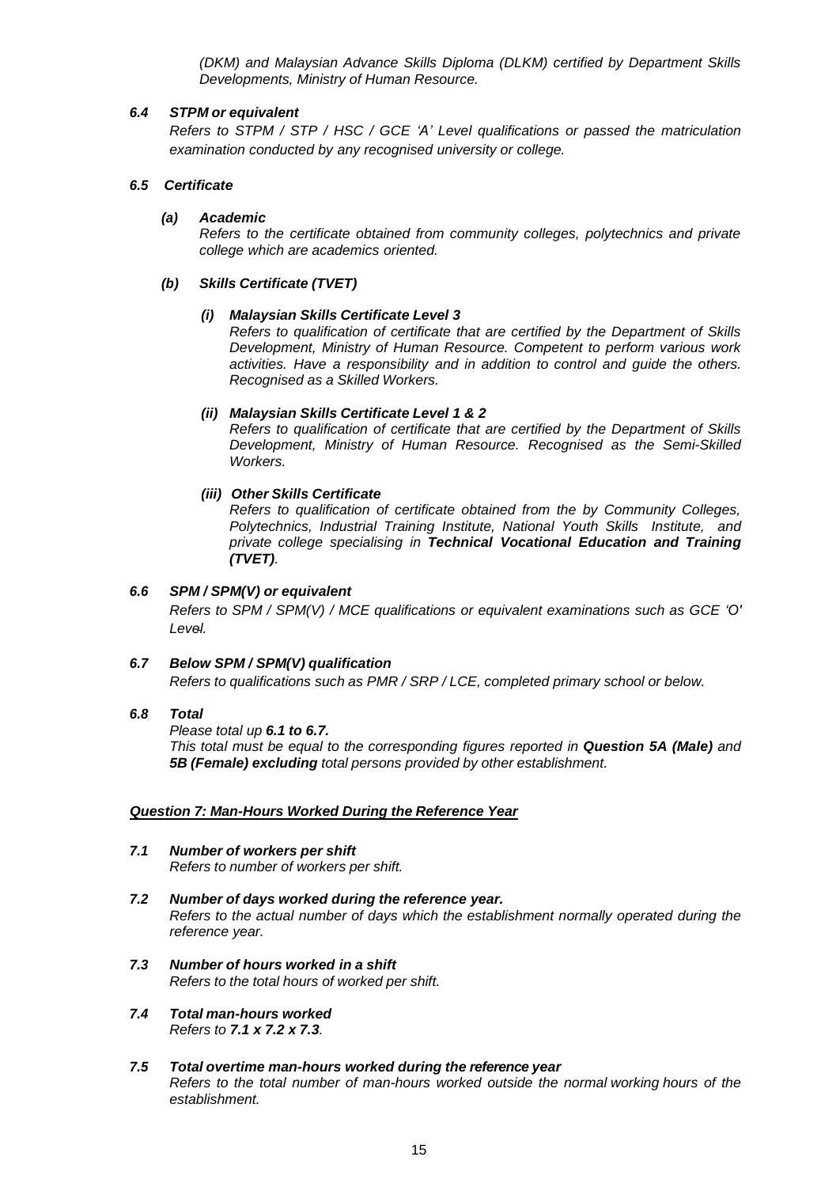*(DKM) and Malaysian Advance Skills Diploma (DLKM) certified by Department Skills Developments, Ministry of Human Resource.*

### *6.4 STPM or equivalent*

*Refers to STPM / STP / HSC / GCE 'A' Level qualifications or passed the matriculation examination conducted by any recognised university or college.*

### *6.5 Certificate*

***(a) Academic***

*Refers to the certificate obtained from community colleges, polytechnics and private college which are academics oriented.*

***(b) Skills Certificate (TVET)***

***(i) Malaysian Skills Certificate Level 3***

*Refers to qualification of certificate that are certified by the Department of Skills Development, Ministry of Human Resource. Competent to perform various work activities. Have a responsibility and in addition to control and guide the others. Recognised as a Skilled Workers.*

***(ii) Malaysian Skills Certificate Level 1 & 2***

*Refers to qualification of certificate that are certified by the Department of Skills Development, Ministry of Human Resource. Recognised as the Semi-Skilled Workers.*

***(iii) Other Skills Certificate***

*Refers to qualification of certificate obtained from the by Community Colleges, Polytechnics, Industrial Training Institute, National Youth Skills Institute, and private college specialising in **Technical Vocational Education and Training (TVET)**.*

### *6.6 SPM / SPM(V) or equivalent*

*Refers to SPM / SPM(V) / MCE qualifications or equivalent examinations such as GCE 'O' Level.*

### *6.7 Below SPM / SPM(V) qualification*

*Refers to qualifications such as PMR / SRP / LCE, completed primary school or below.*

### *6.8 Total*

*Please total up **6.1 to 6.7.***

*This total must be equal to the corresponding figures reported in **Question 5A (Male)** and **5B (Female) excluding** total persons provided by other establishment.*

## ***Question 7: Man-Hours Worked During the Reference Year***

### *7.1 Number of workers per shift*

*Refers to number of workers per shift.*

### *7.2 Number of days worked during the reference year.*

*Refers to the actual number of days which the establishment normally operated during the reference year.*

### *7.3 Number of hours worked in a shift*

*Refers to the total hours of worked per shift.*

### *7.4 Total man-hours worked*

*Refers to **7.1 x 7.2 x 7.3**.*

### *7.5 Total overtime man-hours worked during the reference year*

*Refers to the total number of man-hours worked outside the normal working hours of the establishment.*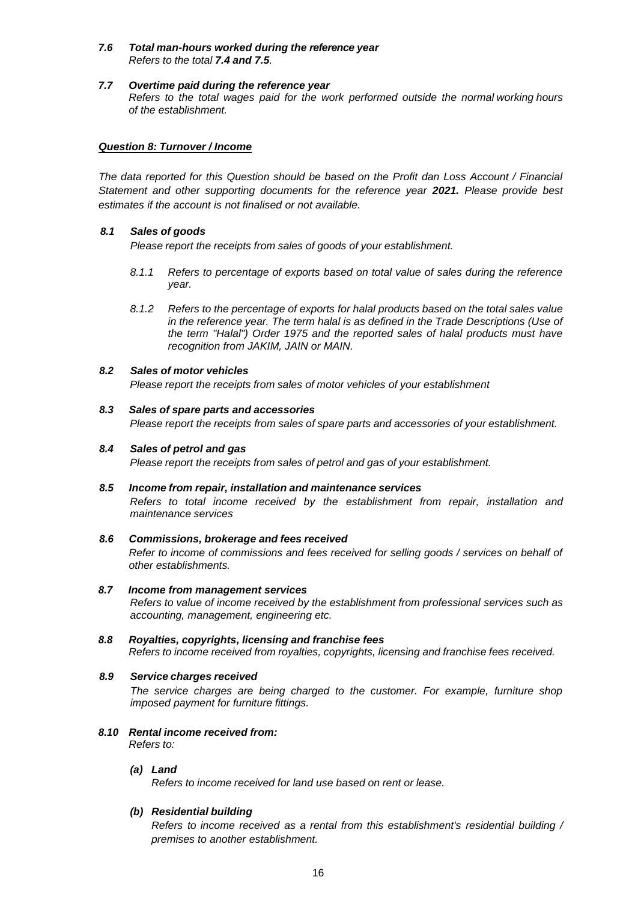***7.6 Total man-hours worked during the reference year***
*Refers to the total **7.4 and 7.5**.*

***7.7 Overtime paid during the reference year***
*Refers to the total wages paid for the work performed outside the normal working hours of the establishment.*

***Question 8: Turnover / Income***

*The data reported for this Question should be based on the Profit dan Loss Account / Financial Statement and other supporting documents for the reference year **2021.** Please provide best estimates if the account is not finalised or not available.*

***8.1 Sales of goods***
*Please report the receipts from sales of goods of your establishment.*

*8.1.1 Refers to percentage of exports based on total value of sales during the reference year.*

*8.1.2 Refers to the percentage of exports for halal products based on the total sales value in the reference year. The term halal is as defined in the Trade Descriptions (Use of the term "Halal") Order 1975 and the reported sales of halal products must have recognition from JAKIM, JAIN or MAIN.*

***8.2 Sales of motor vehicles***
*Please report the receipts from sales of motor vehicles of your establishment*

***8.3 Sales of spare parts and accessories***
*Please report the receipts from sales of spare parts and accessories of your establishment.*

***8.4 Sales of petrol and gas***
*Please report the receipts from sales of petrol and gas of your establishment.*

***8.5 Income from repair, installation and maintenance services***
*Refers to total income received by the establishment from repair, installation and maintenance services*

***8.6 Commissions, brokerage and fees received***
*Refer to income of commissions and fees received for selling goods / services on behalf of other establishments.*

***8.7 Income from management services***
*Refers to value of income received by the establishment from professional services such as accounting, management, engineering etc.*

***8.8 Royalties, copyrights, licensing and franchise fees***
*Refers to income received from royalties, copyrights, licensing and franchise fees received.*

***8.9 Service charges received***
*The service charges are being charged to the customer. For example, furniture shop imposed payment for furniture fittings.*

***8.10 Rental income received from:***
*Refers to:*

***(a) Land***
*Refers to income received for land use based on rent or lease.*

***(b) Residential building***
*Refers to income received as a rental from this establishment's residential building / premises to another establishment.*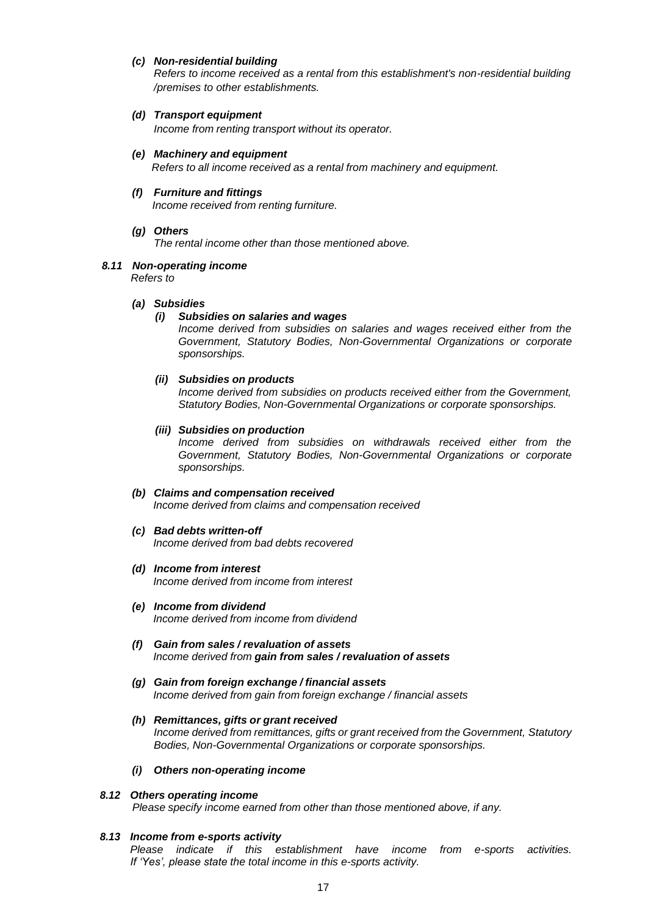***(c) Non-residential building***
*Refers to income received as a rental from this establishment's non-residential building /premises to other establishments.*

***(d) Transport equipment***
*Income from renting transport without its operator.*

***(e) Machinery and equipment***
*Refers to all income received as a rental from machinery and equipment.*

***(f) Furniture and fittings***
*Income received from renting furniture.*

***(g) Others***
*The rental income other than those mentioned above.*

***8.11 Non-operating income***
*Refers to*

***(a) Subsidies***

***(i) Subsidies on salaries and wages***
*Income derived from subsidies on salaries and wages received either from the Government, Statutory Bodies, Non-Governmental Organizations or corporate sponsorships.*

***(ii) Subsidies on products***
*Income derived from subsidies on products received either from the Government, Statutory Bodies, Non-Governmental Organizations or corporate sponsorships.*

***(iii) Subsidies on production***
*Income derived from subsidies on withdrawals received either from the Government, Statutory Bodies, Non-Governmental Organizations or corporate sponsorships.*

***(b) Claims and compensation received***
*Income derived from claims and compensation received*

***(c) Bad debts written-off***
*Income derived from bad debts recovered*

***(d) Income from interest***
*Income derived from income from interest*

***(e) Income from dividend***
*Income derived from income from dividend*

***(f) Gain from sales / revaluation of assets***
*Income derived from **gain from sales / revaluation of assets***

***(g) Gain from foreign exchange / financial assets***
*Income derived from gain from foreign exchange / financial assets*

***(h) Remittances, gifts or grant received***
*Income derived from remittances, gifts or grant received from the Government, Statutory Bodies, Non-Governmental Organizations or corporate sponsorships.*

***(i) Others non-operating income***

***8.12 Others operating income***
*Please specify income earned from other than those mentioned above, if any.*

***8.13 Income from e-sports activity***
*Please indicate if this establishment have income from e-sports activities. If 'Yes', please state the total income in this e-sports activity.*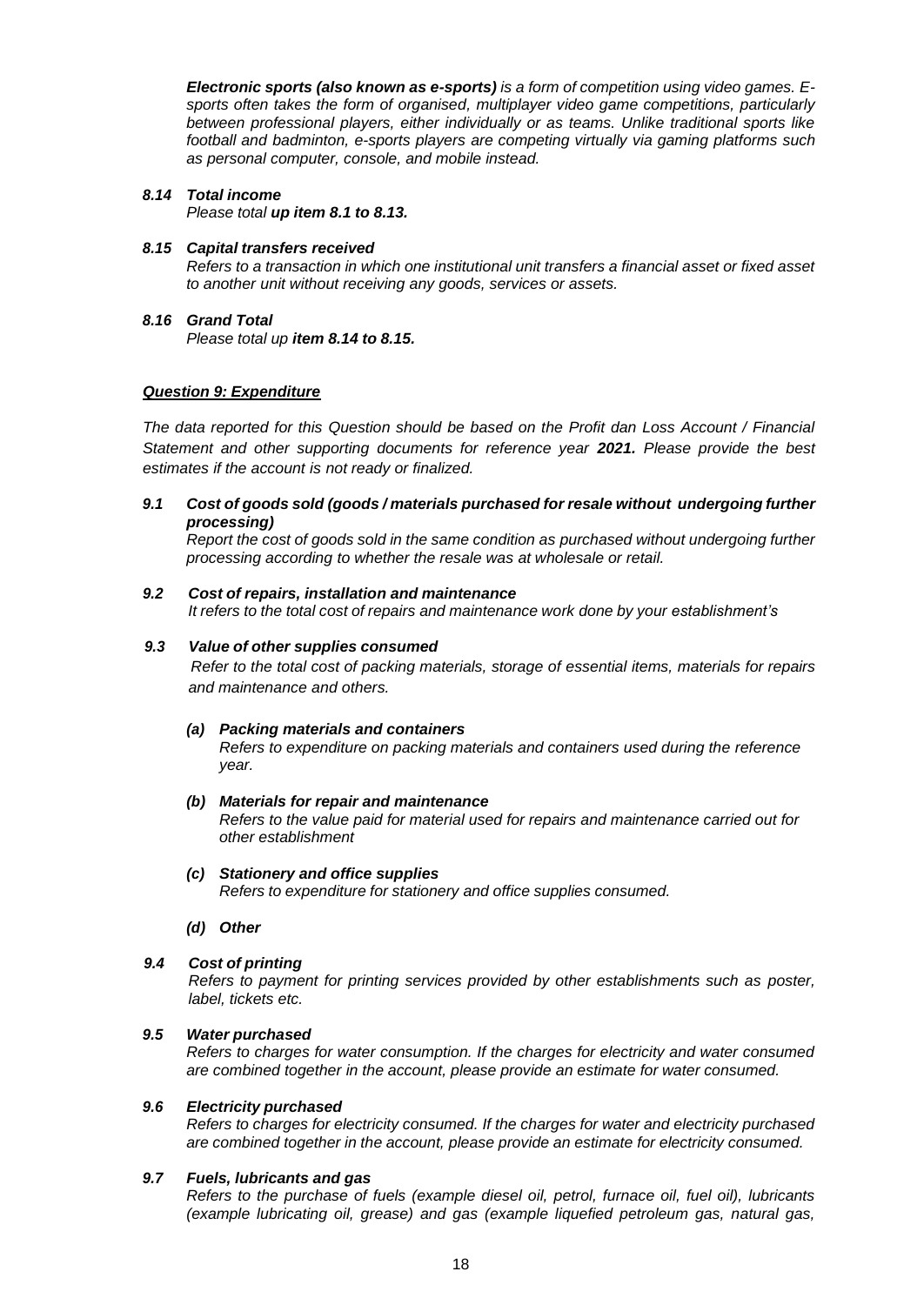***Electronic sports (also known as e-sports)*** *is a form of competition using video games. E-sports often takes the form of organised, multiplayer video game competitions, particularly between professional players, either individually or as teams. Unlike traditional sports like football and badminton, e-sports players are competing virtually via gaming platforms such as personal computer, console, and mobile instead.*

***8.14 Total income***
*Please total* ***up item 8.1 to 8.13.***

***8.15 Capital transfers received***
*Refers to a transaction in which one institutional unit transfers a financial asset or fixed asset to another unit without receiving any goods, services or assets.*

***8.16 Grand Total***
*Please total up* ***item 8.14 to 8.15.***

***<u>Question 9: Expenditure</u>***

*The data reported for this Question should be based on the Profit dan Loss Account / Financial Statement and other supporting documents for reference year* ***2021.*** *Please provide the best estimates if the account is not ready or finalized.*

***9.1 Cost of goods sold (goods / materials purchased for resale without undergoing further processing)***
*Report the cost of goods sold in the same condition as purchased without undergoing further processing according to whether the resale was at wholesale or retail.*

***9.2 Cost of repairs, installation and maintenance***
*It refers to the total cost of repairs and maintenance work done by your establishment's*

***9.3 Value of other supplies consumed***
*Refer to the total cost of packing materials, storage of essential items, materials for repairs and maintenance and others.*

***(a) Packing materials and containers***
*Refers to expenditure on packing materials and containers used during the reference year.*

***(b) Materials for repair and maintenance***
*Refers to the value paid for material used for repairs and maintenance carried out for other establishment*

***(c) Stationery and office supplies***
*Refers to expenditure for stationery and office supplies consumed.*

***(d) Other***

***9.4 Cost of printing***
*Refers to payment for printing services provided by other establishments such as poster, label, tickets etc.*

***9.5 Water purchased***
*Refers to charges for water consumption. If the charges for electricity and water consumed are combined together in the account, please provide an estimate for water consumed.*

***9.6 Electricity purchased***
*Refers to charges for electricity consumed. If the charges for water and electricity purchased are combined together in the account, please provide an estimate for electricity consumed.*

***9.7 Fuels, lubricants and gas***
*Refers to the purchase of fuels (example diesel oil, petrol, furnace oil, fuel oil), lubricants (example lubricating oil, grease) and gas (example liquefied petroleum gas, natural gas,*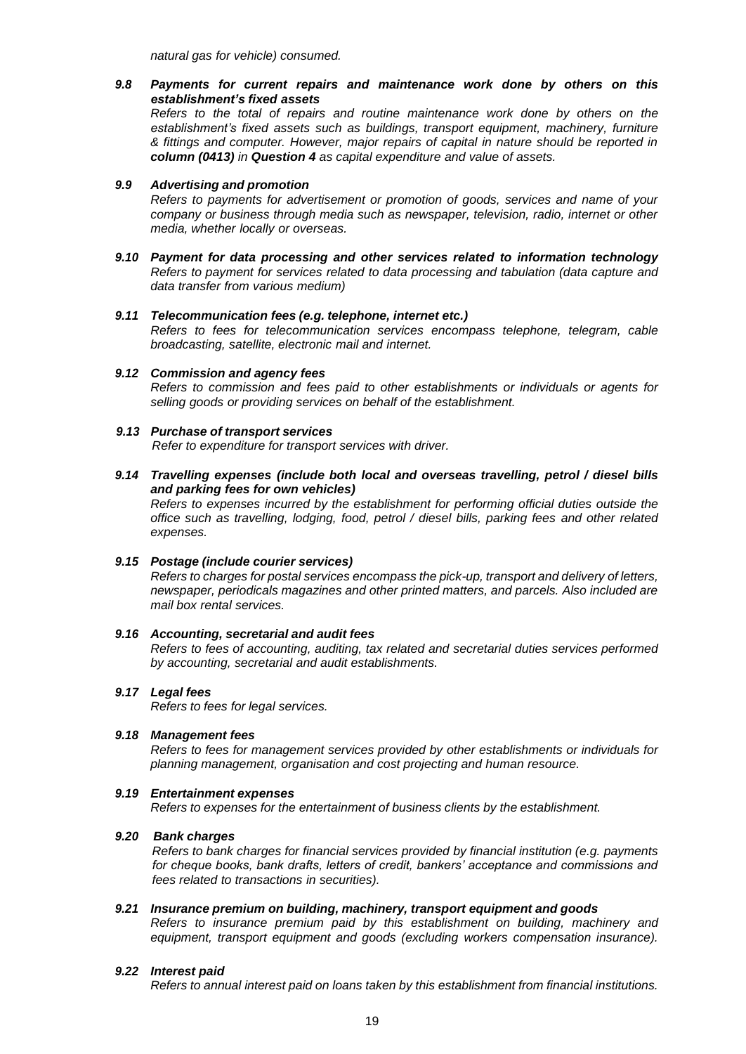*natural gas for vehicle) consumed.*

### *9.8 Payments for current repairs and maintenance work done by others on this establishment's fixed assets*

*Refers to the total of repairs and routine maintenance work done by others on the establishment's fixed assets such as buildings, transport equipment, machinery, furniture & fittings and computer. However, major repairs of capital in nature should be reported in **column (0413)** in **Question 4** as capital expenditure and value of assets.*

### *9.9 Advertising and promotion*

*Refers to payments for advertisement or promotion of goods, services and name of your company or business through media such as newspaper, television, radio, internet or other media, whether locally or overseas.*

### *9.10 Payment for data processing and other services related to information technology*

*Refers to payment for services related to data processing and tabulation (data capture and data transfer from various medium)*

### *9.11 Telecommunication fees (e.g. telephone, internet etc.)*

*Refers to fees for telecommunication services encompass telephone, telegram, cable broadcasting, satellite, electronic mail and internet.*

### *9.12 Commission and agency fees*

*Refers to commission and fees paid to other establishments or individuals or agents for selling goods or providing services on behalf of the establishment.*

### *9.13 Purchase of transport services*

*Refer to expenditure for transport services with driver.*

### *9.14 Travelling expenses (include both local and overseas travelling, petrol / diesel bills and parking fees for own vehicles)*

*Refers to expenses incurred by the establishment for performing official duties outside the office such as travelling, lodging, food, petrol / diesel bills, parking fees and other related expenses.*

### *9.15 Postage (include courier services)*

*Refers to charges for postal services encompass the pick-up, transport and delivery of letters, newspaper, periodicals magazines and other printed matters, and parcels. Also included are mail box rental services.*

### *9.16 Accounting, secretarial and audit fees*

*Refers to fees of accounting, auditing, tax related and secretarial duties services performed by accounting, secretarial and audit establishments.*

### *9.17 Legal fees*

*Refers to fees for legal services.*

### *9.18 Management fees*

*Refers to fees for management services provided by other establishments or individuals for planning management, organisation and cost projecting and human resource.*

### *9.19 Entertainment expenses*

*Refers to expenses for the entertainment of business clients by the establishment.*

### *9.20 Bank charges*

*Refers to bank charges for financial services provided by financial institution (e.g. payments for cheque books, bank drafts, letters of credit, bankers' acceptance and commissions and fees related to transactions in securities).*

### *9.21 Insurance premium on building, machinery, transport equipment and goods*

*Refers to insurance premium paid by this establishment on building, machinery and equipment, transport equipment and goods (excluding workers compensation insurance).*

### *9.22 Interest paid*

*Refers to annual interest paid on loans taken by this establishment from financial institutions.*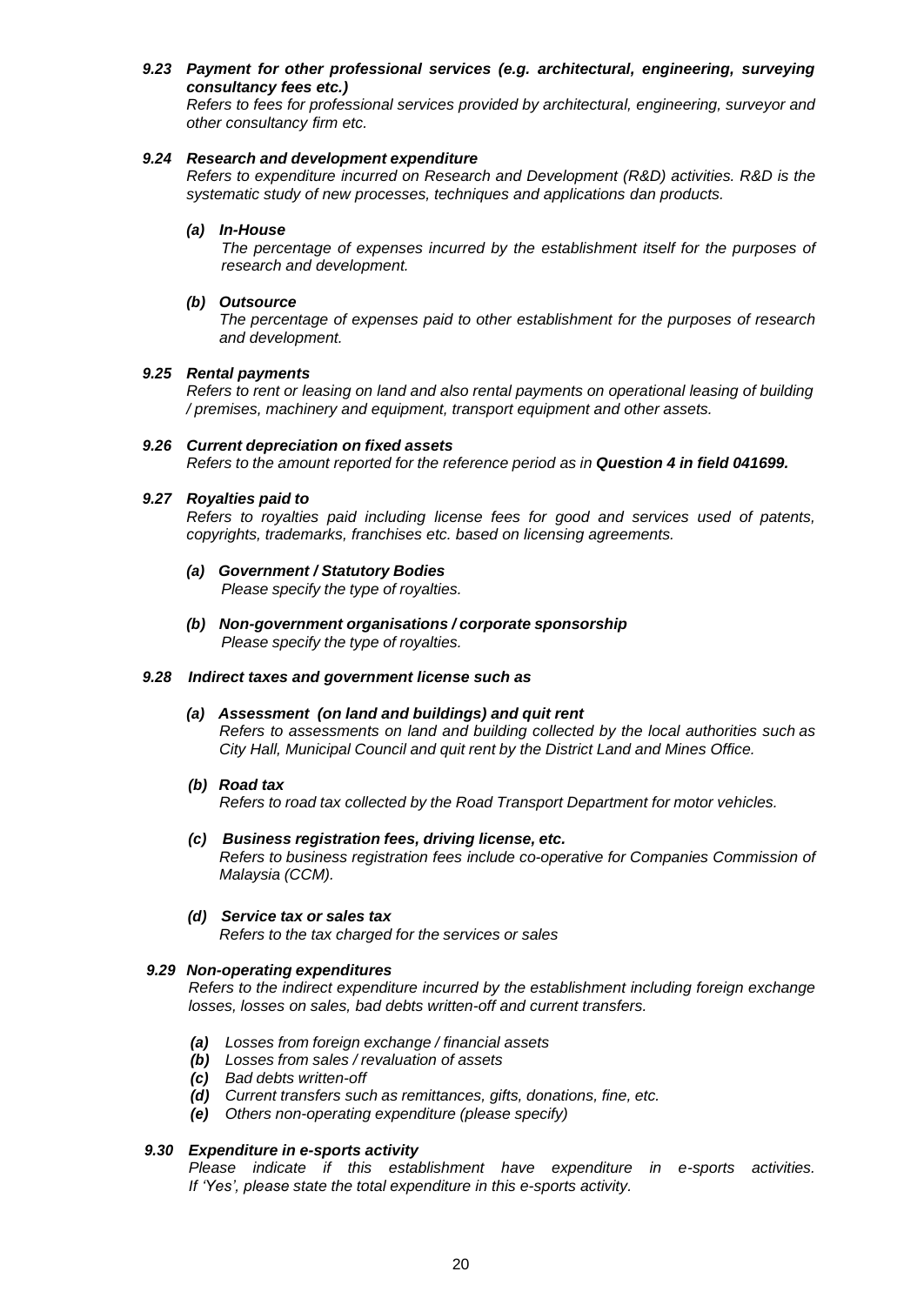***9.23 Payment for other professional services (e.g. architectural, engineering, surveying consultancy fees etc.)***

*Refers to fees for professional services provided by architectural, engineering, surveyor and other consultancy firm etc.*

***9.24 Research and development expenditure***

*Refers to expenditure incurred on Research and Development (R&D) activities. R&D is the systematic study of new processes, techniques and applications dan products.*

***(a) In-House***

*The percentage of expenses incurred by the establishment itself for the purposes of research and development.*

***(b) Outsource***

*The percentage of expenses paid to other establishment for the purposes of research and development.*

***9.25 Rental payments***

*Refers to rent or leasing on land and also rental payments on operational leasing of building / premises, machinery and equipment, transport equipment and other assets.*

***9.26 Current depreciation on fixed assets***

*Refers to the amount reported for the reference period as in **Question 4 in field 041699.***

***9.27 Royalties paid to***

*Refers to royalties paid including license fees for good and services used of patents, copyrights, trademarks, franchises etc. based on licensing agreements.*

***(a) Government / Statutory Bodies***

*Please specify the type of royalties.*

***(b) Non-government organisations / corporate sponsorship***

*Please specify the type of royalties.*

***9.28 Indirect taxes and government license such as***

***(a) Assessment (on land and buildings) and quit rent***

*Refers to assessments on land and building collected by the local authorities such as City Hall, Municipal Council and quit rent by the District Land and Mines Office.*

***(b) Road tax***

*Refers to road tax collected by the Road Transport Department for motor vehicles.*

***(c) Business registration fees, driving license, etc.***

*Refers to business registration fees include co-operative for Companies Commission of Malaysia (CCM).*

***(d) Service tax or sales tax***

*Refers to the tax charged for the services or sales*

***9.29 Non-operating expenditures***

*Refers to the indirect expenditure incurred by the establishment including foreign exchange losses, losses on sales, bad debts written-off and current transfers.*

- ***(a)*** *Losses from foreign exchange / financial assets*
- ***(b)*** *Losses from sales / revaluation of assets*
- ***(c)*** *Bad debts written-off*
- ***(d)*** *Current transfers such as remittances, gifts, donations, fine, etc.*
- ***(e)*** *Others non-operating expenditure (please specify)*

***9.30 Expenditure in e-sports activity***

*Please indicate if this establishment have expenditure in e-sports activities. If 'Yes', please state the total expenditure in this e-sports activity.*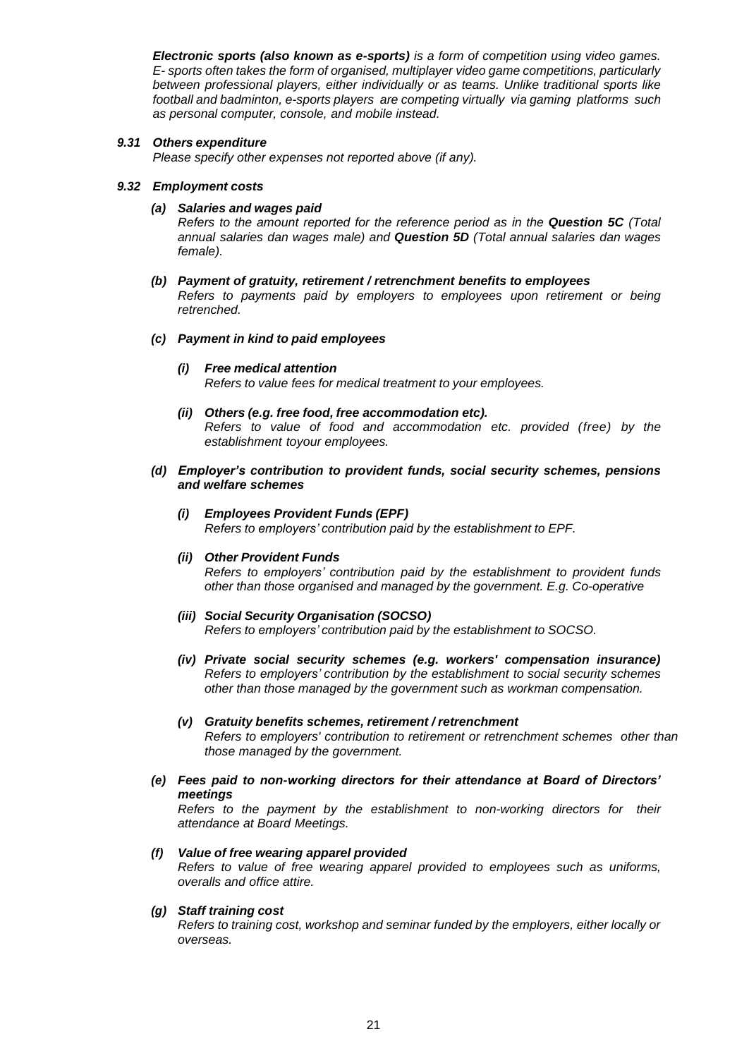*__Electronic sports (also known as e-sports)__ is a form of competition using video games. E- sports often takes the form of organised, multiplayer video game competitions, particularly between professional players, either individually or as teams. Unlike traditional sports like football and badminton, e-sports players are competing virtually via gaming platforms such as personal computer, console, and mobile instead.*

***9.31 Others expenditure***

*Please specify other expenses not reported above (if any).*

***9.32 Employment costs***

***(a) Salaries and wages paid***

*Refers to the amount reported for the reference period as in the __Question 5C__ (Total annual salaries dan wages male) and __Question 5D__ (Total annual salaries dan wages female).*

***(b) Payment of gratuity, retirement / retrenchment benefits to employees***

*Refers to payments paid by employers to employees upon retirement or being retrenched.*

***(c) Payment in kind to paid employees***

***(i) Free medical attention***

*Refers to value fees for medical treatment to your employees.*

***(ii) Others (e.g. free food, free accommodation etc).***

*Refers to value of food and accommodation etc. provided (free) by the establishment toyour employees.*

***(d) Employer's contribution to provident funds, social security schemes, pensions and welfare schemes***

***(i) Employees Provident Funds (EPF)***

*Refers to employers' contribution paid by the establishment to EPF.*

***(ii) Other Provident Funds***

*Refers to employers' contribution paid by the establishment to provident funds other than those organised and managed by the government. E.g. Co-operative*

***(iii) Social Security Organisation (SOCSO)***

*Refers to employers' contribution paid by the establishment to SOCSO.*

***(iv) Private social security schemes (e.g. workers' compensation insurance)***

*Refers to employers' contribution by the establishment to social security schemes other than those managed by the government such as workman compensation.*

***(v) Gratuity benefits schemes, retirement / retrenchment***

*Refers to employers' contribution to retirement or retrenchment schemes other than those managed by the government.*

***(e) Fees paid to non-working directors for their attendance at Board of Directors' meetings***

*Refers to the payment by the establishment to non-working directors for their attendance at Board Meetings.*

***(f) Value of free wearing apparel provided***

*Refers to value of free wearing apparel provided to employees such as uniforms, overalls and office attire.*

***(g) Staff training cost***

*Refers to training cost, workshop and seminar funded by the employers, either locally or overseas.*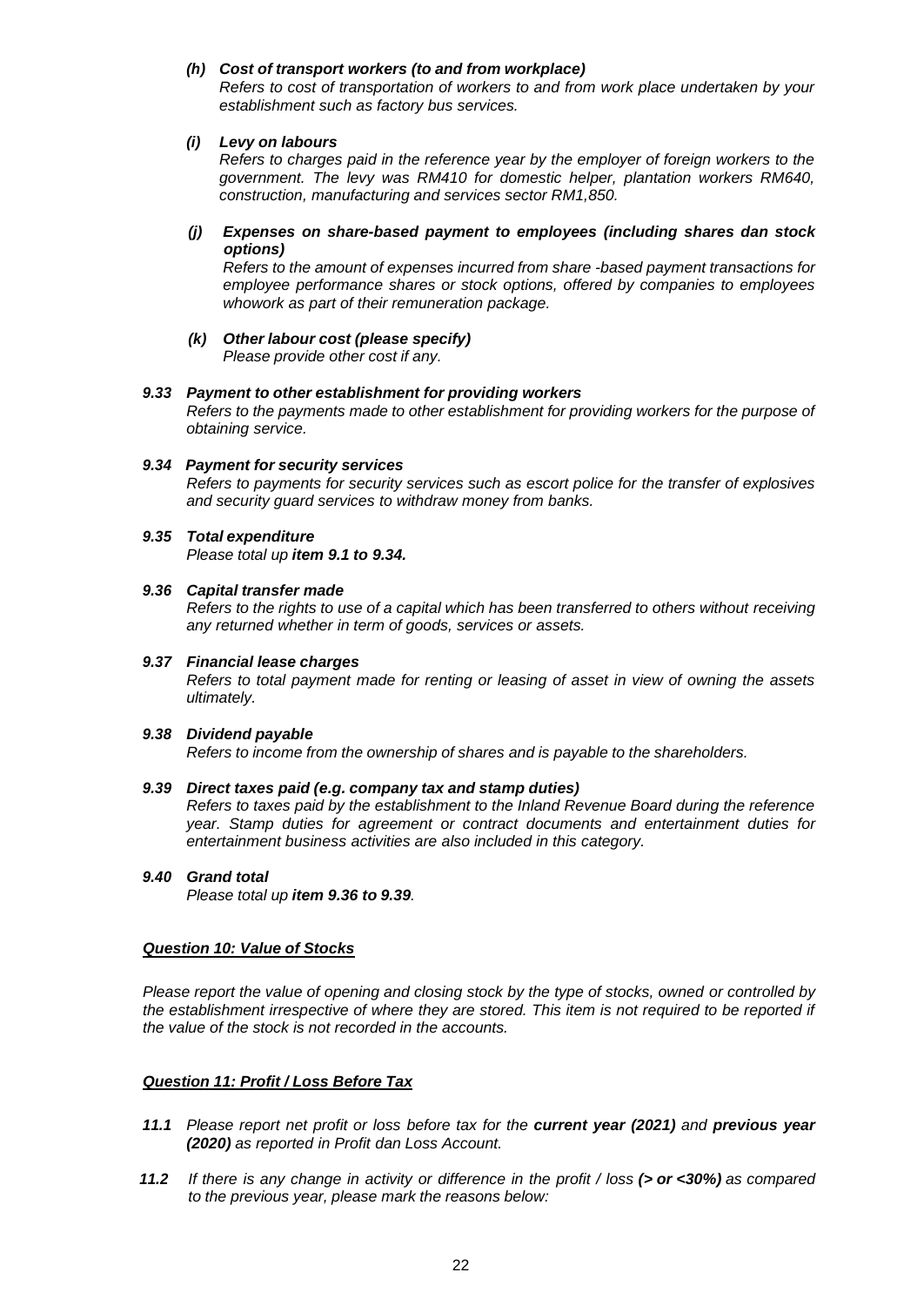***(h) Cost of transport workers (to and from workplace)***

*Refers to cost of transportation of workers to and from work place undertaken by your establishment such as factory bus services.*

***(i) Levy on labours***

*Refers to charges paid in the reference year by the employer of foreign workers to the government. The levy was RM410 for domestic helper, plantation workers RM640, construction, manufacturing and services sector RM1,850.*

***(j) Expenses on share-based payment to employees (including shares dan stock options)***

*Refers to the amount of expenses incurred from share -based payment transactions for employee performance shares or stock options, offered by companies to employees whowork as part of their remuneration package.*

***(k) Other labour cost (please specify)***

*Please provide other cost if any.*

***9.33 Payment to other establishment for providing workers***

*Refers to the payments made to other establishment for providing workers for the purpose of obtaining service.*

***9.34 Payment for security services***

*Refers to payments for security services such as escort police for the transfer of explosives and security guard services to withdraw money from banks.*

***9.35 Total expenditure***

*Please total up **item 9.1 to 9.34.***

***9.36 Capital transfer made***

*Refers to the rights to use of a capital which has been transferred to others without receiving any returned whether in term of goods, services or assets.*

***9.37 Financial lease charges***

*Refers to total payment made for renting or leasing of asset in view of owning the assets ultimately.*

***9.38 Dividend payable***

*Refers to income from the ownership of shares and is payable to the shareholders.*

***9.39 Direct taxes paid (e.g. company tax and stamp duties)***

*Refers to taxes paid by the establishment to the Inland Revenue Board during the reference year. Stamp duties for agreement or contract documents and entertainment duties for entertainment business activities are also included in this category.*

***9.40 Grand total***

*Please total up **item 9.36 to 9.39**.*

***<u>Question 10: Value of Stocks</u>***

*Please report the value of opening and closing stock by the type of stocks, owned or controlled by the establishment irrespective of where they are stored. This item is not required to be reported if the value of the stock is not recorded in the accounts.*

***<u>Question 11: Profit / Loss Before Tax</u>***

***11.1*** *Please report net profit or loss before tax for the **current year (2021)** and **previous year (2020)** as reported in Profit dan Loss Account.*

***11.2*** *If there is any change in activity or difference in the profit / loss **(> or <30%)** as compared to the previous year, please mark the reasons below:*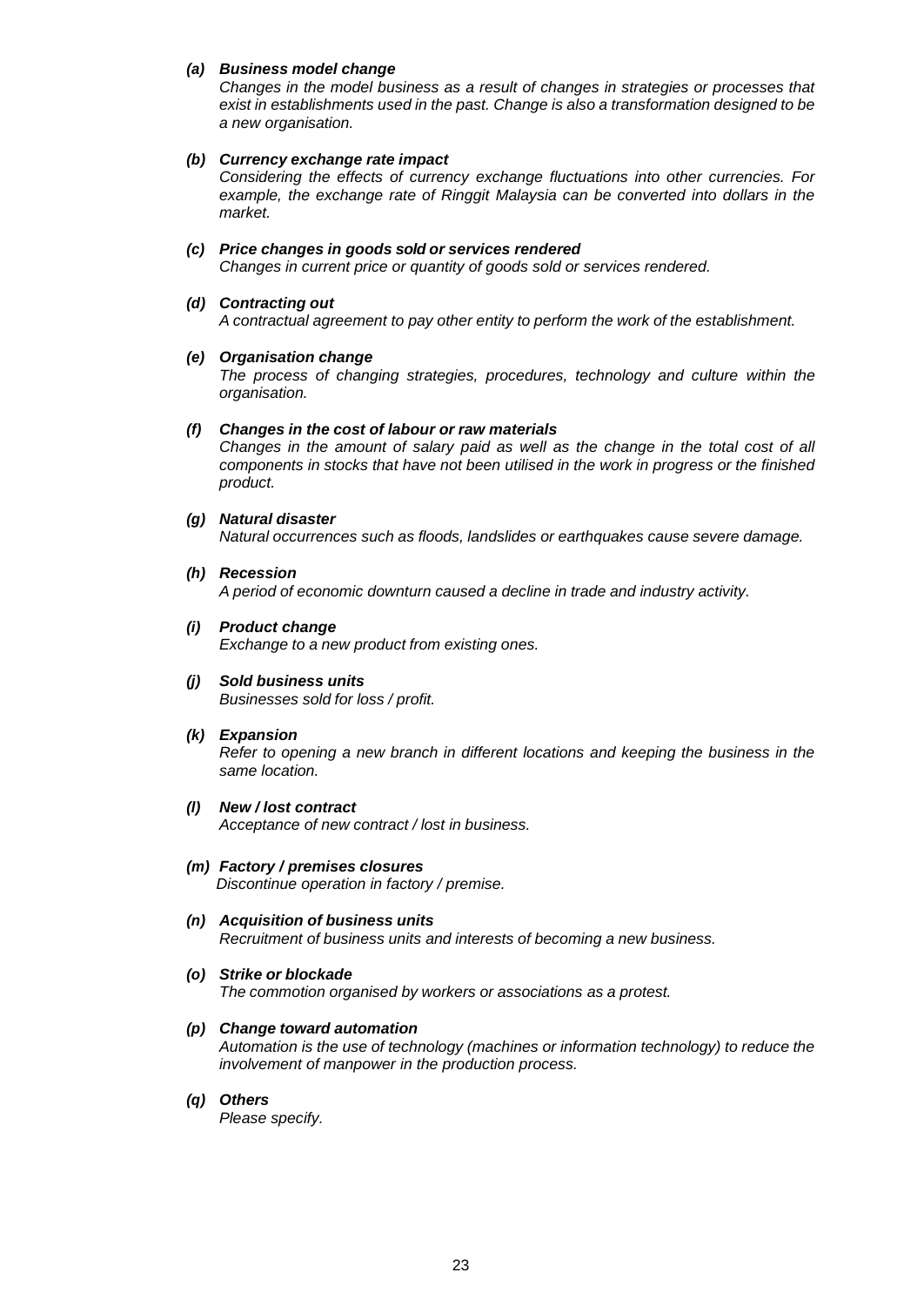*(a)* ***Business model change***

*Changes in the model business as a result of changes in strategies or processes that exist in establishments used in the past. Change is also a transformation designed to be a new organisation.*

*(b)* ***Currency exchange rate impact***

*Considering the effects of currency exchange fluctuations into other currencies. For example, the exchange rate of Ringgit Malaysia can be converted into dollars in the market.*

*(c)* ***Price changes in goods sold or services rendered***

*Changes in current price or quantity of goods sold or services rendered.*

*(d)* ***Contracting out***

*A contractual agreement to pay other entity to perform the work of the establishment.*

*(e)* ***Organisation change***

*The process of changing strategies, procedures, technology and culture within the organisation.*

*(f)* ***Changes in the cost of labour or raw materials***

*Changes in the amount of salary paid as well as the change in the total cost of all components in stocks that have not been utilised in the work in progress or the finished product.*

*(g)* ***Natural disaster***

*Natural occurrences such as floods, landslides or earthquakes cause severe damage.*

*(h)* ***Recession***

*A period of economic downturn caused a decline in trade and industry activity.*

*(i)* ***Product change***

*Exchange to a new product from existing ones.*

*(j)* ***Sold business units***

*Businesses sold for loss / profit.*

*(k)* ***Expansion***

*Refer to opening a new branch in different locations and keeping the business in the same location.*

*(l)* ***New / lost contract***

*Acceptance of new contract / lost in business.*

*(m)* ***Factory / premises closures***

*Discontinue operation in factory / premise.*

*(n)* ***Acquisition of business units***

*Recruitment of business units and interests of becoming a new business.*

*(o)* ***Strike or blockade***

*The commotion organised by workers or associations as a protest.*

*(p)* ***Change toward automation***

*Automation is the use of technology (machines or information technology) to reduce the involvement of manpower in the production process.*

*(q)* ***Others***

*Please specify.*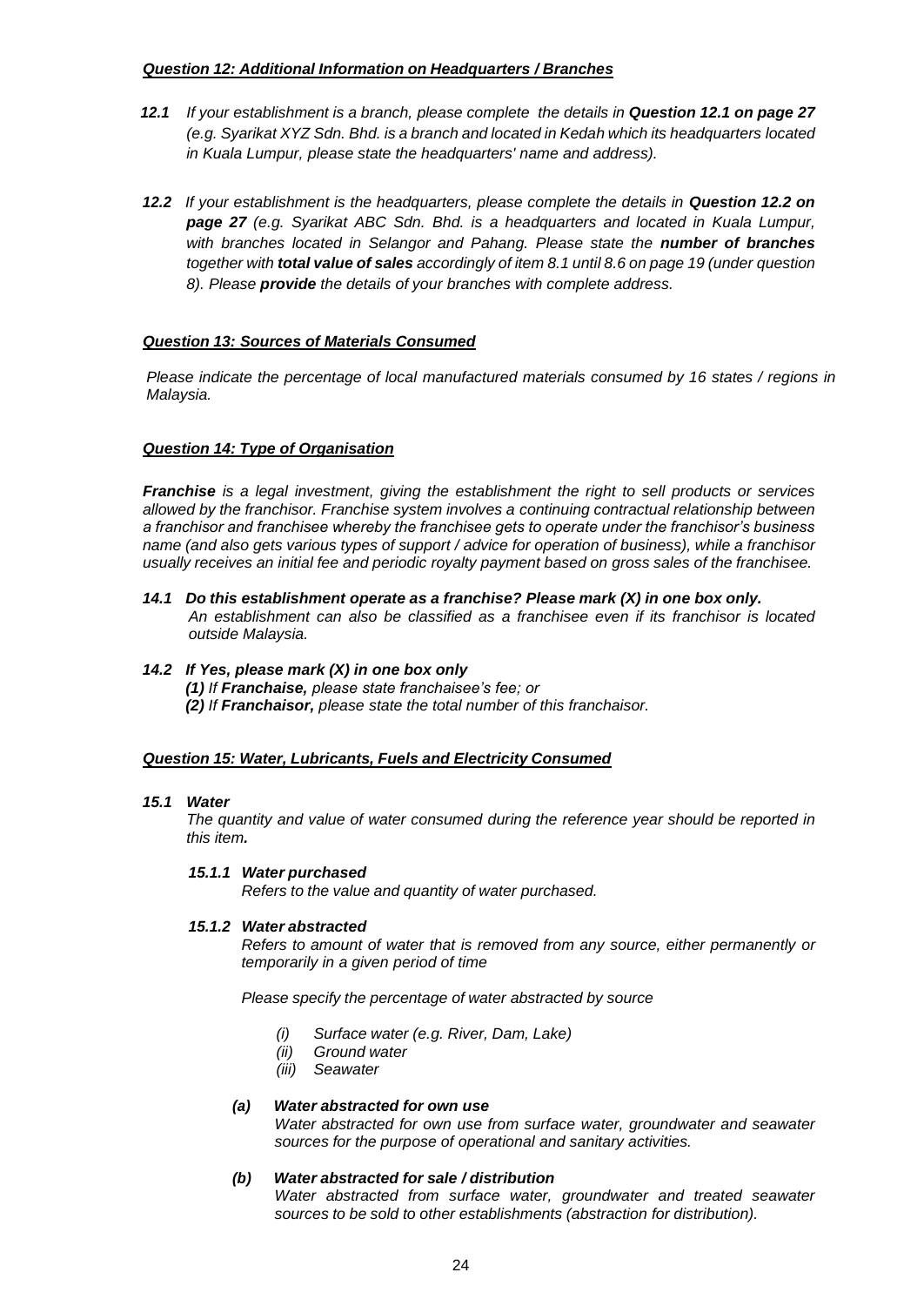***Question 12: Additional Information on Headquarters / Branches***

***12.1*** *If your establishment is a branch, please complete the details in **Question 12.1 on page 27** (e.g. Syarikat XYZ Sdn. Bhd. is a branch and located in Kedah which its headquarters located in Kuala Lumpur, please state the headquarters' name and address).*

***12.2*** *If your establishment is the headquarters, please complete the details in **Question 12.2 on page 27** (e.g. Syarikat ABC Sdn. Bhd. is a headquarters and located in Kuala Lumpur, with branches located in Selangor and Pahang. Please state the **number of branches** together with **total value of sales** accordingly of item 8.1 until 8.6 on page 19 (under question 8). Please **provide** the details of your branches with complete address.*

***Question 13: Sources of Materials Consumed***

*Please indicate the percentage of local manufactured materials consumed by 16 states / regions in Malaysia.*

***Question 14: Type of Organisation***

***Franchise** is a legal investment, giving the establishment the right to sell products or services allowed by the franchisor. Franchise system involves a continuing contractual relationship between a franchisor and franchisee whereby the franchisee gets to operate under the franchisor's business name (and also gets various types of support / advice for operation of business), while a franchisor usually receives an initial fee and periodic royalty payment based on gross sales of the franchisee.*

***14.1 Do this establishment operate as a franchise? Please mark (X) in one box only.***
*An establishment can also be classified as a franchisee even if its franchisor is located outside Malaysia.*

***14.2 If Yes, please mark (X) in one box only***
***(1)** If **Franchaise,** please state franchaisee's fee; or*
***(2)** If **Franchaisor,** please state the total number of this franchaisor.*

***Question 15: Water, Lubricants, Fuels and Electricity Consumed***

***15.1 Water***
*The quantity and value of water consumed during the reference year should be reported in this item.*

***15.1.1 Water purchased***
*Refers to the value and quantity of water purchased.*

***15.1.2 Water abstracted***
*Refers to amount of water that is removed from any source, either permanently or temporarily in a given period of time*

*Please specify the percentage of water abstracted by source*

*(i) Surface water (e.g. River, Dam, Lake)*
*(ii) Ground water*
*(iii) Seawater*

***(a) Water abstracted for own use***
*Water abstracted for own use from surface water, groundwater and seawater sources for the purpose of operational and sanitary activities.*

***(b) Water abstracted for sale / distribution***
*Water abstracted from surface water, groundwater and treated seawater sources to be sold to other establishments (abstraction for distribution).*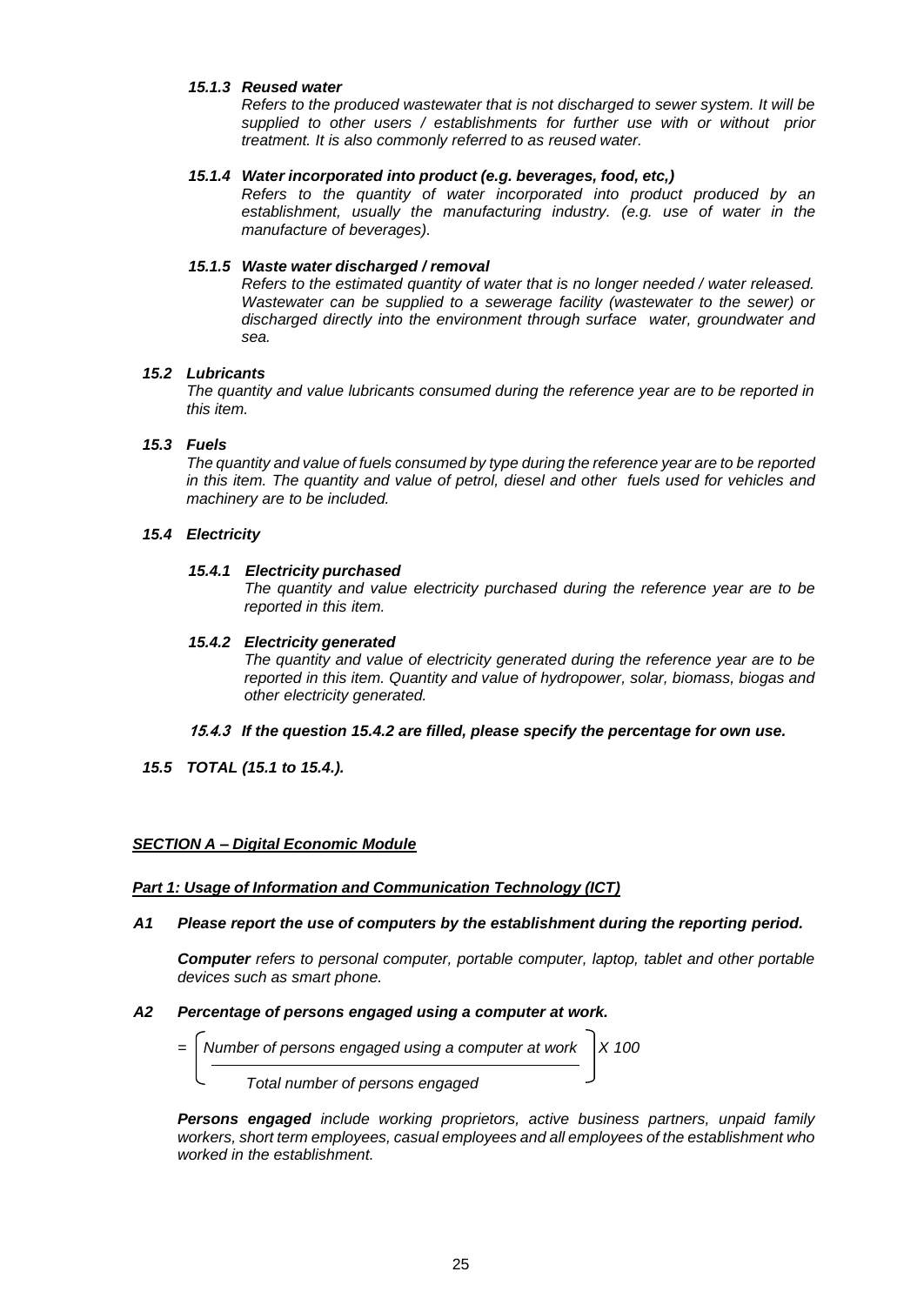***15.1.3 Reused water***

*Refers to the produced wastewater that is not discharged to sewer system. It will be supplied to other users / establishments for further use with or without prior treatment. It is also commonly referred to as reused water.*

***15.1.4 Water incorporated into product (e.g. beverages, food, etc,)***

*Refers to the quantity of water incorporated into product produced by an establishment, usually the manufacturing industry. (e.g. use of water in the manufacture of beverages).*

***15.1.5 Waste water discharged / removal***

*Refers to the estimated quantity of water that is no longer needed / water released. Wastewater can be supplied to a sewerage facility (wastewater to the sewer) or discharged directly into the environment through surface water, groundwater and sea.*

***15.2 Lubricants***

*The quantity and value lubricants consumed during the reference year are to be reported in this item.*

***15.3 Fuels***

*The quantity and value of fuels consumed by type during the reference year are to be reported in this item. The quantity and value of petrol, diesel and other fuels used for vehicles and machinery are to be included.*

***15.4 Electricity***

***15.4.1 Electricity purchased***

*The quantity and value electricity purchased during the reference year are to be reported in this item.*

***15.4.2 Electricity generated***

*The quantity and value of electricity generated during the reference year are to be reported in this item. Quantity and value of hydropower, solar, biomass, biogas and other electricity generated.*

***15.4.3 If the question 15.4.2 are filled, please specify the percentage for own use.***

***15.5 TOTAL (15.1 to 15.4.).***

***<u>SECTION A – Digital Economic Module</u>***

***<u>Part 1: Usage of Information and Communication Technology (ICT)</u>***

***A1 Please report the use of computers by the establishment during the reporting period.***

***Computer*** *refers to personal computer, portable computer, laptop, tablet and other portable devices such as smart phone.*

***A2 Percentage of persons engaged using a computer at work.***

$$= \left( \frac{\text{Number of persons engaged using a computer at work}}{\text{Total number of persons engaged}} \right) X\ 100$$

***Persons engaged*** *include working proprietors, active business partners, unpaid family workers, short term employees, casual employees and all employees of the establishment who worked in the establishment.*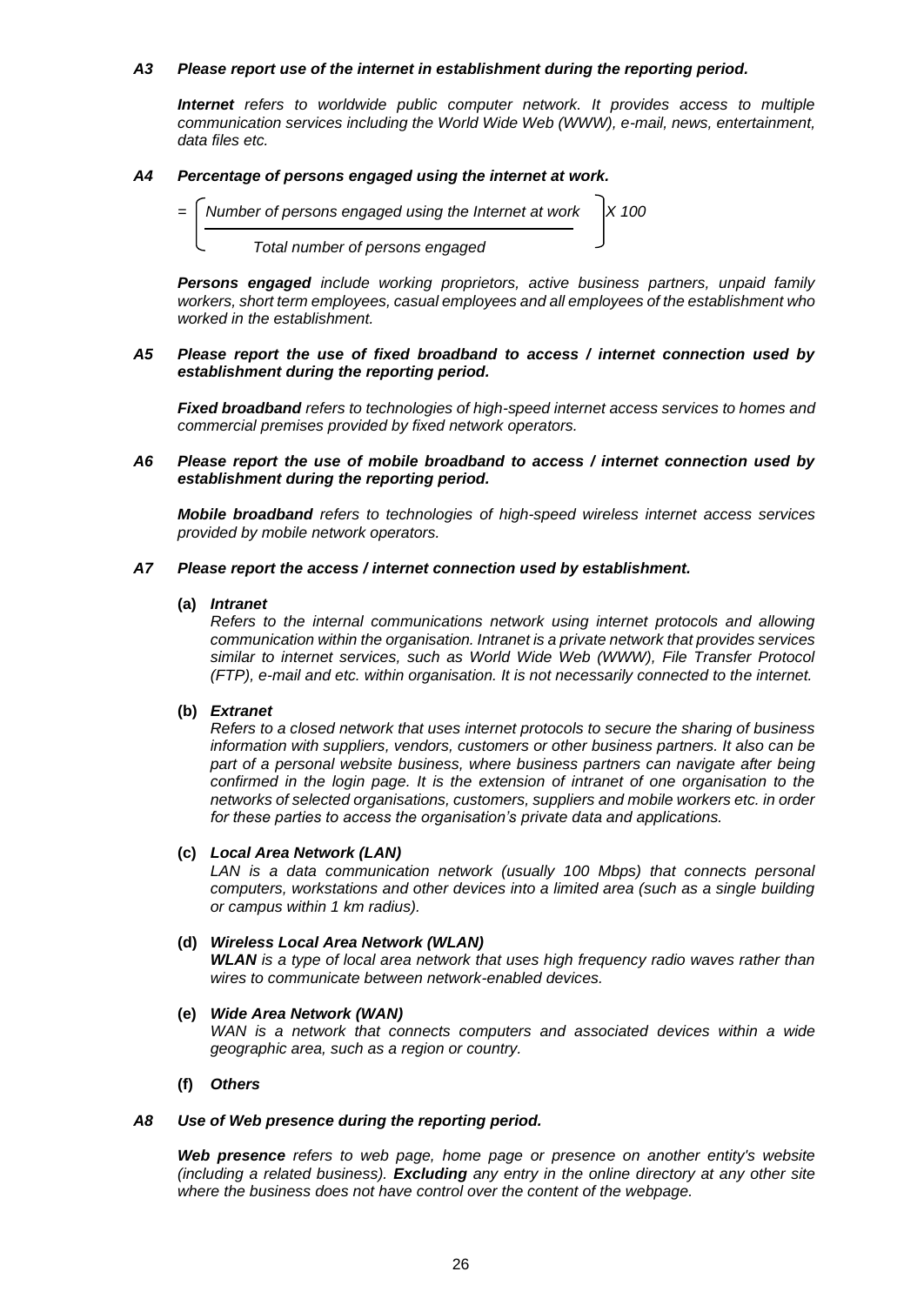***A3 Please report use of the internet in establishment during the reporting period.***

***Internet*** *refers to worldwide public computer network. It provides access to multiple communication services including the World Wide Web (WWW), e-mail, news, entertainment, data files etc.*

***A4 Percentage of persons engaged using the internet at work.***

$$= \left[ \frac{\text{Number of persons engaged using the Internet at work}}{\text{Total number of persons engaged}} \right] X\ 100$$

***Persons engaged*** *include working proprietors, active business partners, unpaid family workers, short term employees, casual employees and all employees of the establishment who worked in the establishment.*

***A5 Please report the use of fixed broadband to access / internet connection used by establishment during the reporting period.***

***Fixed broadband*** *refers to technologies of high-speed internet access services to homes and commercial premises provided by fixed network operators.*

***A6 Please report the use of mobile broadband to access / internet connection used by establishment during the reporting period.***

***Mobile broadband*** *refers to technologies of high-speed wireless internet access services provided by mobile network operators.*

***A7 Please report the access / internet connection used by establishment.***

**(a)** ***Intranet***
*Refers to the internal communications network using internet protocols and allowing communication within the organisation. Intranet is a private network that provides services similar to internet services, such as World Wide Web (WWW), File Transfer Protocol (FTP), e-mail and etc. within organisation. It is not necessarily connected to the internet.*

**(b)** ***Extranet***
*Refers to a closed network that uses internet protocols to secure the sharing of business information with suppliers, vendors, customers or other business partners. It also can be part of a personal website business, where business partners can navigate after being confirmed in the login page. It is the extension of intranet of one organisation to the networks of selected organisations, customers, suppliers and mobile workers etc. in order for these parties to access the organisation's private data and applications.*

**(c)** ***Local Area Network (LAN)***
*LAN is a data communication network (usually 100 Mbps) that connects personal computers, workstations and other devices into a limited area (such as a single building or campus within 1 km radius).*

**(d)** ***Wireless Local Area Network (WLAN)***
***WLAN*** *is a type of local area network that uses high frequency radio waves rather than wires to communicate between network-enabled devices.*

**(e)** ***Wide Area Network (WAN)***
*WAN is a network that connects computers and associated devices within a wide geographic area, such as a region or country.*

**(f)** ***Others***

***A8 Use of Web presence during the reporting period.***

***Web presence*** *refers to web page, home page or presence on another entity's website (including a related business).* ***Excluding*** *any entry in the online directory at any other site where the business does not have control over the content of the webpage.*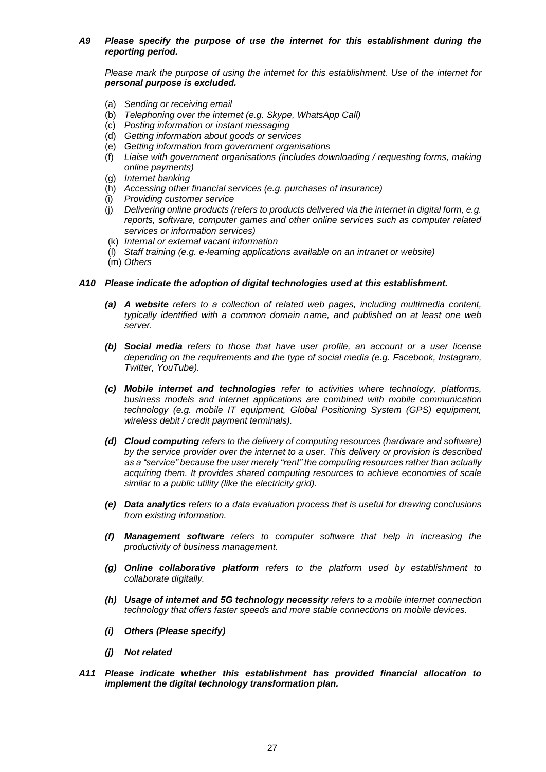***A9 Please specify the purpose of use the internet for this establishment during the reporting period.***

*Please mark the purpose of using the internet for this establishment. Use of the internet for* ***personal purpose is excluded.***

- (a) *Sending or receiving email*
- (b) *Telephoning over the internet (e.g. Skype, WhatsApp Call)*
- (c) *Posting information or instant messaging*
- (d) *Getting information about goods or services*
- (e) *Getting information from government organisations*
- (f) *Liaise with government organisations (includes downloading / requesting forms, making online payments)*
- (g) *Internet banking*
- (h) *Accessing other financial services (e.g. purchases of insurance)*
- (i) *Providing customer service*
- (j) *Delivering online products (refers to products delivered via the internet in digital form, e.g. reports, software, computer games and other online services such as computer related services or information services)*
- (k) *Internal or external vacant information*
- (l) *Staff training (e.g. e-learning applications available on an intranet or website)*
- (m) *Others*

***A10 Please indicate the adoption of digital technologies used at this establishment.***

***(a) A website*** *refers to a collection of related web pages, including multimedia content, typically identified with a common domain name, and published on at least one web server.*

***(b) Social media*** *refers to those that have user profile, an account or a user license depending on the requirements and the type of social media (e.g. Facebook, Instagram, Twitter, YouTube).*

***(c) Mobile internet and technologies*** *refer to activities where technology, platforms, business models and internet applications are combined with mobile communication technology (e.g. mobile IT equipment, Global Positioning System (GPS) equipment, wireless debit / credit payment terminals).*

***(d) Cloud computing*** *refers to the delivery of computing resources (hardware and software) by the service provider over the internet to a user. This delivery or provision is described as a "service" because the user merely "rent" the computing resources rather than actually acquiring them. It provides shared computing resources to achieve economies of scale similar to a public utility (like the electricity grid).*

***(e) Data analytics*** *refers to a data evaluation process that is useful for drawing conclusions from existing information.*

***(f) Management software*** *refers to computer software that help in increasing the productivity of business management.*

***(g) Online collaborative platform*** *refers to the platform used by establishment to collaborate digitally.*

***(h) Usage of internet and 5G technology necessity*** *refers to a mobile internet connection technology that offers faster speeds and more stable connections on mobile devices.*

***(i) Others (Please specify)***

***(j) Not related***

***A11 Please indicate whether this establishment has provided financial allocation to implement the digital technology transformation plan.***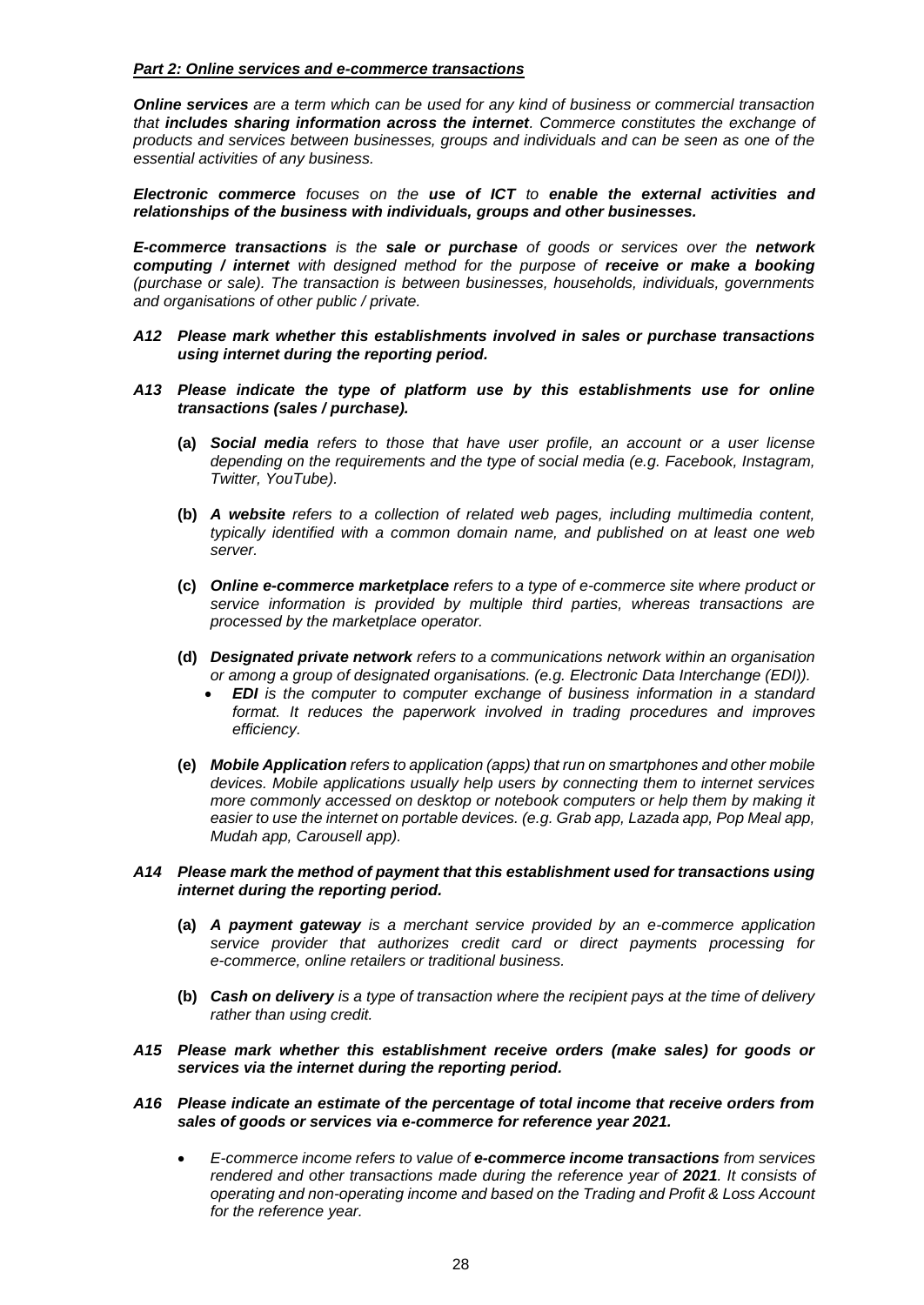***Part 2: Online services and e-commerce transactions***

***Online services*** *are a term which can be used for any kind of business or commercial transaction that* ***includes sharing information across the internet****. Commerce constitutes the exchange of products and services between businesses, groups and individuals and can be seen as one of the essential activities of any business.*

***Electronic commerce*** *focuses on the* ***use of ICT*** *to* ***enable the external activities and relationships of the business with individuals, groups and other businesses.***

***E-commerce transactions*** *is the* ***sale or purchase*** *of goods or services over the* ***network computing / internet*** *with designed method for the purpose of* ***receive or make a booking*** *(purchase or sale). The transaction is between businesses, households, individuals, governments and organisations of other public / private.*

***A12 Please mark whether this establishments involved in sales or purchase transactions using internet during the reporting period.***

***A13 Please indicate the type of platform use by this establishments use for online transactions (sales / purchase).***

- **(a)** ***Social media*** *refers to those that have user profile, an account or a user license depending on the requirements and the type of social media (e.g. Facebook, Instagram, Twitter, YouTube).*

- **(b)** ***A website*** *refers to a collection of related web pages, including multimedia content, typically identified with a common domain name, and published on at least one web server.*

- **(c)** ***Online e-commerce marketplace*** *refers to a type of e-commerce site where product or service information is provided by multiple third parties, whereas transactions are processed by the marketplace operator.*

- **(d)** ***Designated private network*** *refers to a communications network within an organisation or among a group of designated organisations. (e.g. Electronic Data Interchange (EDI)).*
  - ***EDI*** *is the computer to computer exchange of business information in a standard format. It reduces the paperwork involved in trading procedures and improves efficiency.*

- **(e)** ***Mobile Application*** *refers to application (apps) that run on smartphones and other mobile devices. Mobile applications usually help users by connecting them to internet services more commonly accessed on desktop or notebook computers or help them by making it easier to use the internet on portable devices. (e.g. Grab app, Lazada app, Pop Meal app, Mudah app, Carousell app).*

***A14 Please mark the method of payment that this establishment used for transactions using internet during the reporting period.***

- **(a)** ***A payment gateway*** *is a merchant service provided by an e-commerce application service provider that authorizes credit card or direct payments processing for e-commerce, online retailers or traditional business.*

- **(b)** ***Cash on delivery*** *is a type of transaction where the recipient pays at the time of delivery rather than using credit.*

***A15 Please mark whether this establishment receive orders (make sales) for goods or services via the internet during the reporting period.***

***A16 Please indicate an estimate of the percentage of total income that receive orders from sales of goods or services via e-commerce for reference year 2021.***

- *E-commerce income refers to value of* ***e-commerce income transactions*** *from services rendered and other transactions made during the reference year of* ***2021****. It consists of operating and non-operating income and based on the Trading and Profit & Loss Account for the reference year.*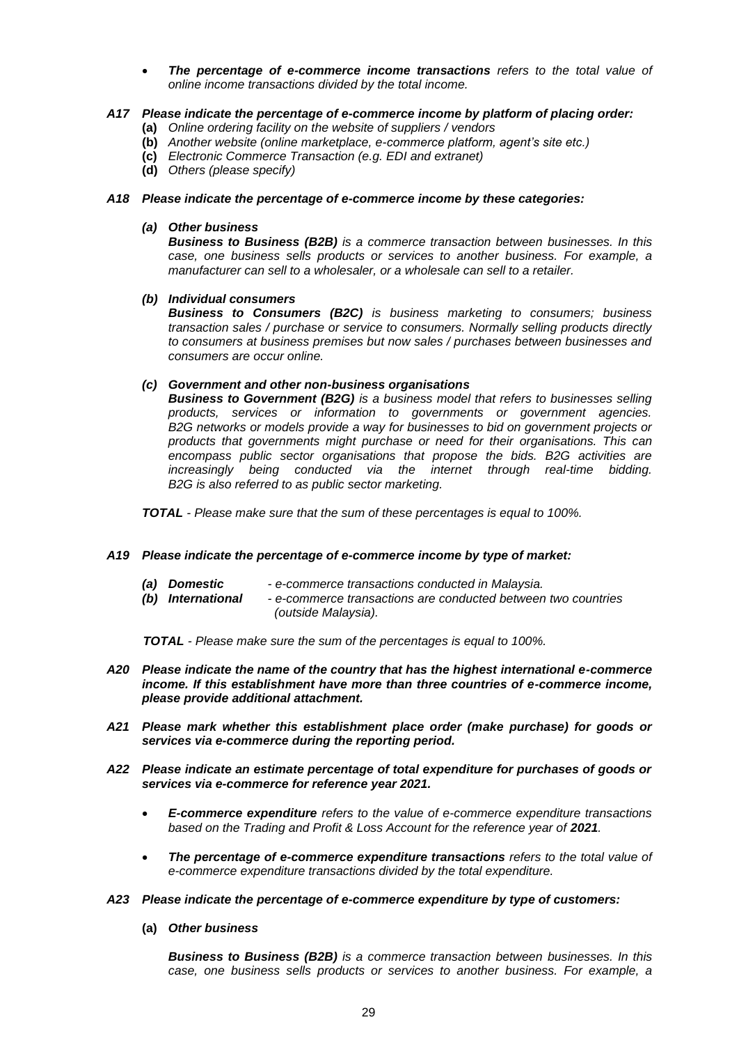- ***The percentage of e-commerce income transactions*** *refers to the total value of online income transactions divided by the total income.*

***A17 Please indicate the percentage of e-commerce income by platform of placing order:***

- **(a)** *Online ordering facility on the website of suppliers / vendors*
- **(b)** *Another website (online marketplace, e-commerce platform, agent's site etc.)*
- **(c)** *Electronic Commerce Transaction (e.g. EDI and extranet)*
- **(d)** *Others (please specify)*

***A18 Please indicate the percentage of e-commerce income by these categories:***

***(a) Other business***

***Business to Business (B2B)*** *is a commerce transaction between businesses. In this case, one business sells products or services to another business. For example, a manufacturer can sell to a wholesaler, or a wholesale can sell to a retailer.*

***(b) Individual consumers***

***Business to Consumers (B2C)*** *is business marketing to consumers; business transaction sales / purchase or service to consumers. Normally selling products directly to consumers at business premises but now sales / purchases between businesses and consumers are occur online.*

***(c) Government and other non-business organisations***

***Business to Government (B2G)*** *is a business model that refers to businesses selling products, services or information to governments or government agencies. B2G networks or models provide a way for businesses to bid on government projects or products that governments might purchase or need for their organisations. This can encompass public sector organisations that propose the bids. B2G activities are increasingly being conducted via the internet through real-time bidding. B2G is also referred to as public sector marketing.*

***TOTAL*** *- Please make sure that the sum of these percentages is equal to 100%.*

***A19 Please indicate the percentage of e-commerce income by type of market:***

***(a) Domestic*** *- e-commerce transactions conducted in Malaysia.*
***(b) International*** *- e-commerce transactions are conducted between two countries (outside Malaysia).*

***TOTAL*** *- Please make sure the sum of the percentages is equal to 100%.*

***A20 Please indicate the name of the country that has the highest international e-commerce income. If this establishment have more than three countries of e-commerce income, please provide additional attachment.***

***A21 Please mark whether this establishment place order (make purchase) for goods or services via e-commerce during the reporting period.***

***A22 Please indicate an estimate percentage of total expenditure for purchases of goods or services via e-commerce for reference year 2021.***

- ***E-commerce expenditure*** *refers to the value of e-commerce expenditure transactions based on the Trading and Profit & Loss Account for the reference year of* ***2021****.*
- ***The percentage of e-commerce expenditure transactions*** *refers to the total value of e-commerce expenditure transactions divided by the total expenditure.*

***A23 Please indicate the percentage of e-commerce expenditure by type of customers:***

**(a)** ***Other business***

***Business to Business (B2B)*** *is a commerce transaction between businesses. In this case, one business sells products or services to another business. For example, a*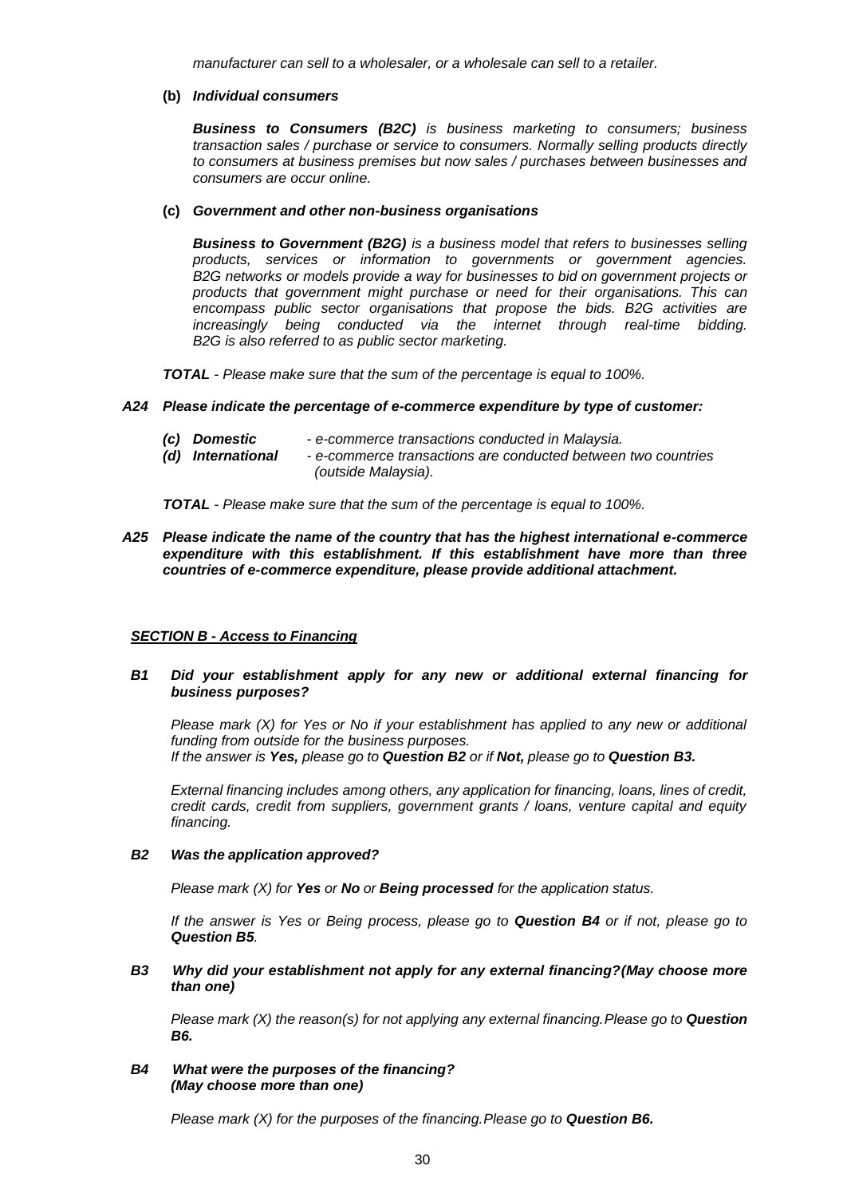*manufacturer can sell to a wholesaler, or a wholesale can sell to a retailer.*

**(b)** ***Individual consumers***

***Business to Consumers (B2C)*** *is business marketing to consumers; business transaction sales / purchase or service to consumers. Normally selling products directly to consumers at business premises but now sales / purchases between businesses and consumers are occur online.*

**(c)** ***Government and other non-business organisations***

***Business to Government (B2G)*** *is a business model that refers to businesses selling products, services or information to governments or government agencies. B2G networks or models provide a way for businesses to bid on government projects or products that government might purchase or need for their organisations. This can encompass public sector organisations that propose the bids. B2G activities are increasingly being conducted via the internet through real-time bidding. B2G is also referred to as public sector marketing.*

***TOTAL*** *- Please make sure that the sum of the percentage is equal to 100%.*

***A24 Please indicate the percentage of e-commerce expenditure by type of customer:***

***(c) Domestic*** *- e-commerce transactions conducted in Malaysia.*
***(d) International*** *- e-commerce transactions are conducted between two countries (outside Malaysia).*

***TOTAL*** *- Please make sure that the sum of the percentage is equal to 100%.*

***A25 Please indicate the name of the country that has the highest international e-commerce expenditure with this establishment. If this establishment have more than three countries of e-commerce expenditure, please provide additional attachment.***

## ***SECTION B - Access to Financing***

***B1 Did your establishment apply for any new or additional external financing for business purposes?***

*Please mark (X) for Yes or No if your establishment has applied to any new or additional funding from outside for the business purposes.*
*If the answer is **Yes,** please go to **Question B2** or if **Not,** please go to **Question B3.***

*External financing includes among others, any application for financing, loans, lines of credit, credit cards, credit from suppliers, government grants / loans, venture capital and equity financing.*

***B2 Was the application approved?***

*Please mark (X) for **Yes** or **No** or **Being processed** for the application status.*

*If the answer is Yes or Being process, please go to **Question B4** or if not, please go to **Question B5**.*

***B3 Why did your establishment not apply for any external financing?(May choose more than one)***

*Please mark (X) the reason(s) for not applying any external financing.Please go to **Question B6.***

***B4 What were the purposes of the financing?***
***(May choose more than one)***

*Please mark (X) for the purposes of the financing.Please go to **Question B6.***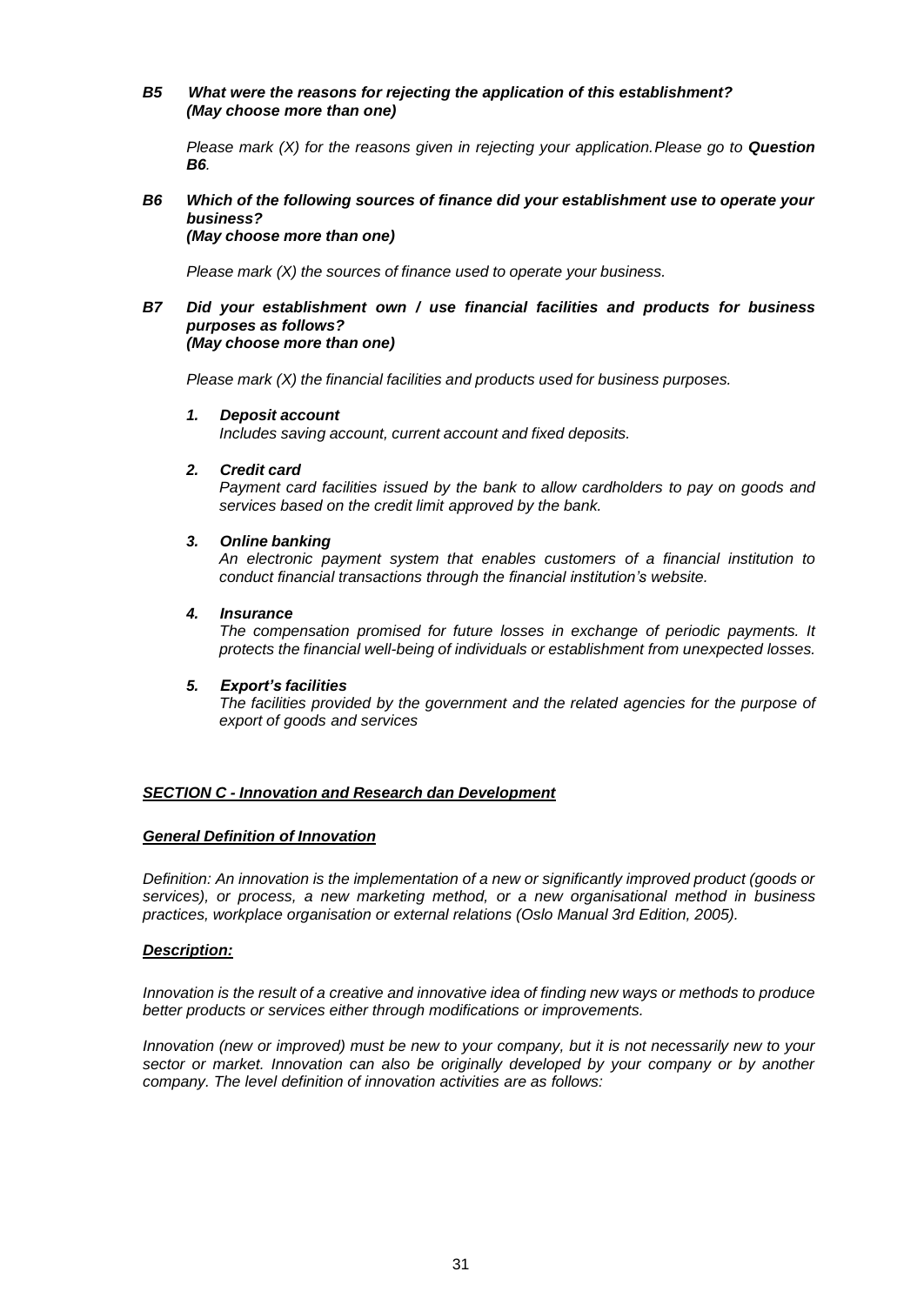***B5 What were the reasons for rejecting the application of this establishment?***
***(May choose more than one)***

*Please mark (X) for the reasons given in rejecting your application. Please go to* ***Question B6****.*

***B6 Which of the following sources of finance did your establishment use to operate your business?***
***(May choose more than one)***

*Please mark (X) the sources of finance used to operate your business.*

***B7 Did your establishment own / use financial facilities and products for business purposes as follows?***
***(May choose more than one)***

*Please mark (X) the financial facilities and products used for business purposes.*

***1. Deposit account***
*Includes saving account, current account and fixed deposits.*

***2. Credit card***
*Payment card facilities issued by the bank to allow cardholders to pay on goods and services based on the credit limit approved by the bank.*

***3. Online banking***
*An electronic payment system that enables customers of a financial institution to conduct financial transactions through the financial institution's website.*

***4. Insurance***
*The compensation promised for future losses in exchange of periodic payments. It protects the financial well-being of individuals or establishment from unexpected losses.*

***5. Export's facilities***
*The facilities provided by the government and the related agencies for the purpose of export of goods and services*

## ***SECTION C - Innovation and Research dan Development***

### ***General Definition of Innovation***

*Definition: An innovation is the implementation of a new or significantly improved product (goods or services), or process, a new marketing method, or a new organisational method in business practices, workplace organisation or external relations (Oslo Manual 3rd Edition, 2005).*

### ***Description:***

*Innovation is the result of a creative and innovative idea of finding new ways or methods to produce better products or services either through modifications or improvements.*

*Innovation (new or improved) must be new to your company, but it is not necessarily new to your sector or market. Innovation can also be originally developed by your company or by another company. The level definition of innovation activities are as follows:*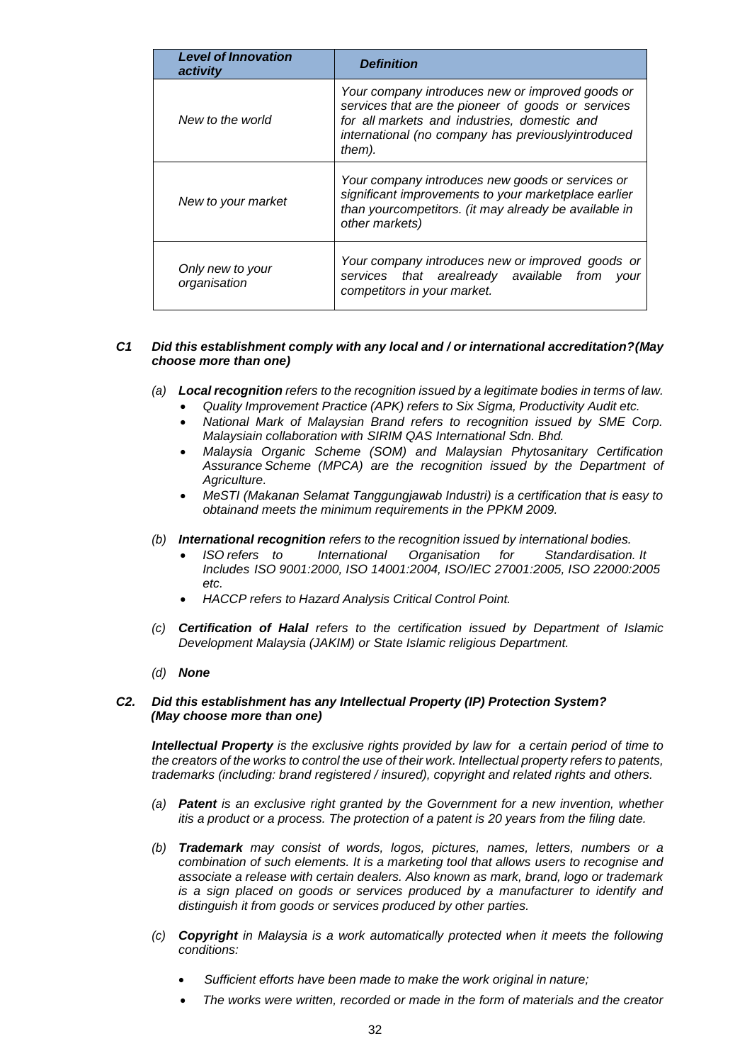| *Level of Innovation activity* | *Definition* |
|---|---|
| *New to the world* | *Your company introduces new or improved goods or services that are the pioneer of goods or services for all markets and industries, domestic and international (no company has previouslyintroduced them).* |
| *New to your market* | *Your company introduces new goods or services or significant improvements to your marketplace earlier than yourcompetitors. (it may already be available in other markets)* |
| *Only new to your organisation* | *Your company introduces new or improved goods or services that arealready available from your competitors in your market.* |

***C1 Did this establishment comply with any local and / or international accreditation?(May choose more than one)***

*(a)* ***Local recognition*** *refers to the recognition issued by a legitimate bodies in terms of law.*

- *Quality Improvement Practice (APK) refers to Six Sigma, Productivity Audit etc.*
- *National Mark of Malaysian Brand refers to recognition issued by SME Corp. Malaysiain collaboration with SIRIM QAS International Sdn. Bhd.*
- *Malaysia Organic Scheme (SOM) and Malaysian Phytosanitary Certification Assurance Scheme (MPCA) are the recognition issued by the Department of Agriculture.*
- *MeSTI (Makanan Selamat Tanggungjawab Industri) is a certification that is easy to obtainand meets the minimum requirements in the PPKM 2009.*

*(b)* ***International recognition*** *refers to the recognition issued by international bodies.*

- *ISO refers to International Organisation for Standardisation. It Includes ISO 9001:2000, ISO 14001:2004, ISO/IEC 27001:2005, ISO 22000:2005 etc.*
- *HACCP refers to Hazard Analysis Critical Control Point.*

*(c)* ***Certification of Halal*** *refers to the certification issued by Department of Islamic Development Malaysia (JAKIM) or State Islamic religious Department.*

*(d)* ***None***

***C2. Did this establishment has any Intellectual Property (IP) Protection System? (May choose more than one)***

***Intellectual Property*** *is the exclusive rights provided by law for a certain period of time to the creators of the works to control the use of their work. Intellectual property refers to patents, trademarks (including: brand registered / insured), copyright and related rights and others.*

*(a)* ***Patent*** *is an exclusive right granted by the Government for a new invention, whether itis a product or a process. The protection of a patent is 20 years from the filing date.*

*(b)* ***Trademark*** *may consist of words, logos, pictures, names, letters, numbers or a combination of such elements. It is a marketing tool that allows users to recognise and associate a release with certain dealers. Also known as mark, brand, logo or trademark is a sign placed on goods or services produced by a manufacturer to identify and distinguish it from goods or services produced by other parties.*

*(c)* ***Copyright*** *in Malaysia is a work automatically protected when it meets the following conditions:*

- *Sufficient efforts have been made to make the work original in nature;*
- *The works were written, recorded or made in the form of materials and the creator*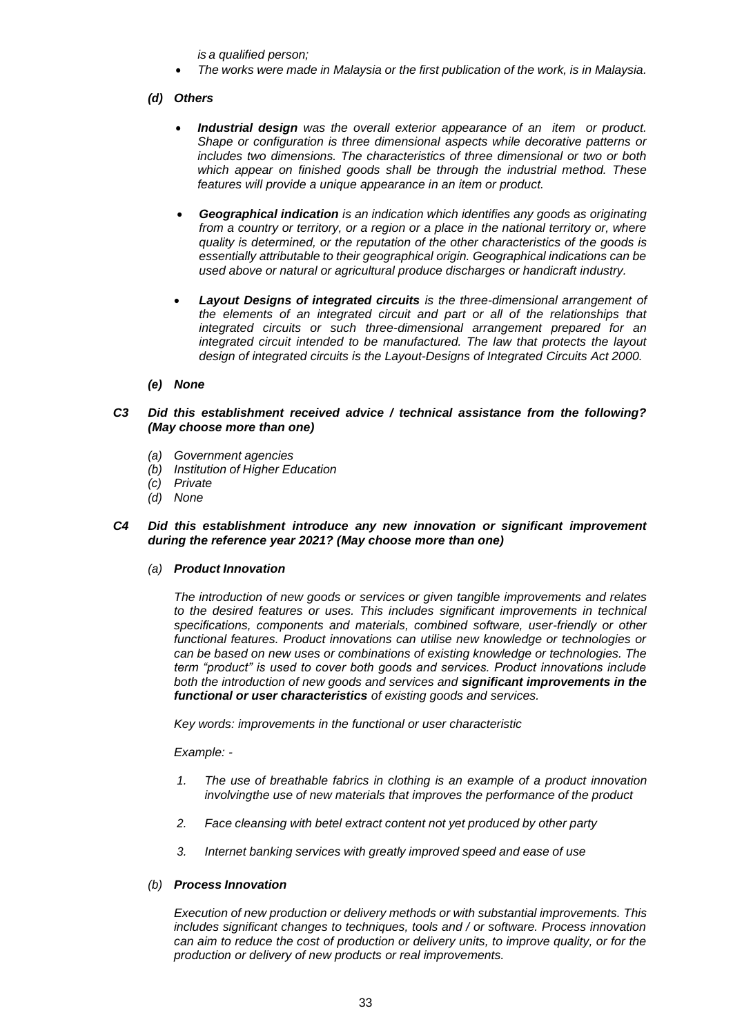*is a qualified person;*

- *The works were made in Malaysia or the first publication of the work, is in Malaysia.*

***(d) Others***

- ***Industrial design** was the overall exterior appearance of an item or product. Shape or configuration is three dimensional aspects while decorative patterns or includes two dimensions. The characteristics of three dimensional or two or both which appear on finished goods shall be through the industrial method. These features will provide a unique appearance in an item or product.*

- ***Geographical indication** is an indication which identifies any goods as originating from a country or territory, or a region or a place in the national territory or, where quality is determined, or the reputation of the other characteristics of the goods is essentially attributable to their geographical origin. Geographical indications can be used above or natural or agricultural produce discharges or handicraft industry.*

- ***Layout Designs of integrated circuits** is the three-dimensional arrangement of the elements of an integrated circuit and part or all of the relationships that integrated circuits or such three-dimensional arrangement prepared for an integrated circuit intended to be manufactured. The law that protects the layout design of integrated circuits is the Layout-Designs of Integrated Circuits Act 2000.*

***(e) None***

***C3 Did this establishment received advice / technical assistance from the following? (May choose more than one)***

*(a) Government agencies*
*(b) Institution of Higher Education*
*(c) Private*
*(d) None*

***C4 Did this establishment introduce any new innovation or significant improvement during the reference year 2021? (May choose more than one)***

*(a)* ***Product Innovation***

*The introduction of new goods or services or given tangible improvements and relates to the desired features or uses. This includes significant improvements in technical specifications, components and materials, combined software, user-friendly or other functional features. Product innovations can utilise new knowledge or technologies or can be based on new uses or combinations of existing knowledge or technologies. The term "product" is used to cover both goods and services. Product innovations include both the introduction of new goods and services and **significant improvements in the functional or user characteristics** of existing goods and services.*

*Key words: improvements in the functional or user characteristic*

*Example: -*

1. *The use of breathable fabrics in clothing is an example of a product innovation involvingthe use of new materials that improves the performance of the product*

2. *Face cleansing with betel extract content not yet produced by other party*

3. *Internet banking services with greatly improved speed and ease of use*

*(b)* ***Process Innovation***

*Execution of new production or delivery methods or with substantial improvements. This includes significant changes to techniques, tools and / or software. Process innovation can aim to reduce the cost of production or delivery units, to improve quality, or for the production or delivery of new products or real improvements.*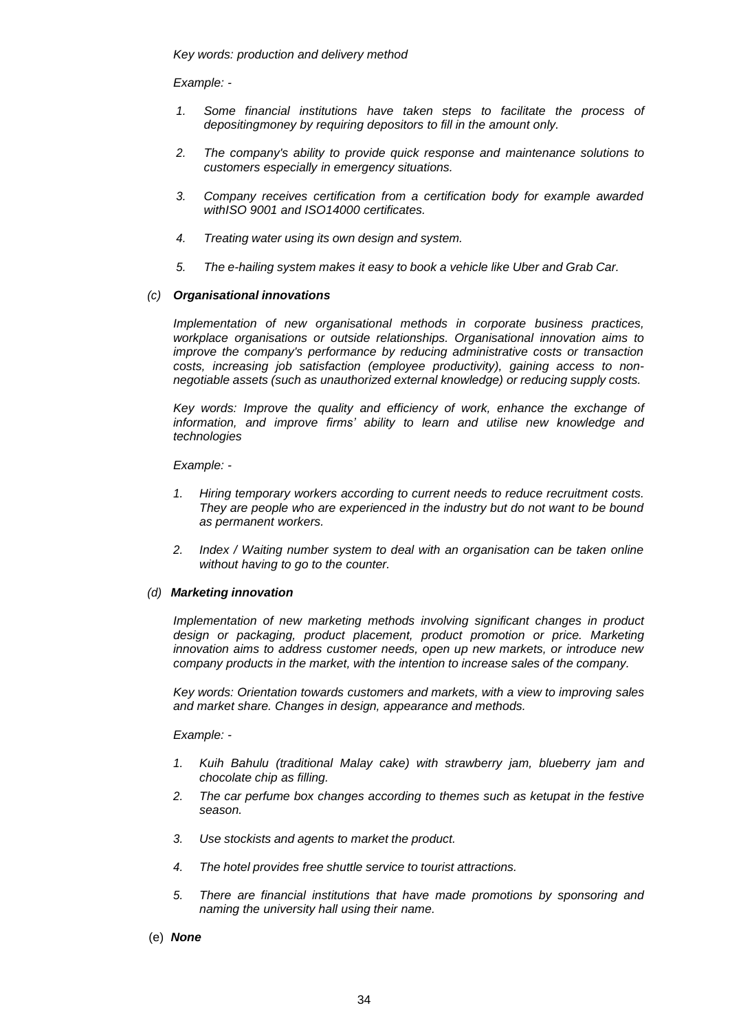*Key words: production and delivery method*

*Example: -*

1. *Some financial institutions have taken steps to facilitate the process of depositingmoney by requiring depositors to fill in the amount only.*

2. *The company's ability to provide quick response and maintenance solutions to customers especially in emergency situations.*

3. *Company receives certification from a certification body for example awarded withISO 9001 and ISO14000 certificates.*

4. *Treating water using its own design and system.*

5. *The e-hailing system makes it easy to book a vehicle like Uber and Grab Car.*

*(c)* ***Organisational innovations***

*Implementation of new organisational methods in corporate business practices, workplace organisations or outside relationships. Organisational innovation aims to improve the company's performance by reducing administrative costs or transaction costs, increasing job satisfaction (employee productivity), gaining access to non-negotiable assets (such as unauthorized external knowledge) or reducing supply costs.*

*Key words: Improve the quality and efficiency of work, enhance the exchange of information, and improve firms' ability to learn and utilise new knowledge and technologies*

*Example: -*

1. *Hiring temporary workers according to current needs to reduce recruitment costs. They are people who are experienced in the industry but do not want to be bound as permanent workers.*

2. *Index / Waiting number system to deal with an organisation can be taken online without having to go to the counter.*

*(d)* ***Marketing innovation***

*Implementation of new marketing methods involving significant changes in product design or packaging, product placement, product promotion or price. Marketing innovation aims to address customer needs, open up new markets, or introduce new company products in the market, with the intention to increase sales of the company.*

*Key words: Orientation towards customers and markets, with a view to improving sales and market share. Changes in design, appearance and methods.*

*Example: -*

1. *Kuih Bahulu (traditional Malay cake) with strawberry jam, blueberry jam and chocolate chip as filling.*
2. *The car perfume box changes according to themes such as ketupat in the festive season.*
3. *Use stockists and agents to market the product.*
4. *The hotel provides free shuttle service to tourist attractions.*
5. *There are financial institutions that have made promotions by sponsoring and naming the university hall using their name.*

(e) ***None***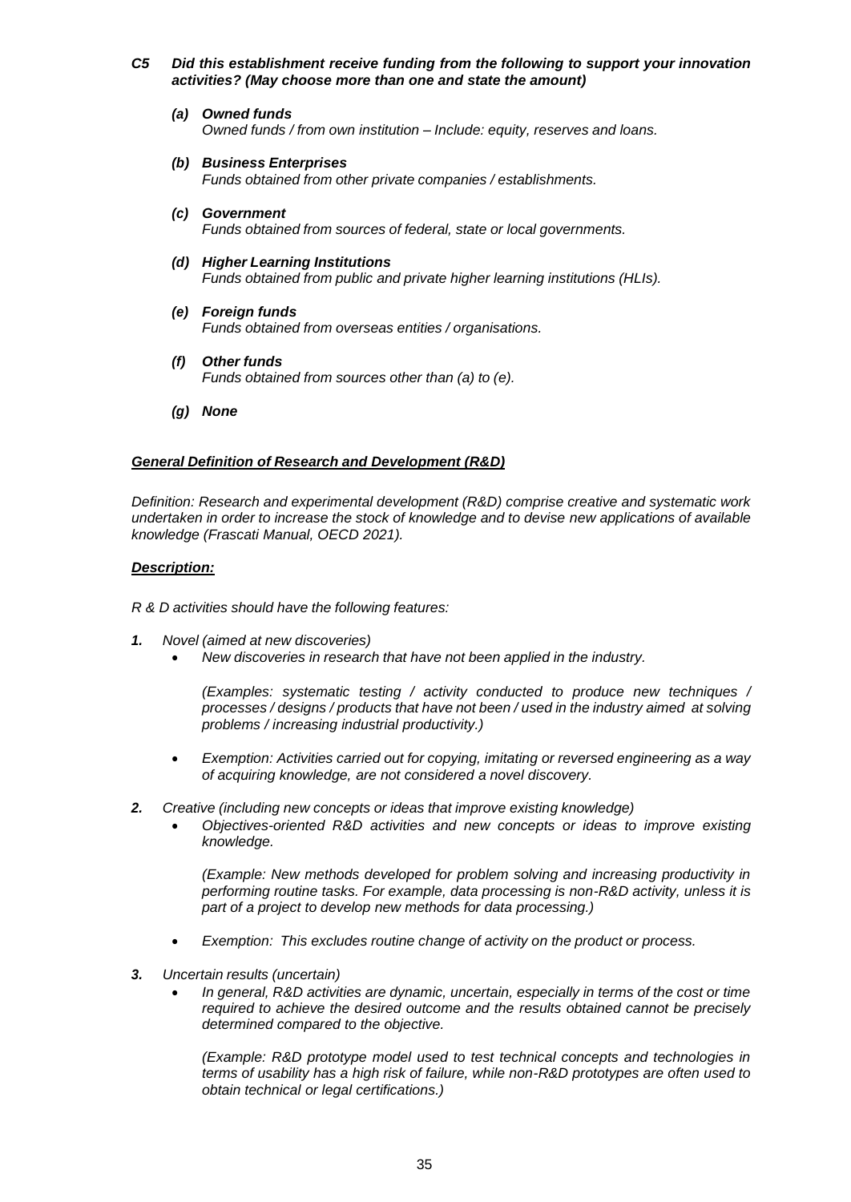***C5 Did this establishment receive funding from the following to support your innovation activities? (May choose more than one and state the amount)***

- ***(a) Owned funds***
  *Owned funds / from own institution – Include: equity, reserves and loans.*

- ***(b) Business Enterprises***
  *Funds obtained from other private companies / establishments.*

- ***(c) Government***
  *Funds obtained from sources of federal, state or local governments.*

- ***(d) Higher Learning Institutions***
  *Funds obtained from public and private higher learning institutions (HLIs).*

- ***(e) Foreign funds***
  *Funds obtained from overseas entities / organisations.*

- ***(f) Other funds***
  *Funds obtained from sources other than (a) to (e).*

- ***(g) None***

***<u>General Definition of Research and Development (R&D)</u>***

*Definition: Research and experimental development (R&D) comprise creative and systematic work undertaken in order to increase the stock of knowledge and to devise new applications of available knowledge (Frascati Manual, OECD 2021).*

***<u>Description:</u>***

*R & D activities should have the following features:*

***1.*** *Novel (aimed at new discoveries)*
- *New discoveries in research that have not been applied in the industry.*

  *(Examples: systematic testing / activity conducted to produce new techniques / processes / designs / products that have not been / used in the industry aimed at solving problems / increasing industrial productivity.)*

- *Exemption: Activities carried out for copying, imitating or reversed engineering as a way of acquiring knowledge, are not considered a novel discovery.*

***2.*** *Creative (including new concepts or ideas that improve existing knowledge)*
- *Objectives-oriented R&D activities and new concepts or ideas to improve existing knowledge.*

  *(Example: New methods developed for problem solving and increasing productivity in performing routine tasks. For example, data processing is non-R&D activity, unless it is part of a project to develop new methods for data processing.)*

- *Exemption: This excludes routine change of activity on the product or process.*

***3.*** *Uncertain results (uncertain)*
- *In general, R&D activities are dynamic, uncertain, especially in terms of the cost or time required to achieve the desired outcome and the results obtained cannot be precisely determined compared to the objective.*

  *(Example: R&D prototype model used to test technical concepts and technologies in terms of usability has a high risk of failure, while non-R&D prototypes are often used to obtain technical or legal certifications.)*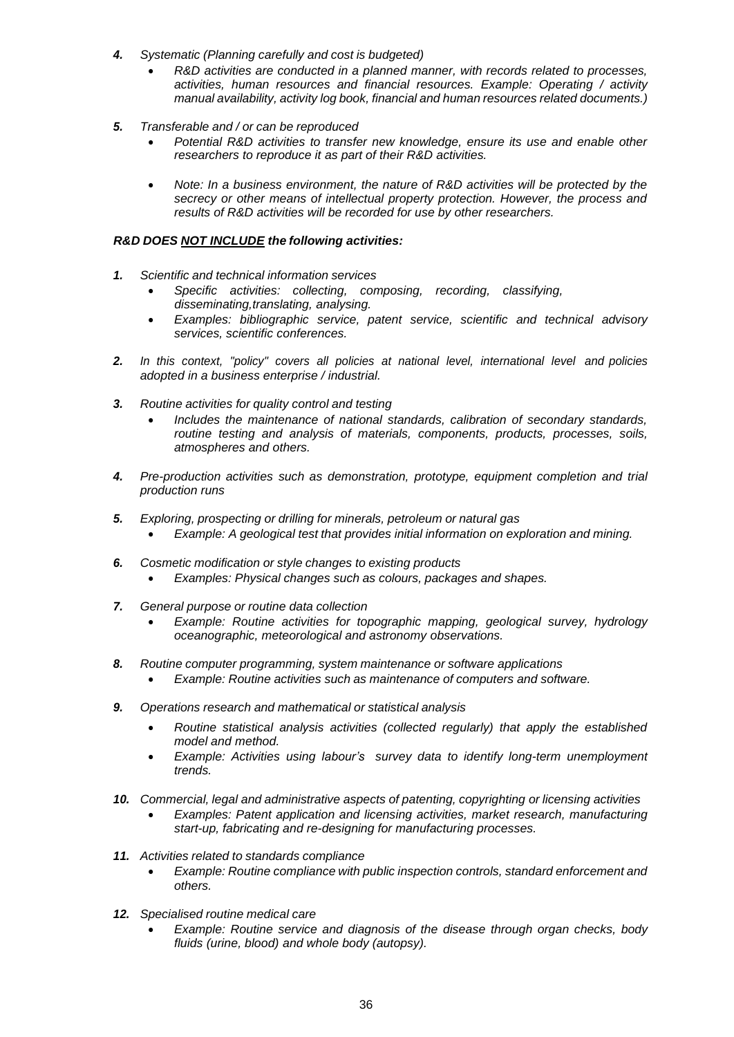*4. Systematic (Planning carefully and cost is budgeted)*

- *R&D activities are conducted in a planned manner, with records related to processes, activities, human resources and financial resources. Example: Operating / activity manual availability, activity log book, financial and human resources related documents.)*

*5. Transferable and / or can be reproduced*

- *Potential R&D activities to transfer new knowledge, ensure its use and enable other researchers to reproduce it as part of their R&D activities.*
- *Note: In a business environment, the nature of R&D activities will be protected by the secrecy or other means of intellectual property protection. However, the process and results of R&D activities will be recorded for use by other researchers.*

***R&D DOES NOT INCLUDE the following activities:***

*1. Scientific and technical information services*

- *Specific activities: collecting, composing, recording, classifying, disseminating,translating, analysing.*
- *Examples: bibliographic service, patent service, scientific and technical advisory services, scientific conferences.*

*2. In this context, "policy" covers all policies at national level, international level and policies adopted in a business enterprise / industrial.*

*3. Routine activities for quality control and testing*

- *Includes the maintenance of national standards, calibration of secondary standards, routine testing and analysis of materials, components, products, processes, soils, atmospheres and others.*

*4. Pre-production activities such as demonstration, prototype, equipment completion and trial production runs*

*5. Exploring, prospecting or drilling for minerals, petroleum or natural gas*

- *Example: A geological test that provides initial information on exploration and mining.*

*6. Cosmetic modification or style changes to existing products*

- *Examples: Physical changes such as colours, packages and shapes.*

*7. General purpose or routine data collection*

- *Example: Routine activities for topographic mapping, geological survey, hydrology oceanographic, meteorological and astronomy observations.*

*8. Routine computer programming, system maintenance or software applications*

- *Example: Routine activities such as maintenance of computers and software.*

*9. Operations research and mathematical or statistical analysis*

- *Routine statistical analysis activities (collected regularly) that apply the established model and method.*
- *Example: Activities using labour's survey data to identify long-term unemployment trends.*

*10. Commercial, legal and administrative aspects of patenting, copyrighting or licensing activities*

- *Examples: Patent application and licensing activities, market research, manufacturing start-up, fabricating and re-designing for manufacturing processes.*

*11. Activities related to standards compliance*

- *Example: Routine compliance with public inspection controls, standard enforcement and others.*

*12. Specialised routine medical care*

- *Example: Routine service and diagnosis of the disease through organ checks, body fluids (urine, blood) and whole body (autopsy).*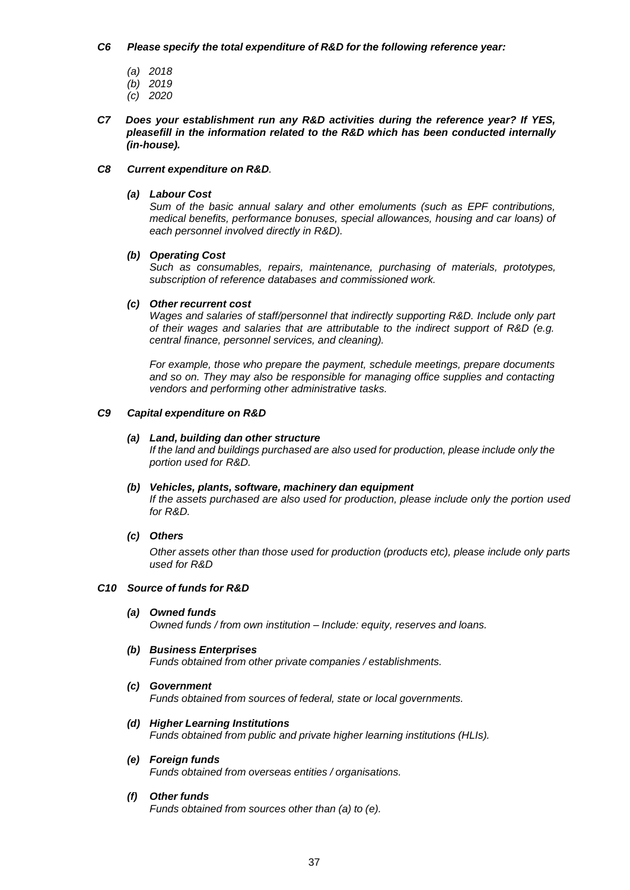***C6 Please specify the total expenditure of R&D for the following reference year:***

*(a) 2018*
*(b) 2019*
*(c) 2020*

***C7 Does your establishment run any R&D activities during the reference year? If YES, pleasefill in the information related to the R&D which has been conducted internally (in-house).***

***C8 Current expenditure on R&D.***

***(a) Labour Cost***
*Sum of the basic annual salary and other emoluments (such as EPF contributions, medical benefits, performance bonuses, special allowances, housing and car loans) of each personnel involved directly in R&D).*

***(b) Operating Cost***
*Such as consumables, repairs, maintenance, purchasing of materials, prototypes, subscription of reference databases and commissioned work.*

***(c) Other recurrent cost***
*Wages and salaries of staff/personnel that indirectly supporting R&D. Include only part of their wages and salaries that are attributable to the indirect support of R&D (e.g. central finance, personnel services, and cleaning).*

*For example, those who prepare the payment, schedule meetings, prepare documents and so on. They may also be responsible for managing office supplies and contacting vendors and performing other administrative tasks.*

***C9 Capital expenditure on R&D***

***(a) Land, building dan other structure***
*If the land and buildings purchased are also used for production, please include only the portion used for R&D.*

***(b) Vehicles, plants, software, machinery dan equipment***
*If the assets purchased are also used for production, please include only the portion used for R&D.*

***(c) Others***
*Other assets other than those used for production (products etc), please include only parts used for R&D*

***C10 Source of funds for R&D***

***(a) Owned funds***
*Owned funds / from own institution – Include: equity, reserves and loans.*

***(b) Business Enterprises***
*Funds obtained from other private companies / establishments.*

***(c) Government***
*Funds obtained from sources of federal, state or local governments.*

***(d) Higher Learning Institutions***
*Funds obtained from public and private higher learning institutions (HLIs).*

***(e) Foreign funds***
*Funds obtained from overseas entities / organisations.*

***(f) Other funds***
*Funds obtained from sources other than (a) to (e).*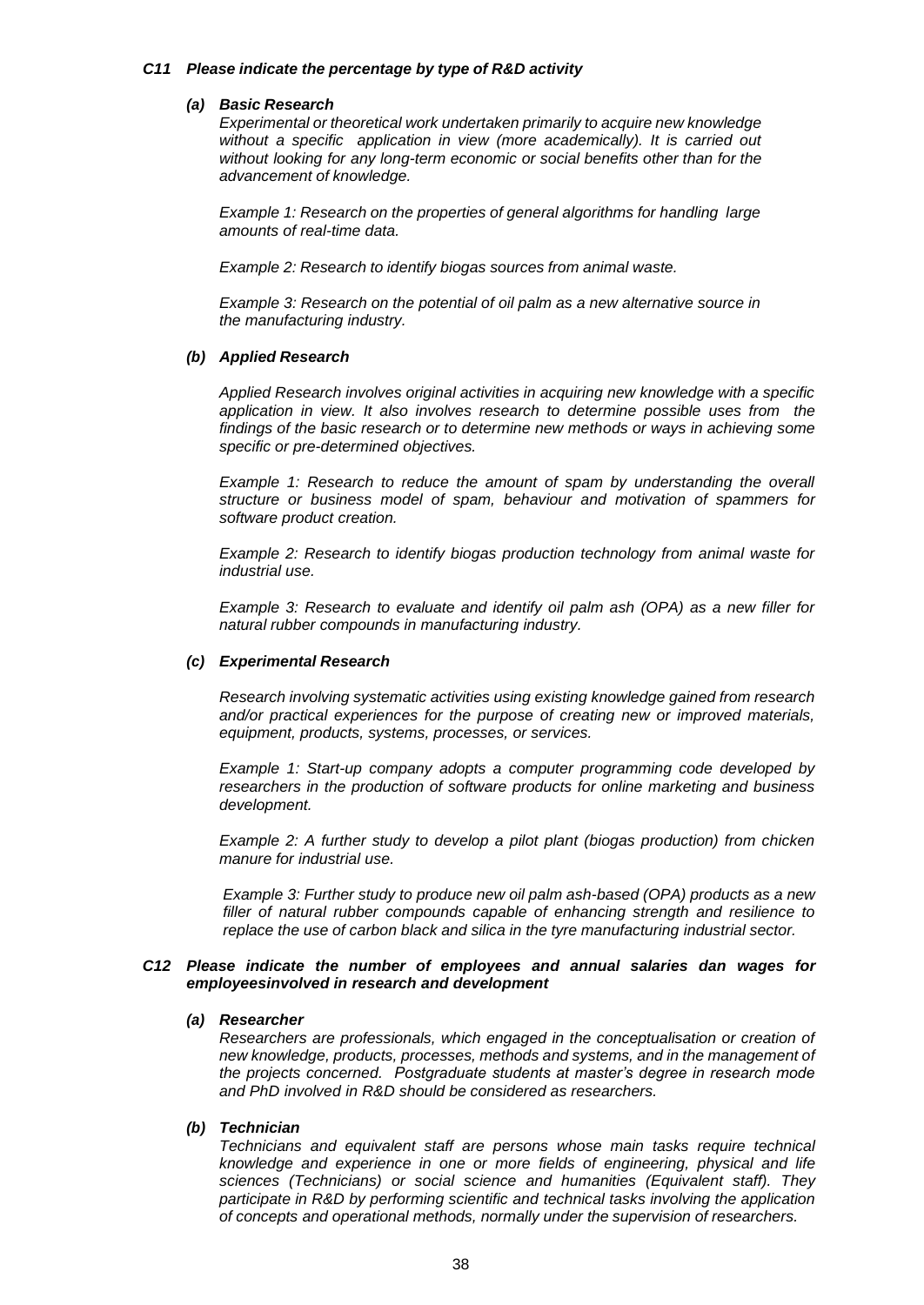***C11 Please indicate the percentage by type of R&D activity***

***(a) Basic Research***

*Experimental or theoretical work undertaken primarily to acquire new knowledge without a specific application in view (more academically). It is carried out without looking for any long-term economic or social benefits other than for the advancement of knowledge.*

*Example 1: Research on the properties of general algorithms for handling large amounts of real-time data.*

*Example 2: Research to identify biogas sources from animal waste.*

*Example 3: Research on the potential of oil palm as a new alternative source in the manufacturing industry.*

***(b) Applied Research***

*Applied Research involves original activities in acquiring new knowledge with a specific application in view. It also involves research to determine possible uses from the findings of the basic research or to determine new methods or ways in achieving some specific or pre-determined objectives.*

*Example 1: Research to reduce the amount of spam by understanding the overall structure or business model of spam, behaviour and motivation of spammers for software product creation.*

*Example 2: Research to identify biogas production technology from animal waste for industrial use.*

*Example 3: Research to evaluate and identify oil palm ash (OPA) as a new filler for natural rubber compounds in manufacturing industry.*

***(c) Experimental Research***

*Research involving systematic activities using existing knowledge gained from research and/or practical experiences for the purpose of creating new or improved materials, equipment, products, systems, processes, or services.*

*Example 1: Start-up company adopts a computer programming code developed by researchers in the production of software products for online marketing and business development.*

*Example 2: A further study to develop a pilot plant (biogas production) from chicken manure for industrial use.*

*Example 3: Further study to produce new oil palm ash-based (OPA) products as a new filler of natural rubber compounds capable of enhancing strength and resilience to replace the use of carbon black and silica in the tyre manufacturing industrial sector.*

***C12 Please indicate the number of employees and annual salaries dan wages for employeesinvolved in research and development***

***(a) Researcher***

*Researchers are professionals, which engaged in the conceptualisation or creation of new knowledge, products, processes, methods and systems, and in the management of the projects concerned. Postgraduate students at master's degree in research mode and PhD involved in R&D should be considered as researchers.*

***(b) Technician***

*Technicians and equivalent staff are persons whose main tasks require technical knowledge and experience in one or more fields of engineering, physical and life sciences (Technicians) or social science and humanities (Equivalent staff). They participate in R&D by performing scientific and technical tasks involving the application of concepts and operational methods, normally under the supervision of researchers.*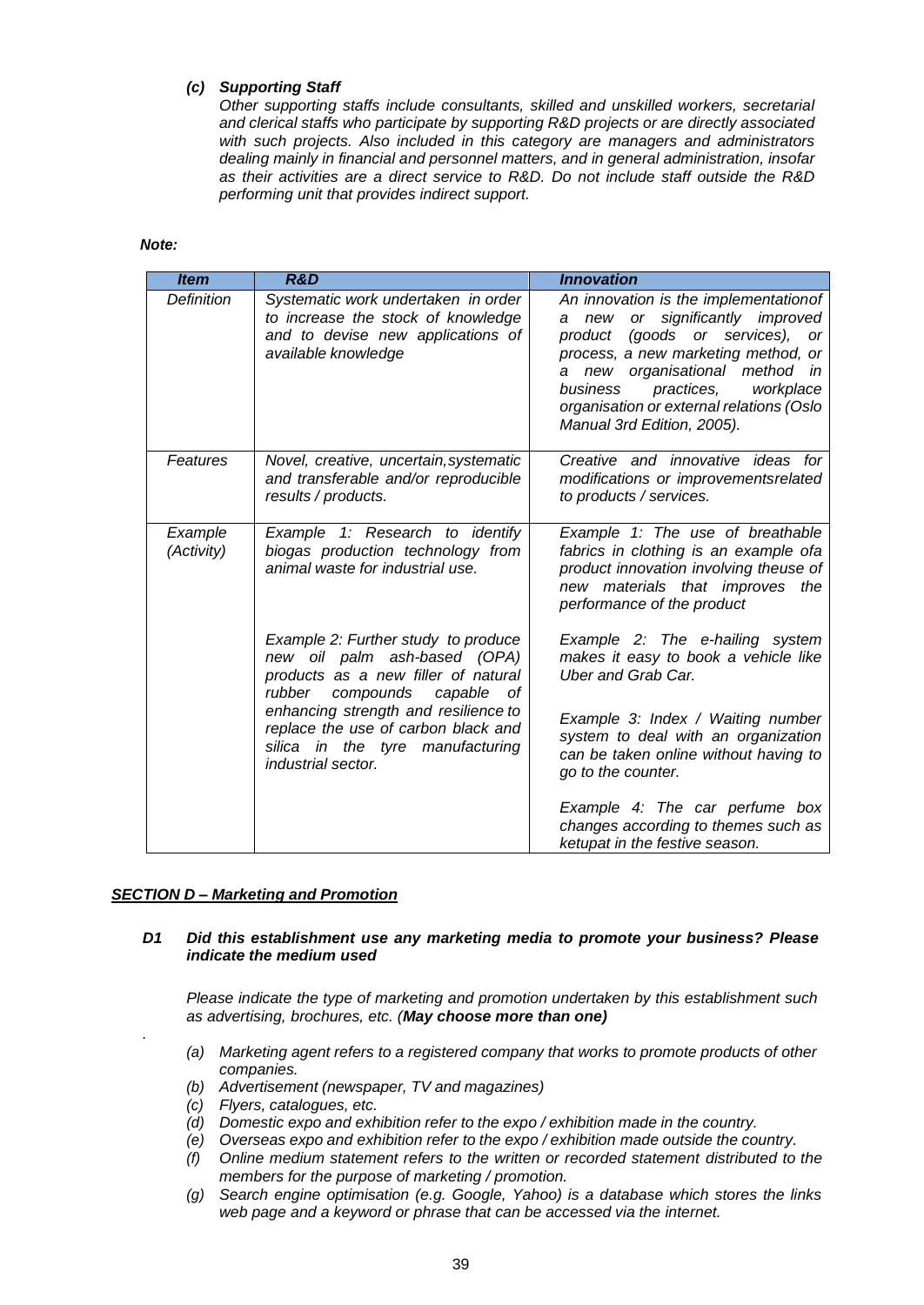*(c)* ***Supporting Staff***

*Other supporting staffs include consultants, skilled and unskilled workers, secretarial and clerical staffs who participate by supporting R&D projects or are directly associated with such projects. Also included in this category are managers and administrators dealing mainly in financial and personnel matters, and in general administration, insofar as their activities are a direct service to R&D. Do not include staff outside the R&D performing unit that provides indirect support.*

***Note:***

| *Item* | *R&D* | *Innovation* |
|---|---|---|
| *Definition* | *Systematic work undertaken in order to increase the stock of knowledge and to devise new applications of available knowledge* | *An innovation is the implementationof a new or significantly improved product (goods or services), or process, a new marketing method, or a new organisational method in business practices, workplace organisation or external relations (Oslo Manual 3rd Edition, 2005).* |
| *Features* | *Novel, creative, uncertain, systematic and transferable and/or reproducible results / products.* | *Creative and innovative ideas for modifications or improvementsrelated to products / services.* |
| *Example (Activity)* | *Example 1: Research to identify biogas production technology from animal waste for industrial use.* | *Example 1: The use of breathable fabrics in clothing is an example ofa product innovation involving theuse of new materials that improves the performance of the product* |
| | *Example 2: Further study to produce new oil palm ash-based (OPA) products as a new filler of natural rubber compounds capable of enhancing strength and resilience to replace the use of carbon black and silica in the tyre manufacturing industrial sector.* | *Example 2: The e-hailing system makes it easy to book a vehicle like Uber and Grab Car.*<br><br>*Example 3: Index / Waiting number system to deal with an organization can be taken online without having to go to the counter.*<br><br>*Example 4: The car perfume box changes according to themes such as ketupat in the festive season.* |

## ***SECTION D – Marketing and Promotion***

***D1 Did this establishment use any marketing media to promote your business? Please indicate the medium used***

*Please indicate the type of marketing and promotion undertaken by this establishment such as advertising, brochures, etc. (**May choose more than one)***

- *(a) Marketing agent refers to a registered company that works to promote products of other companies.*
- *(b) Advertisement (newspaper, TV and magazines)*
- *(c) Flyers, catalogues, etc.*
- *(d) Domestic expo and exhibition refer to the expo / exhibition made in the country.*
- *(e) Overseas expo and exhibition refer to the expo / exhibition made outside the country.*
- *(f) Online medium statement refers to the written or recorded statement distributed to the members for the purpose of marketing / promotion.*
- *(g) Search engine optimisation (e.g. Google, Yahoo) is a database which stores the links web page and a keyword or phrase that can be accessed via the internet.*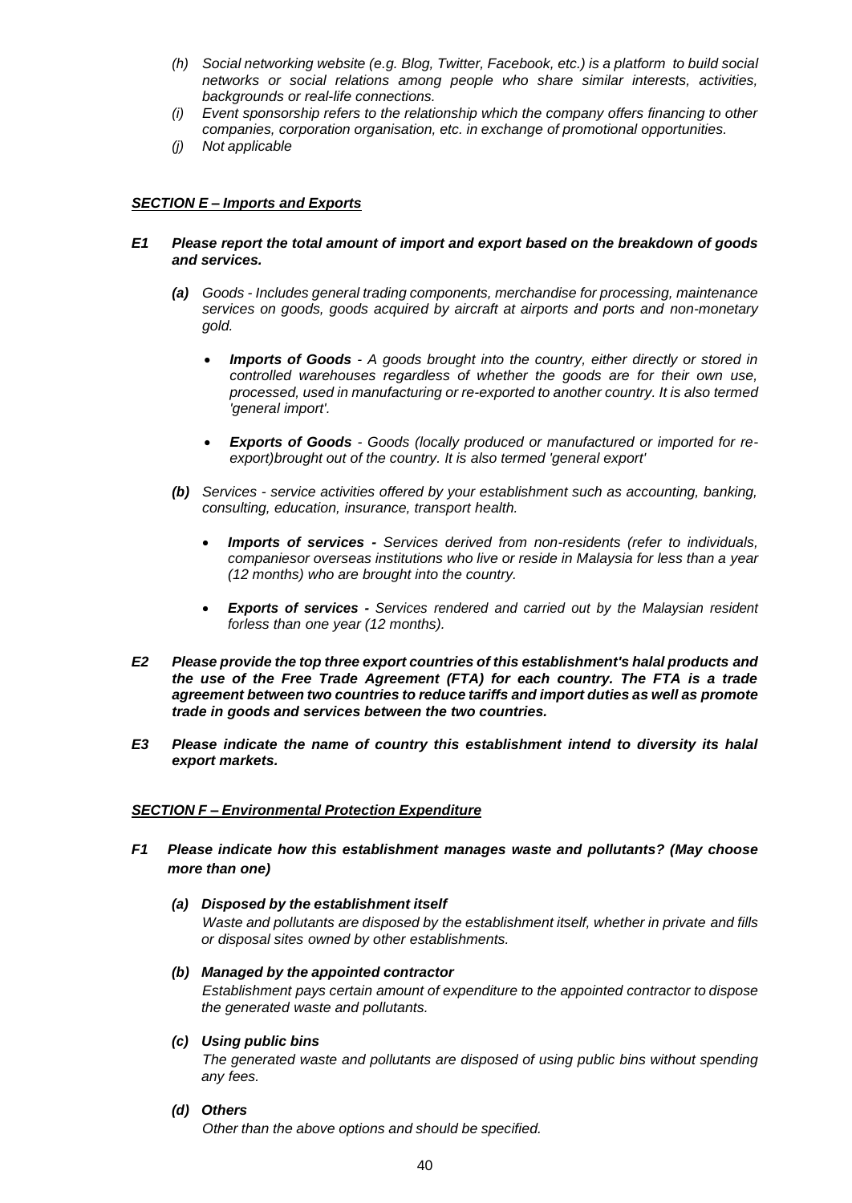*(h) Social networking website (e.g. Blog, Twitter, Facebook, etc.) is a platform to build social networks or social relations among people who share similar interests, activities, backgrounds or real-life connections.*

*(i) Event sponsorship refers to the relationship which the company offers financing to other companies, corporation organisation, etc. in exchange of promotional opportunities.*

*(j) Not applicable*

***SECTION E – Imports and Exports***

***E1 Please report the total amount of import and export based on the breakdown of goods and services.***

*(a)* *Goods - Includes general trading components, merchandise for processing, maintenance services on goods, goods acquired by aircraft at airports and ports and non-monetary gold.*

- ***Imports of Goods*** *- A goods brought into the country, either directly or stored in controlled warehouses regardless of whether the goods are for their own use, processed, used in manufacturing or re-exported to another country. It is also termed 'general import'.*

- ***Exports of Goods*** *- Goods (locally produced or manufactured or imported for re-export)brought out of the country. It is also termed 'general export'*

*(b)* *Services - service activities offered by your establishment such as accounting, banking, consulting, education, insurance, transport health.*

- ***Imports of services -*** *Services derived from non-residents (refer to individuals, companiesor overseas institutions who live or reside in Malaysia for less than a year (12 months) who are brought into the country.*

- ***Exports of services -*** *Services rendered and carried out by the Malaysian resident forless than one year (12 months).*

***E2 Please provide the top three export countries of this establishment's halal products and the use of the Free Trade Agreement (FTA) for each country. The FTA is a trade agreement between two countries to reduce tariffs and import duties as well as promote trade in goods and services between the two countries.***

***E3 Please indicate the name of country this establishment intend to diversity its halal export markets.***

***SECTION F – Environmental Protection Expenditure***

***F1 Please indicate how this establishment manages waste and pollutants? (May choose more than one)***

***(a) Disposed by the establishment itself***
*Waste and pollutants are disposed by the establishment itself, whether in private and fills or disposal sites owned by other establishments.*

***(b) Managed by the appointed contractor***
*Establishment pays certain amount of expenditure to the appointed contractor to dispose the generated waste and pollutants.*

***(c) Using public bins***
*The generated waste and pollutants are disposed of using public bins without spending any fees.*

***(d) Others***
*Other than the above options and should be specified.*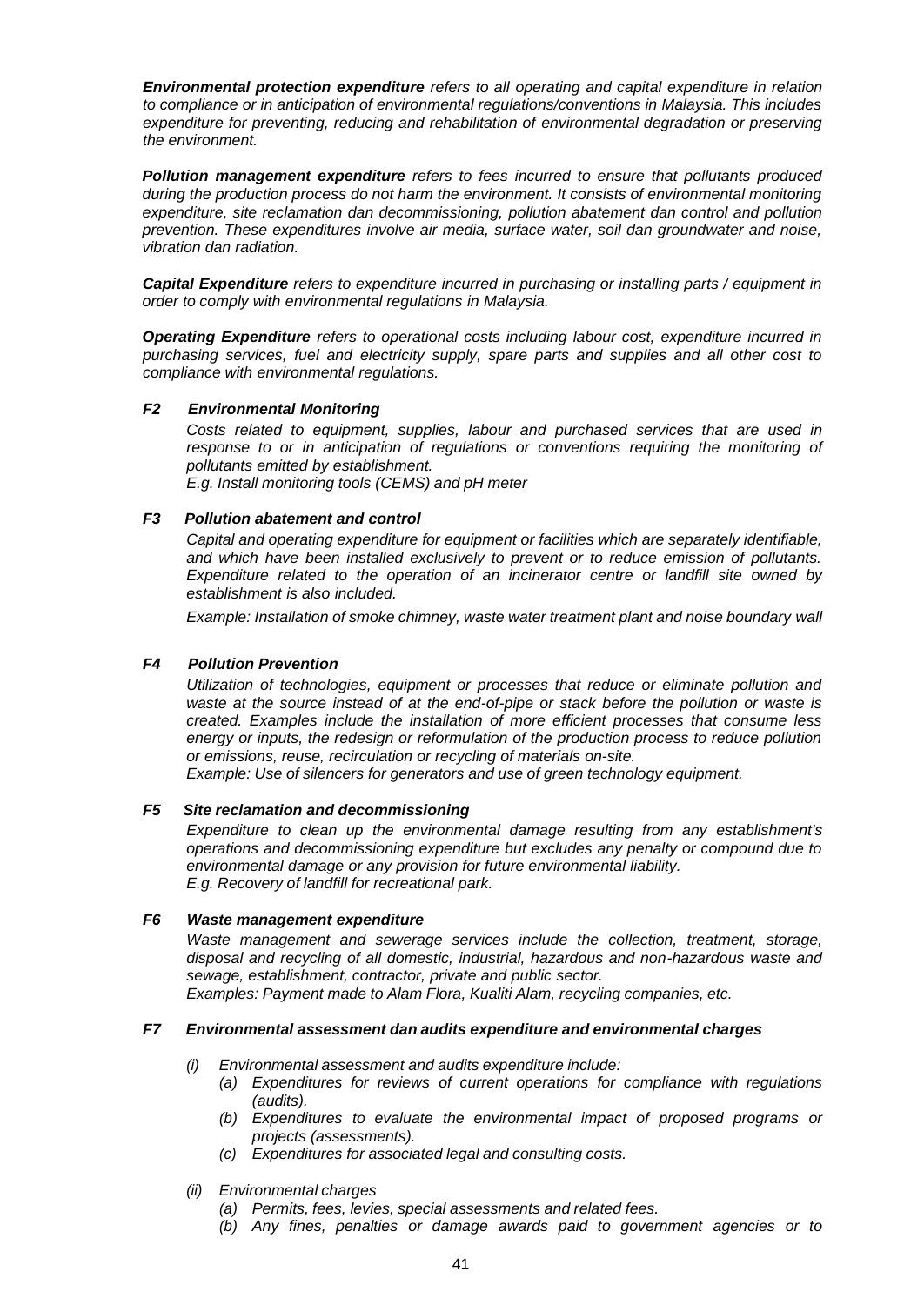***Environmental protection expenditure*** *refers to all operating and capital expenditure in relation to compliance or in anticipation of environmental regulations/conventions in Malaysia. This includes expenditure for preventing, reducing and rehabilitation of environmental degradation or preserving the environment.*

***Pollution management expenditure*** *refers to fees incurred to ensure that pollutants produced during the production process do not harm the environment. It consists of environmental monitoring expenditure, site reclamation dan decommissioning, pollution abatement dan control and pollution prevention. These expenditures involve air media, surface water, soil dan groundwater and noise, vibration dan radiation.*

***Capital Expenditure*** *refers to expenditure incurred in purchasing or installing parts / equipment in order to comply with environmental regulations in Malaysia.*

***Operating Expenditure*** *refers to operational costs including labour cost, expenditure incurred in purchasing services, fuel and electricity supply, spare parts and supplies and all other cost to compliance with environmental regulations.*

***F2 Environmental Monitoring***

*Costs related to equipment, supplies, labour and purchased services that are used in response to or in anticipation of regulations or conventions requiring the monitoring of pollutants emitted by establishment.*
*E.g. Install monitoring tools (CEMS) and pH meter*

***F3 Pollution abatement and control***

*Capital and operating expenditure for equipment or facilities which are separately identifiable, and which have been installed exclusively to prevent or to reduce emission of pollutants. Expenditure related to the operation of an incinerator centre or landfill site owned by establishment is also included.*

*Example: Installation of smoke chimney, waste water treatment plant and noise boundary wall*

***F4 Pollution Prevention***

*Utilization of technologies, equipment or processes that reduce or eliminate pollution and waste at the source instead of at the end-of-pipe or stack before the pollution or waste is created. Examples include the installation of more efficient processes that consume less energy or inputs, the redesign or reformulation of the production process to reduce pollution or emissions, reuse, recirculation or recycling of materials on-site.*
*Example: Use of silencers for generators and use of green technology equipment.*

***F5 Site reclamation and decommissioning***

*Expenditure to clean up the environmental damage resulting from any establishment's operations and decommissioning expenditure but excludes any penalty or compound due to environmental damage or any provision for future environmental liability.*
*E.g. Recovery of landfill for recreational park.*

***F6 Waste management expenditure***

*Waste management and sewerage services include the collection, treatment, storage, disposal and recycling of all domestic, industrial, hazardous and non-hazardous waste and sewage, establishment, contractor, private and public sector.*
*Examples: Payment made to Alam Flora, Kualiti Alam, recycling companies, etc.*

***F7 Environmental assessment dan audits expenditure and environmental charges***

*(i) Environmental assessment and audits expenditure include:*
   - *(a) Expenditures for reviews of current operations for compliance with regulations (audits).*
   - *(b) Expenditures to evaluate the environmental impact of proposed programs or projects (assessments).*
   - *(c) Expenditures for associated legal and consulting costs.*

*(ii) Environmental charges*
   - *(a) Permits, fees, levies, special assessments and related fees.*
   - *(b) Any fines, penalties or damage awards paid to government agencies or to*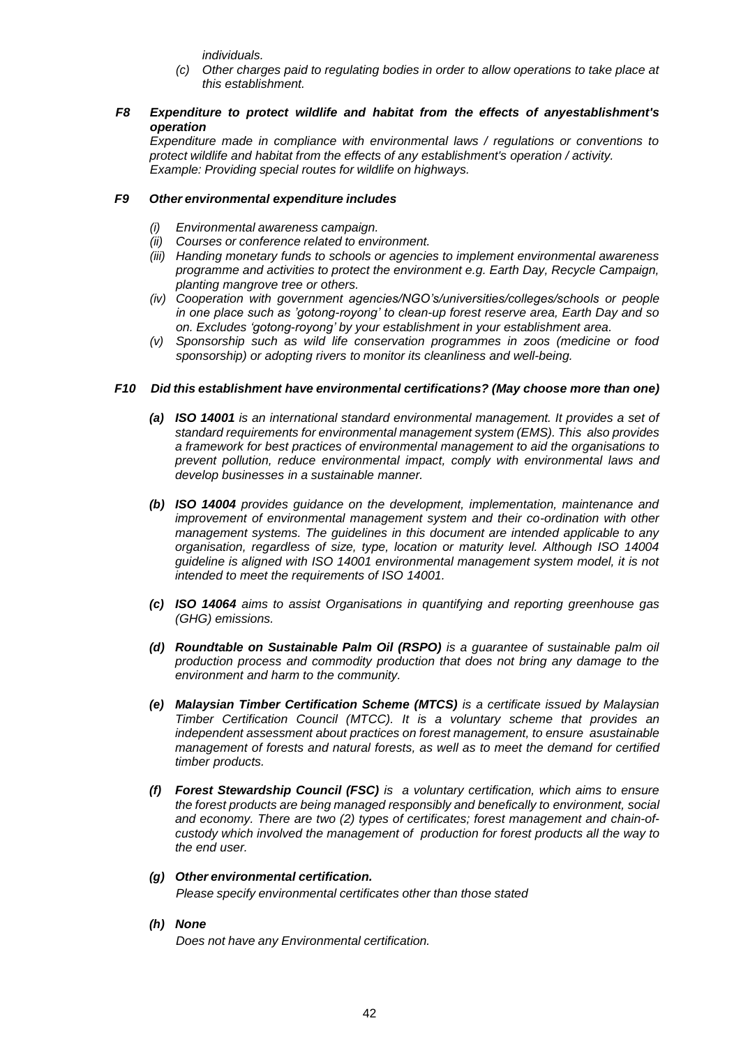*individuals.*

*(c) Other charges paid to regulating bodies in order to allow operations to take place at this establishment.*

***F8 Expenditure to protect wildlife and habitat from the effects of anyestablishment's operation***

*Expenditure made in compliance with environmental laws / regulations or conventions to protect wildlife and habitat from the effects of any establishment's operation / activity.*
*Example: Providing special routes for wildlife on highways.*

***F9 Other environmental expenditure includes***

*(i) Environmental awareness campaign.*
*(ii) Courses or conference related to environment.*
*(iii) Handing monetary funds to schools or agencies to implement environmental awareness programme and activities to protect the environment e.g. Earth Day, Recycle Campaign, planting mangrove tree or others.*
*(iv) Cooperation with government agencies/NGO's/universities/colleges/schools or people in one place such as 'gotong-royong' to clean-up forest reserve area, Earth Day and so on. Excludes 'gotong-royong' by your establishment in your establishment area.*
*(v) Sponsorship such as wild life conservation programmes in zoos (medicine or food sponsorship) or adopting rivers to monitor its cleanliness and well-being.*

***F10 Did this establishment have environmental certifications? (May choose more than one)***

***(a) ISO 14001** is an international standard environmental management. It provides a set of standard requirements for environmental management system (EMS). This also provides a framework for best practices of environmental management to aid the organisations to prevent pollution, reduce environmental impact, comply with environmental laws and develop businesses in a sustainable manner.*

***(b) ISO 14004** provides guidance on the development, implementation, maintenance and improvement of environmental management system and their co-ordination with other management systems. The guidelines in this document are intended applicable to any organisation, regardless of size, type, location or maturity level. Although ISO 14004 guideline is aligned with ISO 14001 environmental management system model, it is not intended to meet the requirements of ISO 14001.*

***(c) ISO 14064** aims to assist Organisations in quantifying and reporting greenhouse gas (GHG) emissions.*

***(d) Roundtable on Sustainable Palm Oil (RSPO)** is a guarantee of sustainable palm oil production process and commodity production that does not bring any damage to the environment and harm to the community.*

***(e) Malaysian Timber Certification Scheme (MTCS)** is a certificate issued by Malaysian Timber Certification Council (MTCC). It is a voluntary scheme that provides an independent assessment about practices on forest management, to ensure asustainable management of forests and natural forests, as well as to meet the demand for certified timber products.*

***(f) Forest Stewardship Council (FSC)** is a voluntary certification, which aims to ensure the forest products are being managed responsibly and beneficially to environment, social and economy. There are two (2) types of certificates; forest management and chain-of-custody which involved the management of production for forest products all the way to the end user.*

***(g) Other environmental certification.***
*Please specify environmental certificates other than those stated*

***(h) None***
*Does not have any Environmental certification.*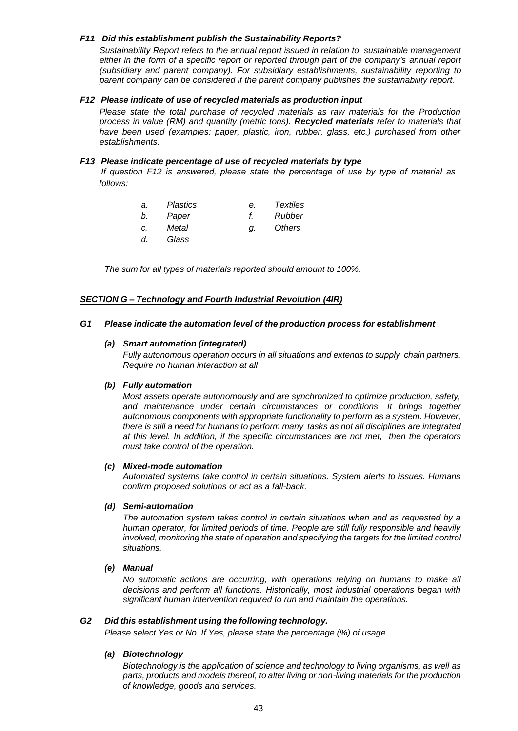***F11 Did this establishment publish the Sustainability Reports?***

*Sustainability Report refers to the annual report issued in relation to sustainable management either in the form of a specific report or reported through part of the company's annual report (subsidiary and parent company). For subsidiary establishments, sustainability reporting to parent company can be considered if the parent company publishes the sustainability report.*

***F12 Please indicate of use of recycled materials as production input***

*Please state the total purchase of recycled materials as raw materials for the Production process in value (RM) and quantity (metric tons).* ***Recycled materials*** *refer to materials that have been used (examples: paper, plastic, iron, rubber, glass, etc.) purchased from other establishments.*

***F13 Please indicate percentage of use of recycled materials by type***

*If question F12 is answered, please state the percentage of use by type of material as follows:*

*a. Plastics*
*b. Paper*
*c. Metal*
*d. Glass*
*e. Textiles*
*f. Rubber*
*g. Others*

*The sum for all types of materials reported should amount to 100%.*

## ***SECTION G – Technology and Fourth Industrial Revolution (4IR)***

***G1 Please indicate the automation level of the production process for establishment***

***(a) Smart automation (integrated)***

*Fully autonomous operation occurs in all situations and extends to supply chain partners. Require no human interaction at all*

***(b) Fully automation***

*Most assets operate autonomously and are synchronized to optimize production, safety, and maintenance under certain circumstances or conditions. It brings together autonomous components with appropriate functionality to perform as a system. However, there is still a need for humans to perform many tasks as not all disciplines are integrated at this level. In addition, if the specific circumstances are not met, then the operators must take control of the operation.*

***(c) Mixed-mode automation***

*Automated systems take control in certain situations. System alerts to issues. Humans confirm proposed solutions or act as a fall-back.*

***(d) Semi-automation***

*The automation system takes control in certain situations when and as requested by a human operator, for limited periods of time. People are still fully responsible and heavily involved, monitoring the state of operation and specifying the targets for the limited control situations.*

***(e) Manual***

*No automatic actions are occurring, with operations relying on humans to make all decisions and perform all functions. Historically, most industrial operations began with significant human intervention required to run and maintain the operations.*

***G2 Did this establishment using the following technology.***

*Please select Yes or No. If Yes, please state the percentage (%) of usage*

***(a) Biotechnology***

*Biotechnology is the application of science and technology to living organisms, as well as parts, products and models thereof, to alter living or non-living materials for the production of knowledge, goods and services.*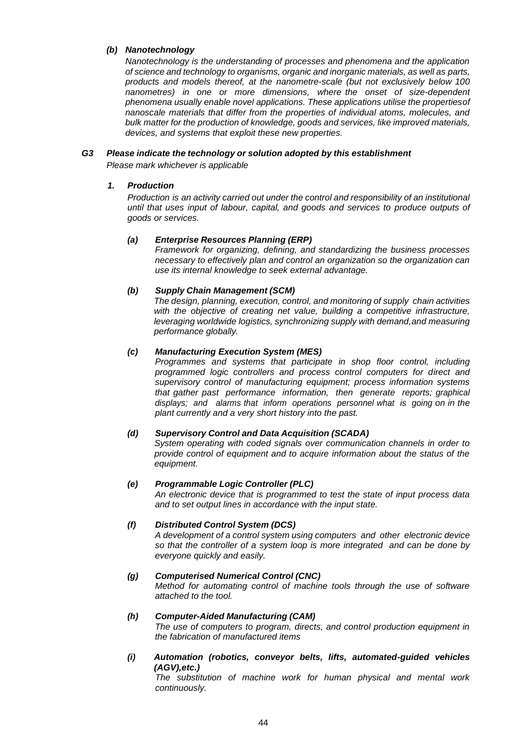***(b) Nanotechnology***

*Nanotechnology is the understanding of processes and phenomena and the application of science and technology to organisms, organic and inorganic materials, as well as parts, products and models thereof, at the nanometre-scale (but not exclusively below 100 nanometres) in one or more dimensions, where the onset of size-dependent phenomena usually enable novel applications. These applications utilise the propertiesof nanoscale materials that differ from the properties of individual atoms, molecules, and bulk matter for the production of knowledge, goods and services, like improved materials, devices, and systems that exploit these new properties.*

***G3 Please indicate the technology or solution adopted by this establishment***

*Please mark whichever is applicable*

***1. Production***

*Production is an activity carried out under the control and responsibility of an institutional until that uses input of labour, capital, and goods and services to produce outputs of goods or services.*

***(a) Enterprise Resources Planning (ERP)***

*Framework for organizing, defining, and standardizing the business processes necessary to effectively plan and control an organization so the organization can use its internal knowledge to seek external advantage.*

***(b) Supply Chain Management (SCM)***

*The design, planning, execution, control, and monitoring of supply chain activities with the objective of creating net value, building a competitive infrastructure, leveraging worldwide logistics, synchronizing supply with demand,and measuring performance globally.*

***(c) Manufacturing Execution System (MES)***

*Programmes and systems that participate in shop floor control, including programmed logic controllers and process control computers for direct and supervisory control of manufacturing equipment; process information systems that gather past performance information, then generate reports; graphical displays; and alarms that inform operations personnel what is going on in the plant currently and a very short history into the past.*

***(d) Supervisory Control and Data Acquisition (SCADA)***

*System operating with coded signals over communication channels in order to provide control of equipment and to acquire information about the status of the equipment.*

***(e) Programmable Logic Controller (PLC)***

*An electronic device that is programmed to test the state of input process data and to set output lines in accordance with the input state.*

***(f) Distributed Control System (DCS)***

*A development of a control system using computers and other electronic device so that the controller of a system loop is more integrated and can be done by everyone quickly and easily.*

***(g) Computerised Numerical Control (CNC)***

*Method for automating control of machine tools through the use of software attached to the tool.*

***(h) Computer-Aided Manufacturing (CAM)***

*The use of computers to program, directs, and control production equipment in the fabrication of manufactured items*

***(i) Automation (robotics, conveyor belts, lifts, automated-guided vehicles (AGV),etc.)***

*The substitution of machine work for human physical and mental work continuously.*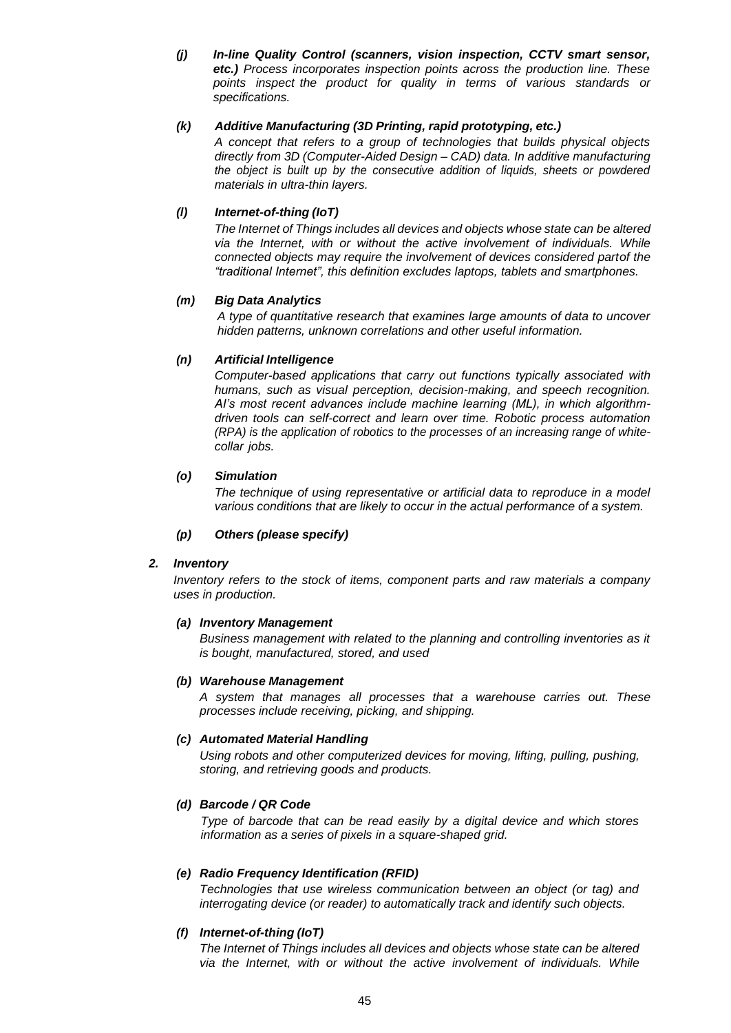*(j) **In-line Quality Control (scanners, vision inspection, CCTV smart sensor, etc.)** Process incorporates inspection points across the production line. These points inspect the product for quality in terms of various standards or specifications.*

*(k) **Additive Manufacturing (3D Printing, rapid prototyping, etc.)***

*A concept that refers to a group of technologies that builds physical objects directly from 3D (Computer-Aided Design – CAD) data. In additive manufacturing the object is built up by the consecutive addition of liquids, sheets or powdered materials in ultra-thin layers.*

*(l) **Internet-of-thing (IoT)***

*The Internet of Things includes all devices and objects whose state can be altered via the Internet, with or without the active involvement of individuals. While connected objects may require the involvement of devices considered partof the "traditional Internet", this definition excludes laptops, tablets and smartphones.*

*(m) **Big Data Analytics***

*A type of quantitative research that examines large amounts of data to uncover hidden patterns, unknown correlations and other useful information.*

*(n) **Artificial Intelligence***

*Computer-based applications that carry out functions typically associated with humans, such as visual perception, decision-making, and speech recognition. AI's most recent advances include machine learning (ML), in which algorithm-driven tools can self-correct and learn over time. Robotic process automation (RPA) is the application of robotics to the processes of an increasing range of white-collar jobs.*

*(o) **Simulation***

*The technique of using representative or artificial data to reproduce in a model various conditions that are likely to occur in the actual performance of a system.*

*(p) **Others (please specify)***

***2. Inventory***

*Inventory refers to the stock of items, component parts and raw materials a company uses in production.*

*(a) **Inventory Management***

*Business management with related to the planning and controlling inventories as it is bought, manufactured, stored, and used*

*(b) **Warehouse Management***

*A system that manages all processes that a warehouse carries out. These processes include receiving, picking, and shipping.*

*(c) **Automated Material Handling***

*Using robots and other computerized devices for moving, lifting, pulling, pushing, storing, and retrieving goods and products.*

*(d) **Barcode / QR Code***

*Type of barcode that can be read easily by a digital device and which stores information as a series of pixels in a square-shaped grid.*

*(e) **Radio Frequency Identification (RFID)***

*Technologies that use wireless communication between an object (or tag) and interrogating device (or reader) to automatically track and identify such objects.*

*(f) **Internet-of-thing (IoT)***

*The Internet of Things includes all devices and objects whose state can be altered via the Internet, with or without the active involvement of individuals. While*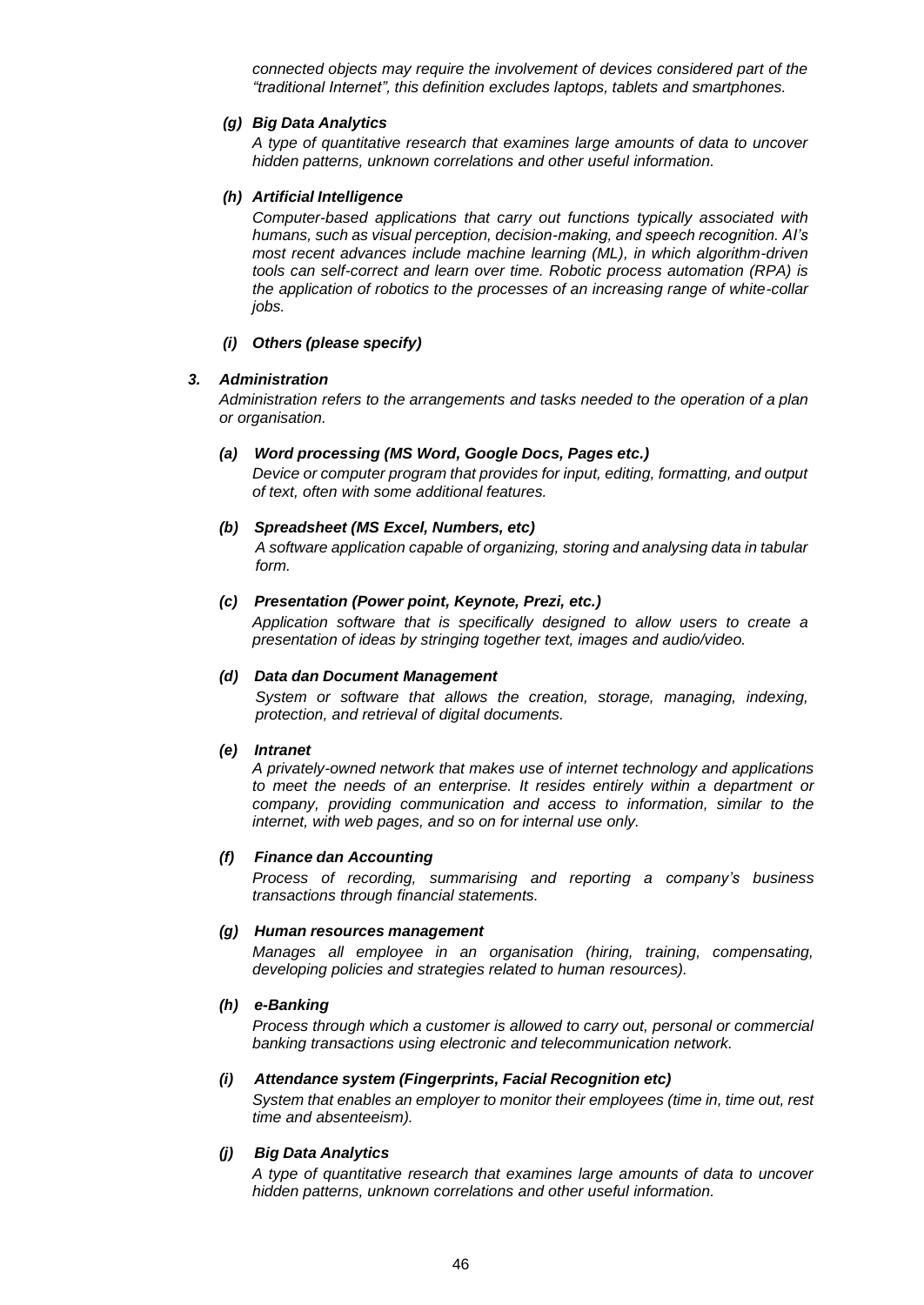*connected objects may require the involvement of devices considered part of the "traditional Internet", this definition excludes laptops, tablets and smartphones.*

***(g) Big Data Analytics***

*A type of quantitative research that examines large amounts of data to uncover hidden patterns, unknown correlations and other useful information.*

***(h) Artificial Intelligence***

*Computer-based applications that carry out functions typically associated with humans, such as visual perception, decision-making, and speech recognition. AI's most recent advances include machine learning (ML), in which algorithm-driven tools can self-correct and learn over time. Robotic process automation (RPA) is the application of robotics to the processes of an increasing range of white-collar jobs.*

***(i) Others (please specify)***

### ***3. Administration***

*Administration refers to the arrangements and tasks needed to the operation of a plan or organisation.*

***(a) Word processing (MS Word, Google Docs, Pages etc.)***

*Device or computer program that provides for input, editing, formatting, and output of text, often with some additional features.*

***(b) Spreadsheet (MS Excel, Numbers, etc)***

*A software application capable of organizing, storing and analysing data in tabular form.*

***(c) Presentation (Power point, Keynote, Prezi, etc.)***

*Application software that is specifically designed to allow users to create a presentation of ideas by stringing together text, images and audio/video.*

***(d) Data dan Document Management***

*System or software that allows the creation, storage, managing, indexing, protection, and retrieval of digital documents.*

***(e) Intranet***

*A privately-owned network that makes use of internet technology and applications to meet the needs of an enterprise. It resides entirely within a department or company, providing communication and access to information, similar to the internet, with web pages, and so on for internal use only.*

***(f) Finance dan Accounting***

*Process of recording, summarising and reporting a company's business transactions through financial statements.*

***(g) Human resources management***

*Manages all employee in an organisation (hiring, training, compensating, developing policies and strategies related to human resources).*

***(h) e-Banking***

*Process through which a customer is allowed to carry out, personal or commercial banking transactions using electronic and telecommunication network.*

***(i) Attendance system (Fingerprints, Facial Recognition etc)***

*System that enables an employer to monitor their employees (time in, time out, rest time and absenteeism).*

***(j) Big Data Analytics***

*A type of quantitative research that examines large amounts of data to uncover hidden patterns, unknown correlations and other useful information.*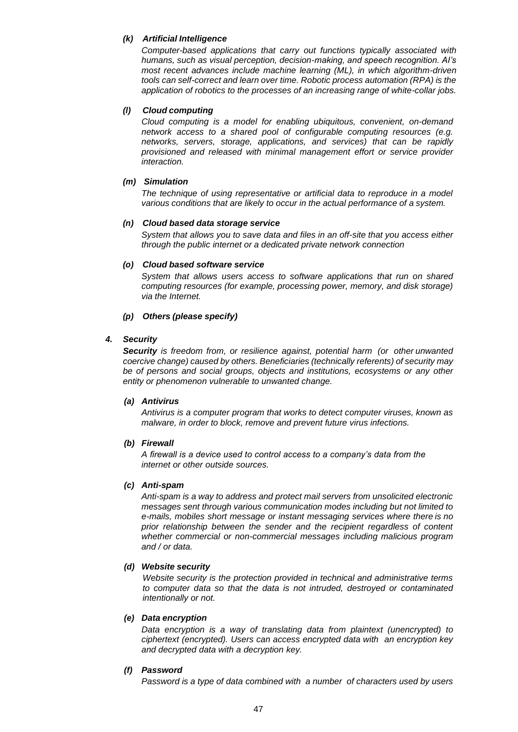***(k) Artificial Intelligence***

*Computer-based applications that carry out functions typically associated with humans, such as visual perception, decision-making, and speech recognition. AI's most recent advances include machine learning (ML), in which algorithm-driven tools can self-correct and learn over time. Robotic process automation (RPA) is the application of robotics to the processes of an increasing range of white-collar jobs.*

***(l) Cloud computing***

*Cloud computing is a model for enabling ubiquitous, convenient, on-demand network access to a shared pool of configurable computing resources (e.g. networks, servers, storage, applications, and services) that can be rapidly provisioned and released with minimal management effort or service provider interaction.*

***(m) Simulation***

*The technique of using representative or artificial data to reproduce in a model various conditions that are likely to occur in the actual performance of a system.*

***(n) Cloud based data storage service***

*System that allows you to save data and files in an off-site that you access either through the public internet or a dedicated private network connection*

***(o) Cloud based software service***

*System that allows users access to software applications that run on shared computing resources (for example, processing power, memory, and disk storage) via the Internet.*

***(p) Others (please specify)***

***4. Security***

***Security** is freedom from, or resilience against, potential harm (or other unwanted coercive change) caused by others. Beneficiaries (technically referents) of security may be of persons and social groups, objects and institutions, ecosystems or any other entity or phenomenon vulnerable to unwanted change.*

***(a) Antivirus***

*Antivirus is a computer program that works to detect computer viruses, known as malware, in order to block, remove and prevent future virus infections.*

***(b) Firewall***

*A firewall is a device used to control access to a company's data from the internet or other outside sources.*

***(c) Anti-spam***

*Anti-spam is a way to address and protect mail servers from unsolicited electronic messages sent through various communication modes including but not limited to e-mails, mobiles short message or instant messaging services where there is no prior relationship between the sender and the recipient regardless of content whether commercial or non-commercial messages including malicious program and / or data.*

***(d) Website security***

*Website security is the protection provided in technical and administrative terms to computer data so that the data is not intruded, destroyed or contaminated intentionally or not.*

***(e) Data encryption***

*Data encryption is a way of translating data from plaintext (unencrypted) to ciphertext (encrypted). Users can access encrypted data with an encryption key and decrypted data with a decryption key.*

***(f) Password***

*Password is a type of data combined with a number of characters used by users*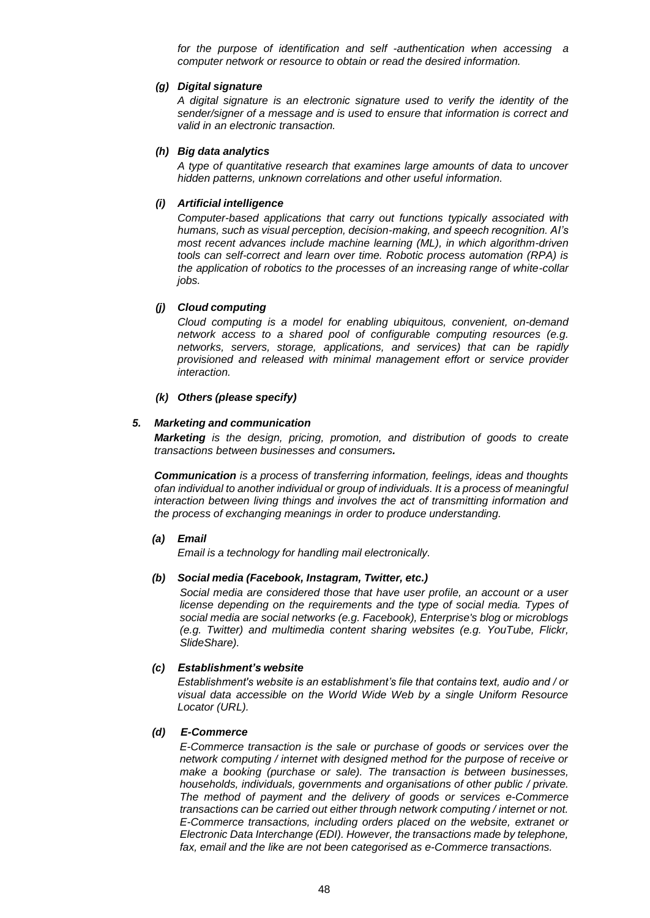*for the purpose of identification and self -authentication when accessing a computer network or resource to obtain or read the desired information.*

***(g) Digital signature***

*A digital signature is an electronic signature used to verify the identity of the sender/signer of a message and is used to ensure that information is correct and valid in an electronic transaction.*

***(h) Big data analytics***

*A type of quantitative research that examines large amounts of data to uncover hidden patterns, unknown correlations and other useful information.*

***(i) Artificial intelligence***

*Computer-based applications that carry out functions typically associated with humans, such as visual perception, decision-making, and speech recognition. AI's most recent advances include machine learning (ML), in which algorithm-driven tools can self-correct and learn over time. Robotic process automation (RPA) is the application of robotics to the processes of an increasing range of white-collar jobs.*

***(j) Cloud computing***

*Cloud computing is a model for enabling ubiquitous, convenient, on-demand network access to a shared pool of configurable computing resources (e.g. networks, servers, storage, applications, and services) that can be rapidly provisioned and released with minimal management effort or service provider interaction.*

***(k) Others (please specify)***

***5. Marketing and communication***

***Marketing*** *is the design, pricing, promotion, and distribution of goods to create transactions between businesses and consumers.*

***Communication*** *is a process of transferring information, feelings, ideas and thoughts ofan individual to another individual or group of individuals. It is a process of meaningful interaction between living things and involves the act of transmitting information and the process of exchanging meanings in order to produce understanding.*

***(a) Email***

*Email is a technology for handling mail electronically.*

***(b) Social media (Facebook, Instagram, Twitter, etc.)***

*Social media are considered those that have user profile, an account or a user license depending on the requirements and the type of social media. Types of social media are social networks (e.g. Facebook), Enterprise's blog or microblogs (e.g. Twitter) and multimedia content sharing websites (e.g. YouTube, Flickr, SlideShare).*

***(c) Establishment's website***

*Establishment's website is an establishment's file that contains text, audio and / or visual data accessible on the World Wide Web by a single Uniform Resource Locator (URL).*

***(d) E-Commerce***

*E-Commerce transaction is the sale or purchase of goods or services over the network computing / internet with designed method for the purpose of receive or make a booking (purchase or sale). The transaction is between businesses, households, individuals, governments and organisations of other public / private. The method of payment and the delivery of goods or services e-Commerce transactions can be carried out either through network computing / internet or not. E-Commerce transactions, including orders placed on the website, extranet or Electronic Data Interchange (EDI). However, the transactions made by telephone, fax, email and the like are not been categorised as e-Commerce transactions.*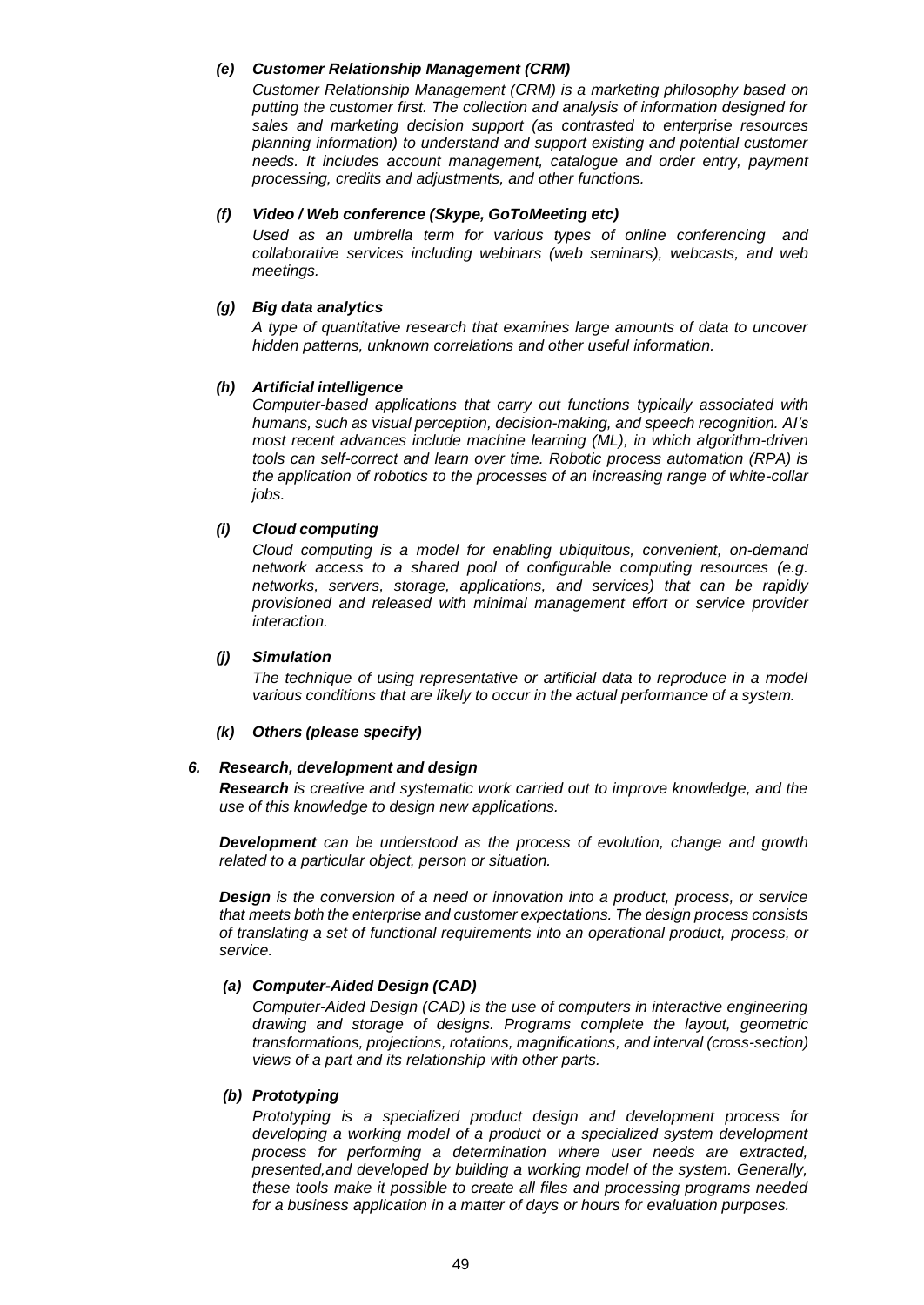***(e) Customer Relationship Management (CRM)***

*Customer Relationship Management (CRM) is a marketing philosophy based on putting the customer first. The collection and analysis of information designed for sales and marketing decision support (as contrasted to enterprise resources planning information) to understand and support existing and potential customer needs. It includes account management, catalogue and order entry, payment processing, credits and adjustments, and other functions.*

***(f) Video / Web conference (Skype, GoToMeeting etc)***

*Used as an umbrella term for various types of online conferencing and collaborative services including webinars (web seminars), webcasts, and web meetings.*

***(g) Big data analytics***

*A type of quantitative research that examines large amounts of data to uncover hidden patterns, unknown correlations and other useful information.*

***(h) Artificial intelligence***

*Computer-based applications that carry out functions typically associated with humans, such as visual perception, decision-making, and speech recognition. AI's most recent advances include machine learning (ML), in which algorithm-driven tools can self-correct and learn over time. Robotic process automation (RPA) is the application of robotics to the processes of an increasing range of white-collar jobs.*

***(i) Cloud computing***

*Cloud computing is a model for enabling ubiquitous, convenient, on-demand network access to a shared pool of configurable computing resources (e.g. networks, servers, storage, applications, and services) that can be rapidly provisioned and released with minimal management effort or service provider interaction.*

***(j) Simulation***

*The technique of using representative or artificial data to reproduce in a model various conditions that are likely to occur in the actual performance of a system.*

***(k) Others (please specify)***

***6. Research, development and design***

***Research*** *is creative and systematic work carried out to improve knowledge, and the use of this knowledge to design new applications.*

***Development*** *can be understood as the process of evolution, change and growth related to a particular object, person or situation.*

***Design*** *is the conversion of a need or innovation into a product, process, or service that meets both the enterprise and customer expectations. The design process consists of translating a set of functional requirements into an operational product, process, or service.*

***(a) Computer-Aided Design (CAD)***

*Computer-Aided Design (CAD) is the use of computers in interactive engineering drawing and storage of designs. Programs complete the layout, geometric transformations, projections, rotations, magnifications, and interval (cross-section) views of a part and its relationship with other parts.*

***(b) Prototyping***

*Prototyping is a specialized product design and development process for developing a working model of a product or a specialized system development process for performing a determination where user needs are extracted, presented,and developed by building a working model of the system. Generally, these tools make it possible to create all files and processing programs needed for a business application in a matter of days or hours for evaluation purposes.*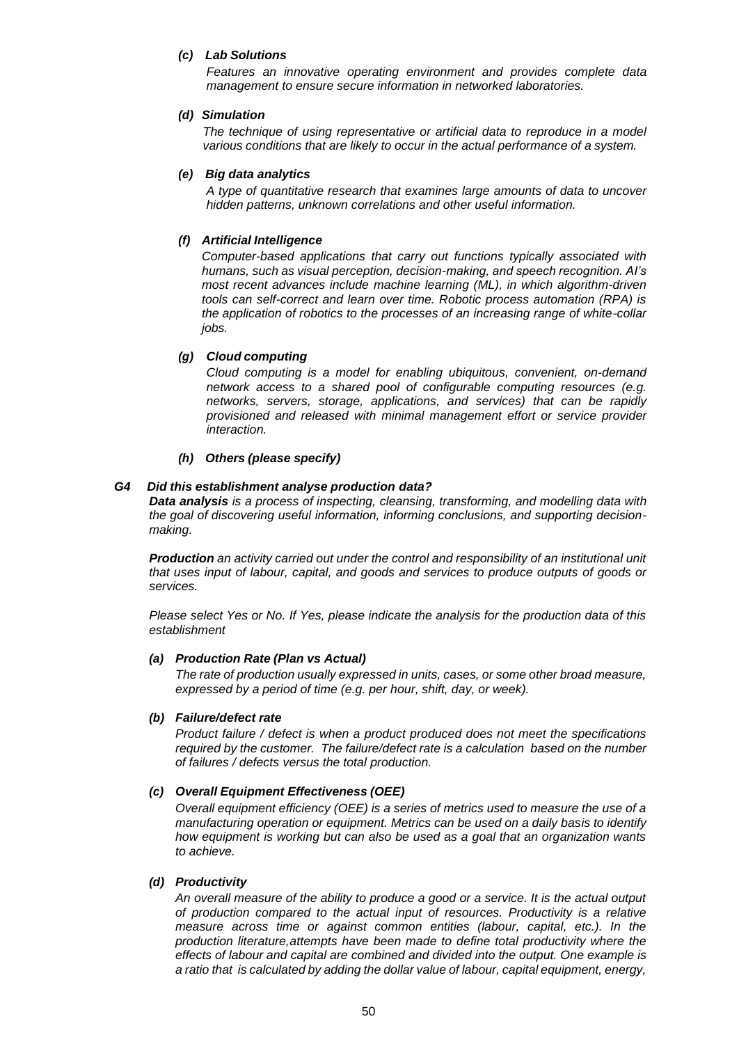***(c) Lab Solutions***

*Features an innovative operating environment and provides complete data management to ensure secure information in networked laboratories.*

***(d) Simulation***

*The technique of using representative or artificial data to reproduce in a model various conditions that are likely to occur in the actual performance of a system.*

***(e) Big data analytics***

*A type of quantitative research that examines large amounts of data to uncover hidden patterns, unknown correlations and other useful information.*

***(f) Artificial Intelligence***

*Computer-based applications that carry out functions typically associated with humans, such as visual perception, decision-making, and speech recognition. AI's most recent advances include machine learning (ML), in which algorithm-driven tools can self-correct and learn over time. Robotic process automation (RPA) is the application of robotics to the processes of an increasing range of white-collar jobs.*

***(g) Cloud computing***

*Cloud computing is a model for enabling ubiquitous, convenient, on-demand network access to a shared pool of configurable computing resources (e.g. networks, servers, storage, applications, and services) that can be rapidly provisioned and released with minimal management effort or service provider interaction.*

***(h) Others (please specify)***

### *G4 Did this establishment analyse production data?*

***Data analysis*** *is a process of inspecting, cleansing, transforming, and modelling data with the goal of discovering useful information, informing conclusions, and supporting decision-making.*

***Production*** *an activity carried out under the control and responsibility of an institutional unit that uses input of labour, capital, and goods and services to produce outputs of goods or services.*

*Please select Yes or No. If Yes, please indicate the analysis for the production data of this establishment*

***(a) Production Rate (Plan vs Actual)***

*The rate of production usually expressed in units, cases, or some other broad measure, expressed by a period of time (e.g. per hour, shift, day, or week).*

***(b) Failure/defect rate***

*Product failure / defect is when a product produced does not meet the specifications required by the customer. The failure/defect rate is a calculation based on the number of failures / defects versus the total production.*

***(c) Overall Equipment Effectiveness (OEE)***

*Overall equipment efficiency (OEE) is a series of metrics used to measure the use of a manufacturing operation or equipment. Metrics can be used on a daily basis to identify how equipment is working but can also be used as a goal that an organization wants to achieve.*

***(d) Productivity***

*An overall measure of the ability to produce a good or a service. It is the actual output of production compared to the actual input of resources. Productivity is a relative measure across time or against common entities (labour, capital, etc.). In the production literature,attempts have been made to define total productivity where the effects of labour and capital are combined and divided into the output. One example is a ratio that is calculated by adding the dollar value of labour, capital equipment, energy,*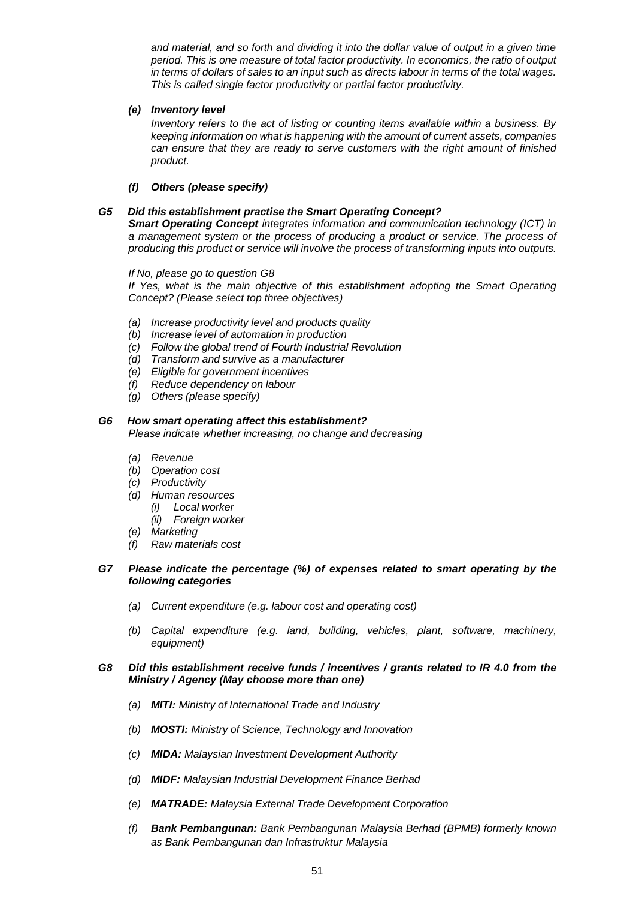*and material, and so forth and dividing it into the dollar value of output in a given time period. This is one measure of total factor productivity. In economics, the ratio of output in terms of dollars of sales to an input such as directs labour in terms of the total wages. This is called single factor productivity or partial factor productivity.*

***(e) Inventory level***

*Inventory refers to the act of listing or counting items available within a business. By keeping information on what is happening with the amount of current assets, companies can ensure that they are ready to serve customers with the right amount of finished product.*

***(f) Others (please specify)***

***G5 Did this establishment practise the Smart Operating Concept?***

***Smart Operating Concept*** *integrates information and communication technology (ICT) in a management system or the process of producing a product or service. The process of producing this product or service will involve the process of transforming inputs into outputs.*

*If No, please go to question G8*

*If Yes, what is the main objective of this establishment adopting the Smart Operating Concept? (Please select top three objectives)*

- *(a) Increase productivity level and products quality*
- *(b) Increase level of automation in production*
- *(c) Follow the global trend of Fourth Industrial Revolution*
- *(d) Transform and survive as a manufacturer*
- *(e) Eligible for government incentives*
- *(f) Reduce dependency on labour*
- *(g) Others (please specify)*

***G6 How smart operating affect this establishment?***

*Please indicate whether increasing, no change and decreasing*

- *(a) Revenue*
- *(b) Operation cost*
- *(c) Productivity*
- *(d) Human resources*
  - *(i) Local worker*
  - *(ii) Foreign worker*
- *(e) Marketing*
- *(f) Raw materials cost*

***G7 Please indicate the percentage (%) of expenses related to smart operating by the following categories***

- *(a) Current expenditure (e.g. labour cost and operating cost)*
- *(b) Capital expenditure (e.g. land, building, vehicles, plant, software, machinery, equipment)*

***G8 Did this establishment receive funds / incentives / grants related to IR 4.0 from the Ministry / Agency (May choose more than one)***

- *(a)* ***MITI:*** *Ministry of International Trade and Industry*
- *(b)* ***MOSTI:*** *Ministry of Science, Technology and Innovation*
- *(c)* ***MIDA:*** *Malaysian Investment Development Authority*
- *(d)* ***MIDF:*** *Malaysian Industrial Development Finance Berhad*
- *(e)* ***MATRADE:*** *Malaysia External Trade Development Corporation*
- *(f)* ***Bank Pembangunan:*** *Bank Pembangunan Malaysia Berhad (BPMB) formerly known as Bank Pembangunan dan Infrastruktur Malaysia*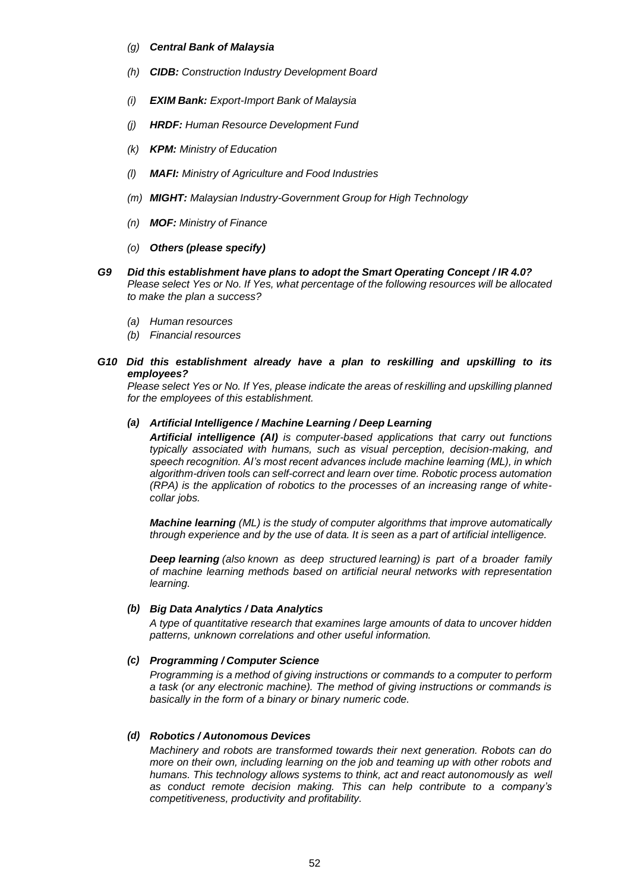*(g)* ***Central Bank of Malaysia***

*(h)* ***CIDB:*** *Construction Industry Development Board*

*(i)* ***EXIM Bank:*** *Export-Import Bank of Malaysia*

*(j)* ***HRDF:*** *Human Resource Development Fund*

*(k)* ***KPM:*** *Ministry of Education*

*(l)* ***MAFI:*** *Ministry of Agriculture and Food Industries*

*(m)* ***MIGHT:*** *Malaysian Industry-Government Group for High Technology*

*(n)* ***MOF:*** *Ministry of Finance*

*(o)* ***Others (please specify)***

***G9 Did this establishment have plans to adopt the Smart Operating Concept / IR 4.0?***
*Please select Yes or No. If Yes, what percentage of the following resources will be allocated to make the plan a success?*

*(a) Human resources*
*(b) Financial resources*

***G10 Did this establishment already have a plan to reskilling and upskilling to its employees?***
*Please select Yes or No. If Yes, please indicate the areas of reskilling and upskilling planned for the employees of this establishment.*

***(a) Artificial Intelligence / Machine Learning / Deep Learning***

***Artificial intelligence (AI)*** *is computer-based applications that carry out functions typically associated with humans, such as visual perception, decision-making, and speech recognition. AI's most recent advances include machine learning (ML), in which algorithm-driven tools can self-correct and learn over time. Robotic process automation (RPA) is the application of robotics to the processes of an increasing range of white-collar jobs.*

***Machine learning*** *(ML) is the study of computer algorithms that improve automatically through experience and by the use of data. It is seen as a part of artificial intelligence.*

***Deep learning*** *(also known as deep structured learning) is part of a broader family of machine learning methods based on artificial neural networks with representation learning.*

***(b) Big Data Analytics / Data Analytics***

*A type of quantitative research that examines large amounts of data to uncover hidden patterns, unknown correlations and other useful information.*

***(c) Programming / Computer Science***

*Programming is a method of giving instructions or commands to a computer to perform a task (or any electronic machine). The method of giving instructions or commands is basically in the form of a binary or binary numeric code.*

***(d) Robotics / Autonomous Devices***

*Machinery and robots are transformed towards their next generation. Robots can do more on their own, including learning on the job and teaming up with other robots and humans. This technology allows systems to think, act and react autonomously as well as conduct remote decision making. This can help contribute to a company's competitiveness, productivity and profitability.*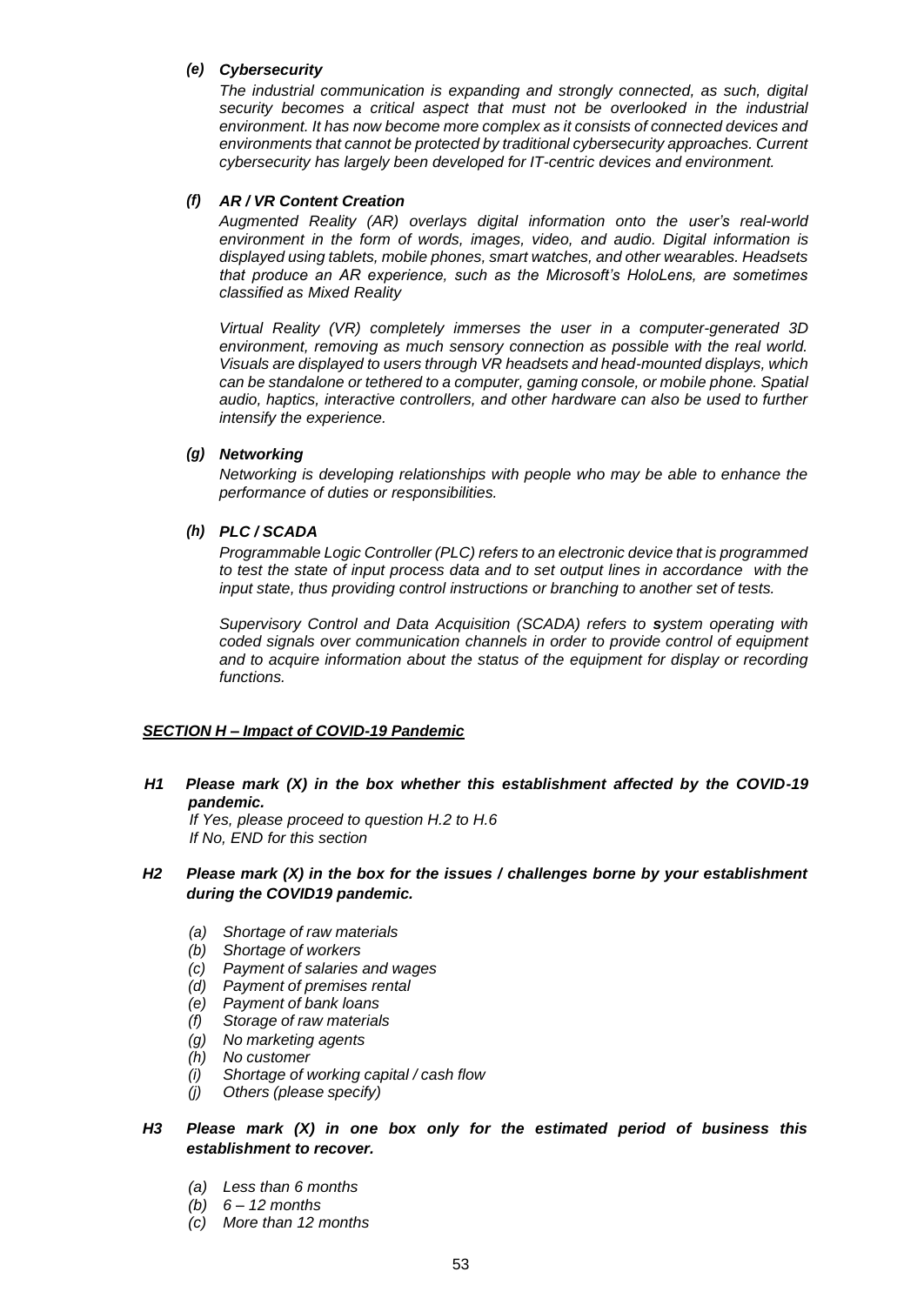***(e) Cybersecurity***

*The industrial communication is expanding and strongly connected, as such, digital security becomes a critical aspect that must not be overlooked in the industrial environment. It has now become more complex as it consists of connected devices and environments that cannot be protected by traditional cybersecurity approaches. Current cybersecurity has largely been developed for IT-centric devices and environment.*

***(f) AR / VR Content Creation***

*Augmented Reality (AR) overlays digital information onto the user's real-world environment in the form of words, images, video, and audio. Digital information is displayed using tablets, mobile phones, smart watches, and other wearables. Headsets that produce an AR experience, such as the Microsoft's HoloLens, are sometimes classified as Mixed Reality*

*Virtual Reality (VR) completely immerses the user in a computer-generated 3D environment, removing as much sensory connection as possible with the real world. Visuals are displayed to users through VR headsets and head-mounted displays, which can be standalone or tethered to a computer, gaming console, or mobile phone. Spatial audio, haptics, interactive controllers, and other hardware can also be used to further intensify the experience.*

***(g) Networking***

*Networking is developing relationships with people who may be able to enhance the performance of duties or responsibilities.*

***(h) PLC / SCADA***

*Programmable Logic Controller (PLC) refers to an electronic device that is programmed to test the state of input process data and to set output lines in accordance with the input state, thus providing control instructions or branching to another set of tests.*

*Supervisory Control and Data Acquisition (SCADA) refers to **s**ystem operating with coded signals over communication channels in order to provide control of equipment and to acquire information about the status of the equipment for display or recording functions.*

***SECTION H – Impact of COVID-19 Pandemic***

***H1 Please mark (X) in the box whether this establishment affected by the COVID-19 pandemic.***

*If Yes, please proceed to question H.2 to H.6*
*If No, END for this section*

***H2 Please mark (X) in the box for the issues / challenges borne by your establishment during the COVID19 pandemic.***

- *(a) Shortage of raw materials*
- *(b) Shortage of workers*
- *(c) Payment of salaries and wages*
- *(d) Payment of premises rental*
- *(e) Payment of bank loans*
- *(f) Storage of raw materials*
- *(g) No marketing agents*
- *(h) No customer*
- *(i) Shortage of working capital / cash flow*
- *(j) Others (please specify)*

***H3 Please mark (X) in one box only for the estimated period of business this establishment to recover.***

- *(a) Less than 6 months*
- *(b) 6 – 12 months*
- *(c) More than 12 months*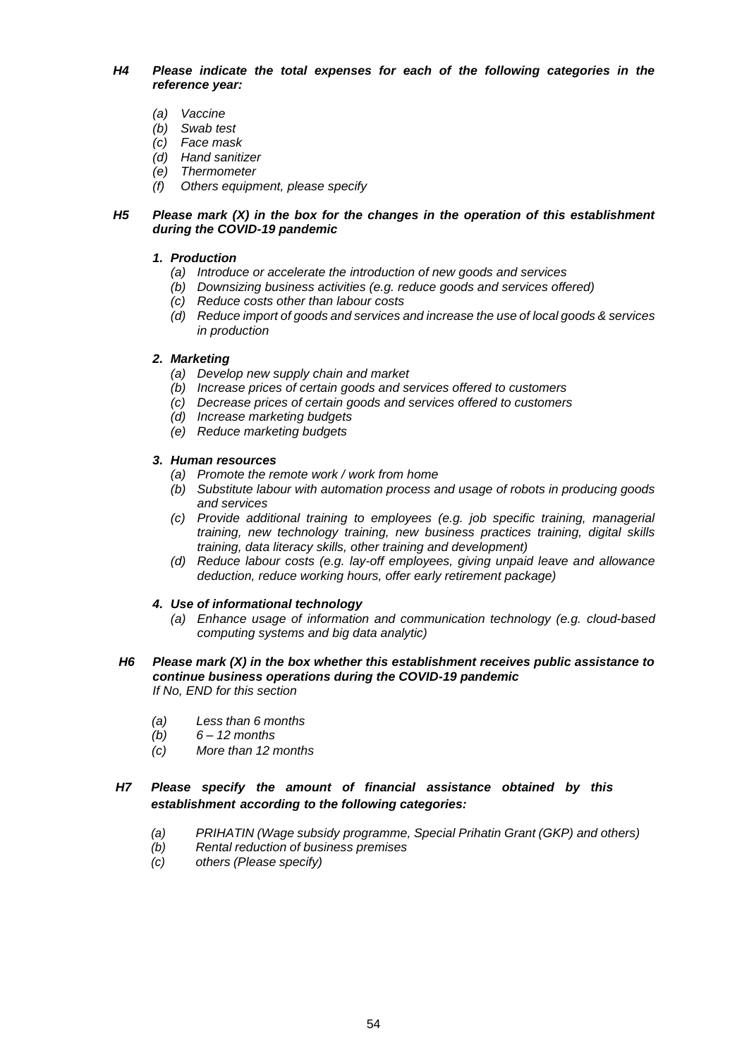***H4 Please indicate the total expenses for each of the following categories in the reference year:***

*(a) Vaccine*
*(b) Swab test*
*(c) Face mask*
*(d) Hand sanitizer*
*(e) Thermometer*
*(f) Others equipment, please specify*

***H5 Please mark (X) in the box for the changes in the operation of this establishment during the COVID-19 pandemic***

***1. Production***

*(a) Introduce or accelerate the introduction of new goods and services*
*(b) Downsizing business activities (e.g. reduce goods and services offered)*
*(c) Reduce costs other than labour costs*
*(d) Reduce import of goods and services and increase the use of local goods & services in production*

***2. Marketing***

*(a) Develop new supply chain and market*
*(b) Increase prices of certain goods and services offered to customers*
*(c) Decrease prices of certain goods and services offered to customers*
*(d) Increase marketing budgets*
*(e) Reduce marketing budgets*

***3. Human resources***

*(a) Promote the remote work / work from home*
*(b) Substitute labour with automation process and usage of robots in producing goods and services*
*(c) Provide additional training to employees (e.g. job specific training, managerial training, new technology training, new business practices training, digital skills training, data literacy skills, other training and development)*
*(d) Reduce labour costs (e.g. lay-off employees, giving unpaid leave and allowance deduction, reduce working hours, offer early retirement package)*

***4. Use of informational technology***

*(a) Enhance usage of information and communication technology (e.g. cloud-based computing systems and big data analytic)*

***H6 Please mark (X) in the box whether this establishment receives public assistance to continue business operations during the COVID-19 pandemic***
*If No, END for this section*

*(a) Less than 6 months*
*(b) 6 – 12 months*
*(c) More than 12 months*

***H7 Please specify the amount of financial assistance obtained by this establishment according to the following categories:***

*(a) PRIHATIN (Wage subsidy programme, Special Prihatin Grant (GKP) and others)*
*(b) Rental reduction of business premises*
*(c) others (Please specify)*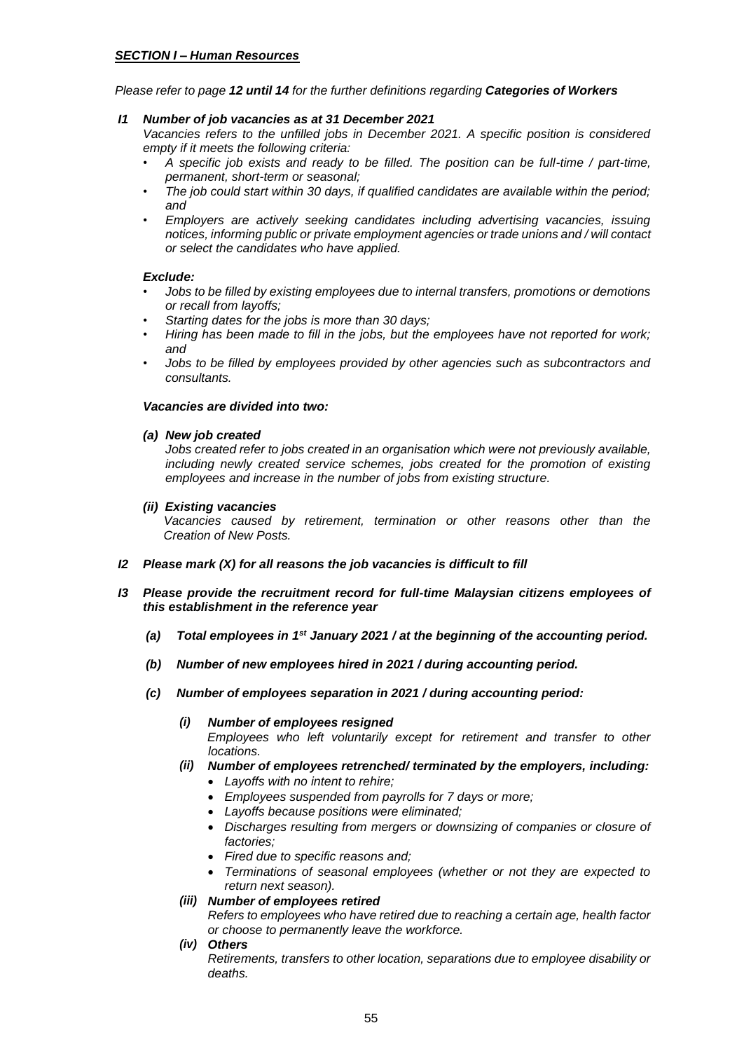***SECTION I – Human Resources***

*Please refer to page **12 until 14** for the further definitions regarding **Categories of Workers***

***I1 Number of job vacancies as at 31 December 2021***

*Vacancies refers to the unfilled jobs in December 2021. A specific position is considered empty if it meets the following criteria:*

- *A specific job exists and ready to be filled. The position can be full-time / part-time, permanent, short-term or seasonal;*
- *The job could start within 30 days, if qualified candidates are available within the period; and*
- *Employers are actively seeking candidates including advertising vacancies, issuing notices, informing public or private employment agencies or trade unions and / will contact or select the candidates who have applied.*

***Exclude:***

- *Jobs to be filled by existing employees due to internal transfers, promotions or demotions or recall from layoffs;*
- *Starting dates for the jobs is more than 30 days;*
- *Hiring has been made to fill in the jobs, but the employees have not reported for work; and*
- *Jobs to be filled by employees provided by other agencies such as subcontractors and consultants.*

***Vacancies are divided into two:***

***(a) New job created***

*Jobs created refer to jobs created in an organisation which were not previously available, including newly created service schemes, jobs created for the promotion of existing employees and increase in the number of jobs from existing structure.*

***(ii) Existing vacancies***

*Vacancies caused by retirement, termination or other reasons other than the Creation of New Posts.*

***I2 Please mark (X) for all reasons the job vacancies is difficult to fill***

***I3 Please provide the recruitment record for full-time Malaysian citizens employees of this establishment in the reference year***

***(a) Total employees in 1st January 2021 / at the beginning of the accounting period.***

***(b) Number of new employees hired in 2021 / during accounting period.***

***(c) Number of employees separation in 2021 / during accounting period:***

***(i) Number of employees resigned***

*Employees who left voluntarily except for retirement and transfer to other locations.*

***(ii) Number of employees retrenched/ terminated by the employers, including:***

- *Layoffs with no intent to rehire;*
- *Employees suspended from payrolls for 7 days or more;*
- *Layoffs because positions were eliminated;*
- *Discharges resulting from mergers or downsizing of companies or closure of factories;*
- *Fired due to specific reasons and;*
- *Terminations of seasonal employees (whether or not they are expected to return next season).*

***(iii) Number of employees retired***

*Refers to employees who have retired due to reaching a certain age, health factor or choose to permanently leave the workforce.*

***(iv) Others***

*Retirements, transfers to other location, separations due to employee disability or deaths.*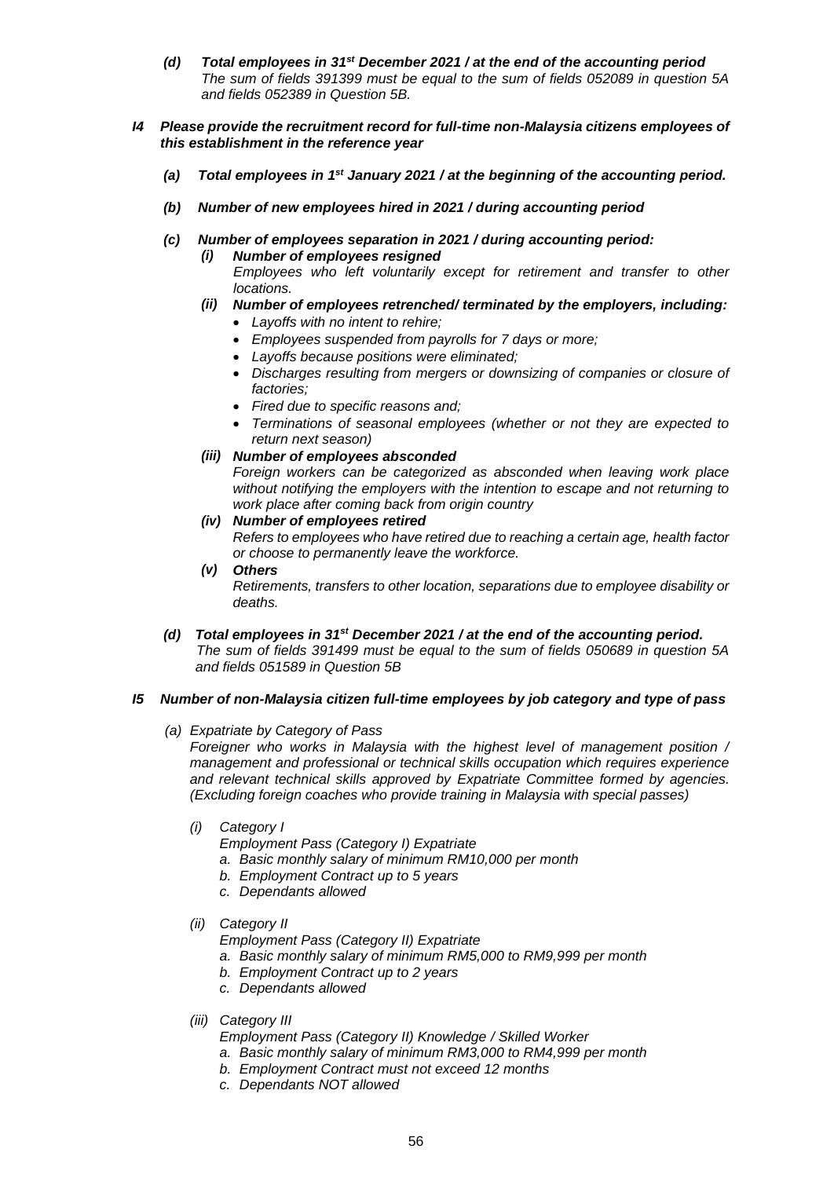***(d) Total employees in 31st December 2021 / at the end of the accounting period***

*The sum of fields 391399 must be equal to the sum of fields 052089 in question 5A and fields 052389 in Question 5B.*

***I4 Please provide the recruitment record for full-time non-Malaysia citizens employees of this establishment in the reference year***

***(a) Total employees in 1st January 2021 / at the beginning of the accounting period.***

***(b) Number of new employees hired in 2021 / during accounting period***

***(c) Number of employees separation in 2021 / during accounting period:***

***(i) Number of employees resigned***

*Employees who left voluntarily except for retirement and transfer to other locations.*

***(ii) Number of employees retrenched/ terminated by the employers, including:***

- *Layoffs with no intent to rehire;*
- *Employees suspended from payrolls for 7 days or more;*
- *Layoffs because positions were eliminated;*
- *Discharges resulting from mergers or downsizing of companies or closure of factories;*
- *Fired due to specific reasons and;*
- *Terminations of seasonal employees (whether or not they are expected to return next season)*

***(iii) Number of employees absconded***

*Foreign workers can be categorized as absconded when leaving work place without notifying the employers with the intention to escape and not returning to work place after coming back from origin country*

***(iv) Number of employees retired***

*Refers to employees who have retired due to reaching a certain age, health factor or choose to permanently leave the workforce.*

***(v) Others***

*Retirements, transfers to other location, separations due to employee disability or deaths.*

***(d) Total employees in 31st December 2021 / at the end of the accounting period.***

*The sum of fields 391499 must be equal to the sum of fields 050689 in question 5A and fields 051589 in Question 5B*

***I5 Number of non-Malaysia citizen full-time employees by job category and type of pass***

*(a) Expatriate by Category of Pass*

*Foreigner who works in Malaysia with the highest level of management position / management and professional or technical skills occupation which requires experience and relevant technical skills approved by Expatriate Committee formed by agencies. (Excluding foreign coaches who provide training in Malaysia with special passes)*

*(i) Category I*

*Employment Pass (Category I) Expatriate*

*a. Basic monthly salary of minimum RM10,000 per month*

*b. Employment Contract up to 5 years*

*c. Dependants allowed*

*(ii) Category II*

*Employment Pass (Category II) Expatriate*

*a. Basic monthly salary of minimum RM5,000 to RM9,999 per month*

*b. Employment Contract up to 2 years*

*c. Dependants allowed*

*(iii) Category III*

*Employment Pass (Category II) Knowledge / Skilled Worker*

*a. Basic monthly salary of minimum RM3,000 to RM4,999 per month*

*b. Employment Contract must not exceed 12 months*

*c. Dependants NOT allowed*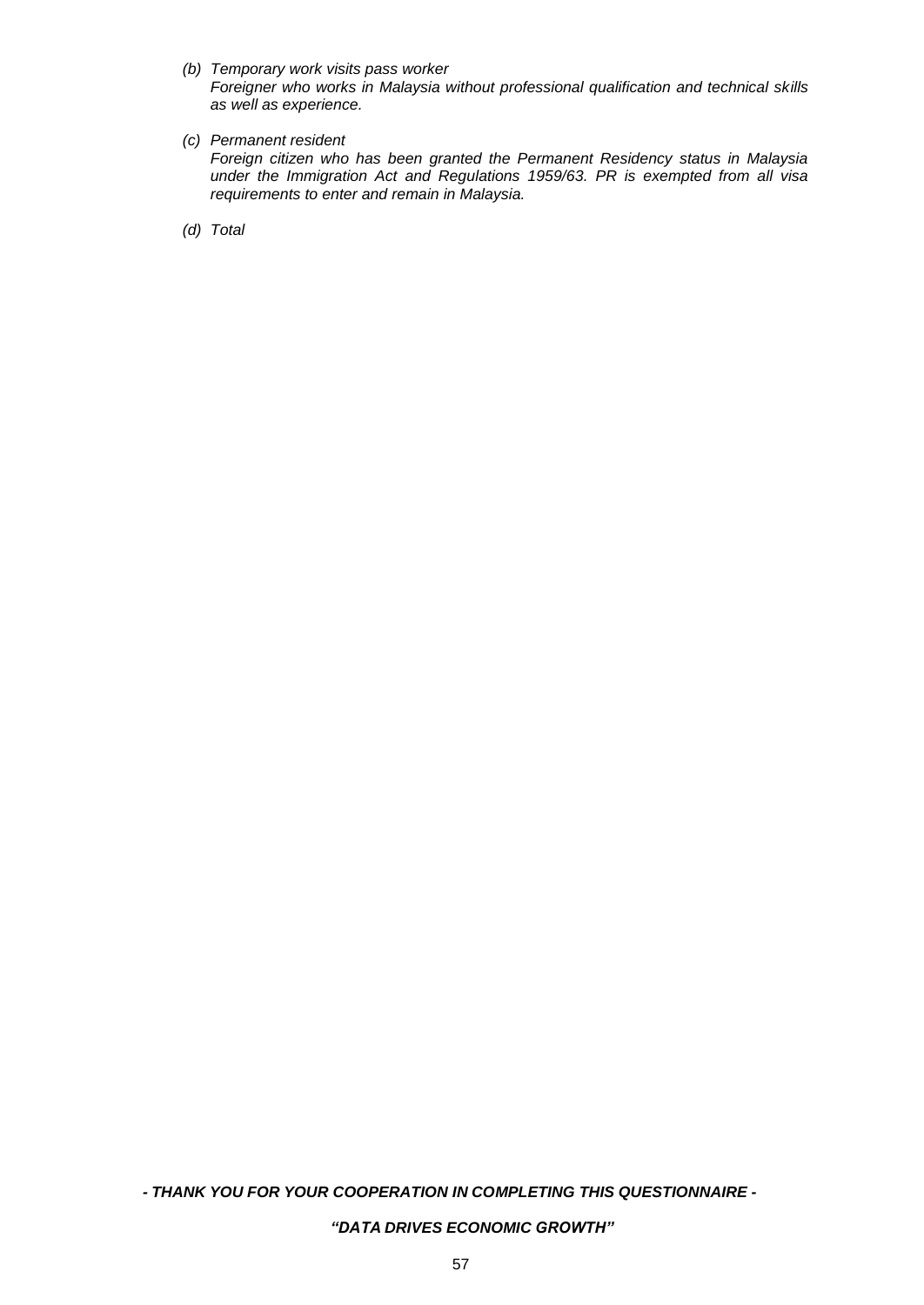*(b) Temporary work visits pass worker*
*Foreigner who works in Malaysia without professional qualification and technical skills as well as experience.*

*(c) Permanent resident*
*Foreign citizen who has been granted the Permanent Residency status in Malaysia under the Immigration Act and Regulations 1959/63. PR is exempted from all visa requirements to enter and remain in Malaysia.*

*(d) Total*

***- THANK YOU FOR YOUR COOPERATION IN COMPLETING THIS QUESTIONNAIRE -***

***"DATA DRIVES ECONOMIC GROWTH"***